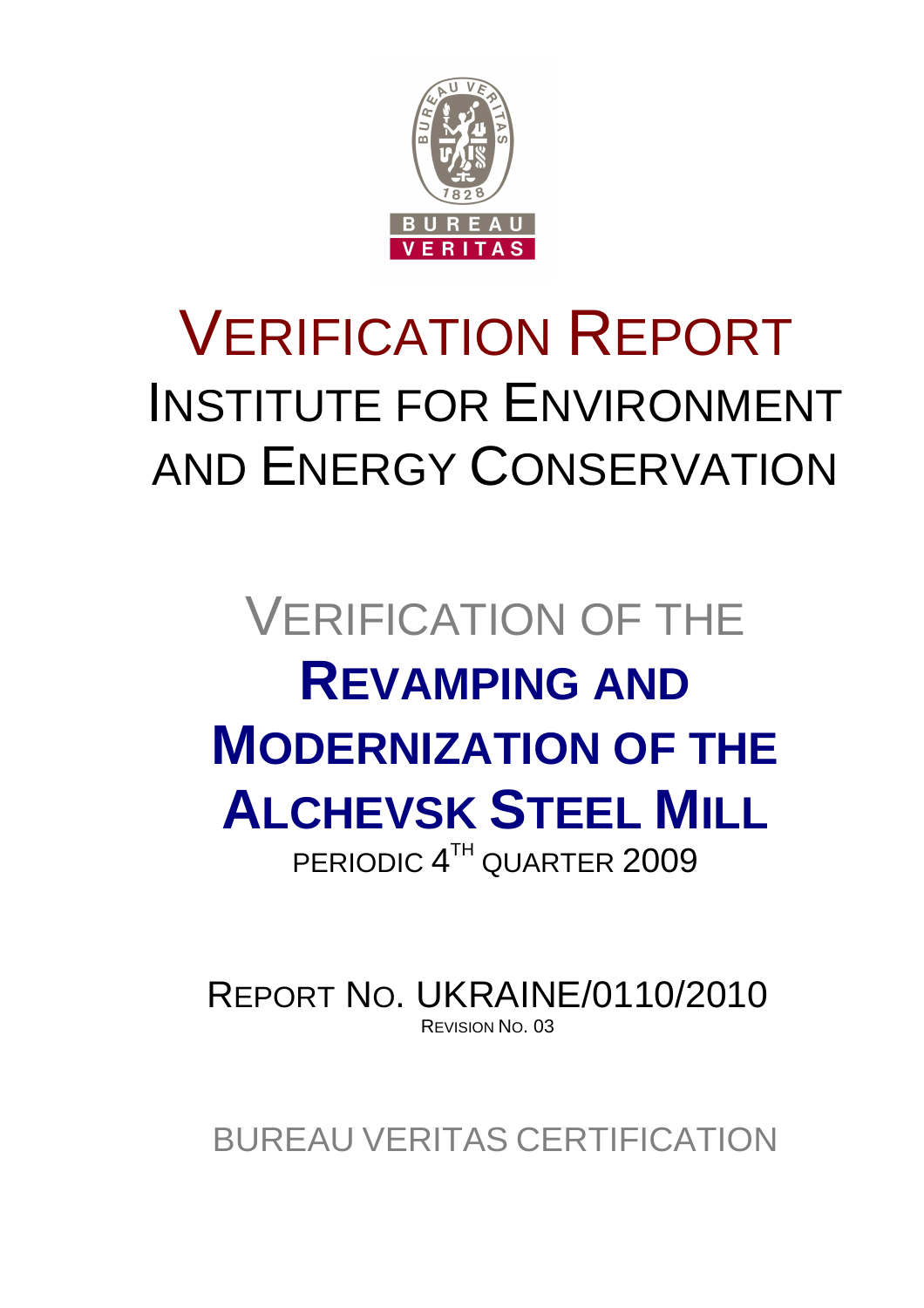# VERIFICATION REPORT

## INSTITUTE FOR ENVIRONMENT AND ENERGY CONSERVATION

## VERIFICATION OF THE

# REVAMPING AND MODERNIZATION OF THE ALCHEVSK STEEL MILL

PERIODIC 4TH QUARTER 2009

REPORT NO. UKRAINE/0110/2010

REVISION NO. 03

BUREAU VERITAS CERTIFICATION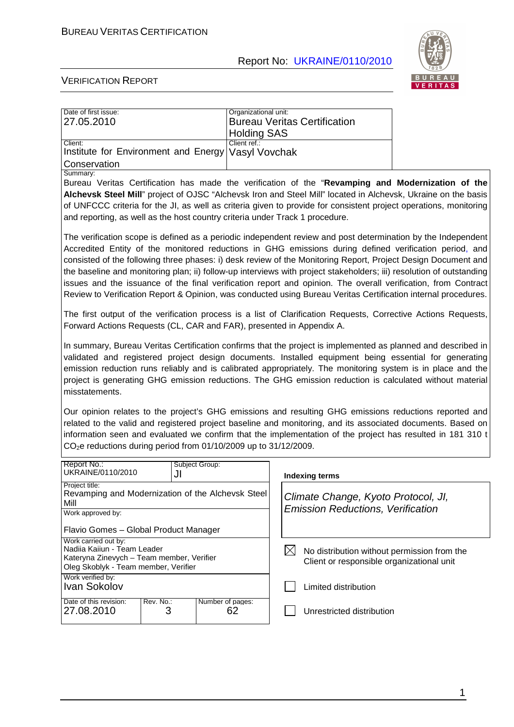| Date of first issue: | Organizational unit: |
|---|---|
| 27.05.2010 | Bureau Veritas Certification Holding SAS |
| Client: | Client ref.: |
| Institute for Environment and Energy Conservation | Vasyl Vovchak |

Summary:

Bureau Veritas Certification has made the verification of the "**Revamping and Modernization of the Alchevsk Steel Mill**" project of OJSC "Alchevsk Iron and Steel Mill" located in Alchevsk, Ukraine on the basis of UNFCCC criteria for the JI, as well as criteria given to provide for consistent project operations, monitoring and reporting, as well as the host country criteria under Track 1 procedure.

The verification scope is defined as a periodic independent review and post determination by the Independent Accredited Entity of the monitored reductions in GHG emissions during defined verification period, and consisted of the following three phases: i) desk review of the Monitoring Report, Project Design Document and the baseline and monitoring plan; ii) follow-up interviews with project stakeholders; iii) resolution of outstanding issues and the issuance of the final verification report and opinion. The overall verification, from Contract Review to Verification Report & Opinion, was conducted using Bureau Veritas Certification internal procedures.

The first output of the verification process is a list of Clarification Requests, Corrective Actions Requests, Forward Actions Requests (CL, CAR and FAR), presented in Appendix A.

In summary, Bureau Veritas Certification confirms that the project is implemented as planned and described in validated and registered project design documents. Installed equipment being essential for generating emission reduction runs reliably and is calibrated appropriately. The monitoring system is in place and the project is generating GHG emission reductions. The GHG emission reduction is calculated without material misstatements.

Our opinion relates to the project's GHG emissions and resulting GHG emissions reductions reported and related to the valid and registered project baseline and monitoring, and its associated documents. Based on information seen and evaluated we confirm that the implementation of the project has resulted in 181 310 t $CO_2e$ reductions during period from 01/10/2009 up to 31/12/2009.

| Report No.: | Subject Group: | | |
|---|---|---|---|
| UKRAINE/0110/2010 | JI | | **Indexing terms** |
| Project title: Revamping and Modernization of the Alchevsk Steel Mill | | | *Climate Change, Kyoto Protocol, JI, Emission Reductions, Verification* |
| Work approved by: Flavio Gomes – Global Product Manager | | | |
| Work carried out by: Nadiia Kaiiun - Team Leader; Kateryna Zinevych – Team member, Verifier; Oleg Skoblyk - Team member, Verifier | | | ☒ No distribution without permission from the Client or responsible organizational unit |
| Work verified by: Ivan Sokolov | | | ☐ Limited distribution |
| Date of this revision: 27.08.2010 | Rev. No.: 3 | Number of pages: 62 | ☐ Unrestricted distribution |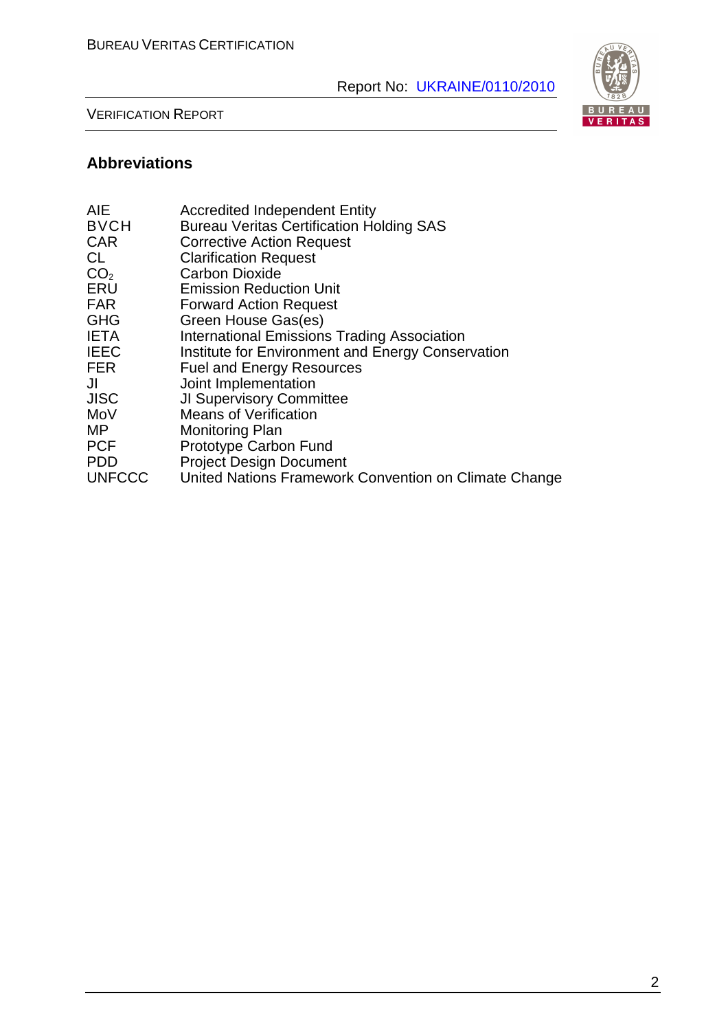## Abbreviations

| | |
|---|---|
| AIE | Accredited Independent Entity |
| BVCH | Bureau Veritas Certification Holding SAS |
| CAR | Corrective Action Request |
| CL | Clarification Request |
| $CO_2$ | Carbon Dioxide |
| ERU | Emission Reduction Unit |
| FAR | Forward Action Request |
| GHG | Green House Gas(es) |
| IETA | International Emissions Trading Association |
| IEEC | Institute for Environment and Energy Conservation |
| FER | Fuel and Energy Resources |
| JI | Joint Implementation |
| JISC | JI Supervisory Committee |
| MoV | Means of Verification |
| MP | Monitoring Plan |
| PCF | Prototype Carbon Fund |
| PDD | Project Design Document |
| UNFCCC | United Nations Framework Convention on Climate Change |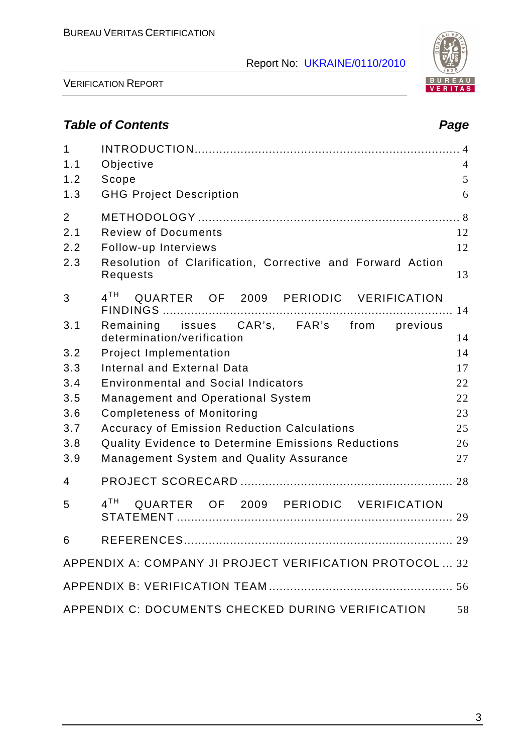## *Table of Contents* — *Page*

| | | Page |
|---|---|---|
| 1 | INTRODUCTION | 4 |
| 1.1 | Objective | 4 |
| 1.2 | Scope | 5 |
| 1.3 | GHG Project Description | 6 |
| 2 | METHODOLOGY | 8 |
| 2.1 | Review of Documents | 12 |
| 2.2 | Follow-up Interviews | 12 |
| 2.3 | Resolution of Clarification, Corrective and Forward Action Requests | 13 |
| 3 | 4TH QUARTER OF 2009 PERIODIC VERIFICATION FINDINGS | 14 |
| 3.1 | Remaining issues CAR's, FAR's from previous determination/verification | 14 |
| 3.2 | Project Implementation | 14 |
| 3.3 | Internal and External Data | 17 |
| 3.4 | Environmental and Social Indicators | 22 |
| 3.5 | Management and Operational System | 22 |
| 3.6 | Completeness of Monitoring | 23 |
| 3.7 | Accuracy of Emission Reduction Calculations | 25 |
| 3.8 | Quality Evidence to Determine Emissions Reductions | 26 |
| 3.9 | Management System and Quality Assurance | 27 |
| 4 | PROJECT SCORECARD | 28 |
| 5 | 4TH QUARTER OF 2009 PERIODIC VERIFICATION STATEMENT | 29 |
| 6 | REFERENCES | 29 |
| | APPENDIX A: COMPANY JI PROJECT VERIFICATION PROTOCOL | 32 |
| | APPENDIX B: VERIFICATION TEAM | 56 |
| | APPENDIX C: DOCUMENTS CHECKED DURING VERIFICATION | 58 |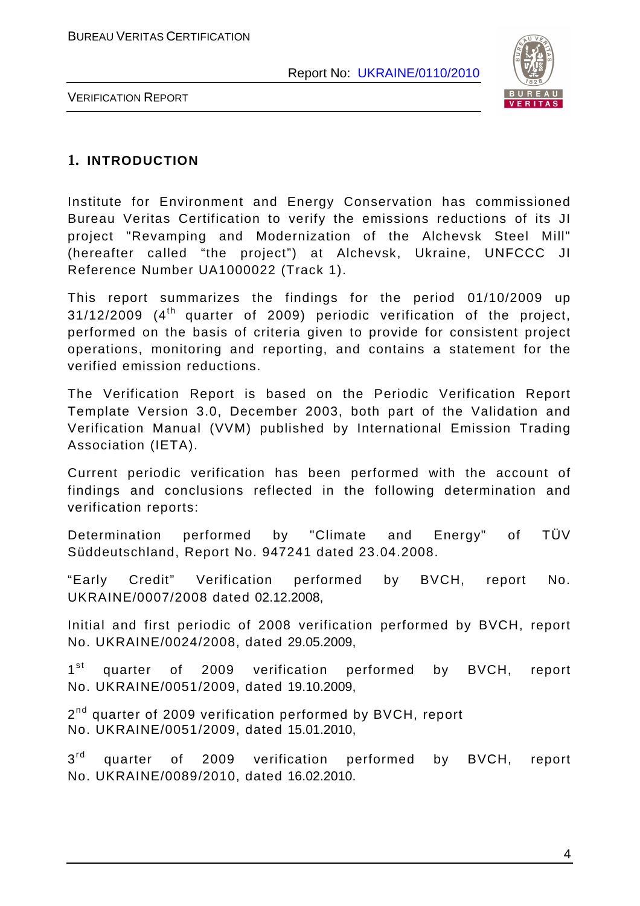# 1. INTRODUCTION

Institute for Environment and Energy Conservation has commissioned Bureau Veritas Certification to verify the emissions reductions of its JI project "Revamping and Modernization of the Alchevsk Steel Mill" (hereafter called "the project") at Alchevsk, Ukraine, UNFCCC JI Reference Number UA1000022 (Track 1).

This report summarizes the findings for the period 01/10/2009 up 31/12/2009 (4th quarter of 2009) periodic verification of the project, performed on the basis of criteria given to provide for consistent project operations, monitoring and reporting, and contains a statement for the verified emission reductions.

The Verification Report is based on the Periodic Verification Report Template Version 3.0, December 2003, both part of the Validation and Verification Manual (VVM) published by International Emission Trading Association (IETA).

Current periodic verification has been performed with the account of findings and conclusions reflected in the following determination and verification reports:

Determination performed by "Climate and Energy" of TÜV Süddeutschland, Report No. 947241 dated 23.04.2008.

"Early Credit" Verification performed by BVCH, report No. UKRAINE/0007/2008 dated 02.12.2008,

Initial and first periodic of 2008 verification performed by BVCH, report No. UKRAINE/0024/2008, dated 29.05.2009,

1st quarter of 2009 verification performed by BVCH, report No. UKRAINE/0051/2009, dated 19.10.2009,

2nd quarter of 2009 verification performed by BVCH, report No. UKRAINE/0051/2009, dated 15.01.2010,

3rd quarter of 2009 verification performed by BVCH, report No. UKRAINE/0089/2010, dated 16.02.2010.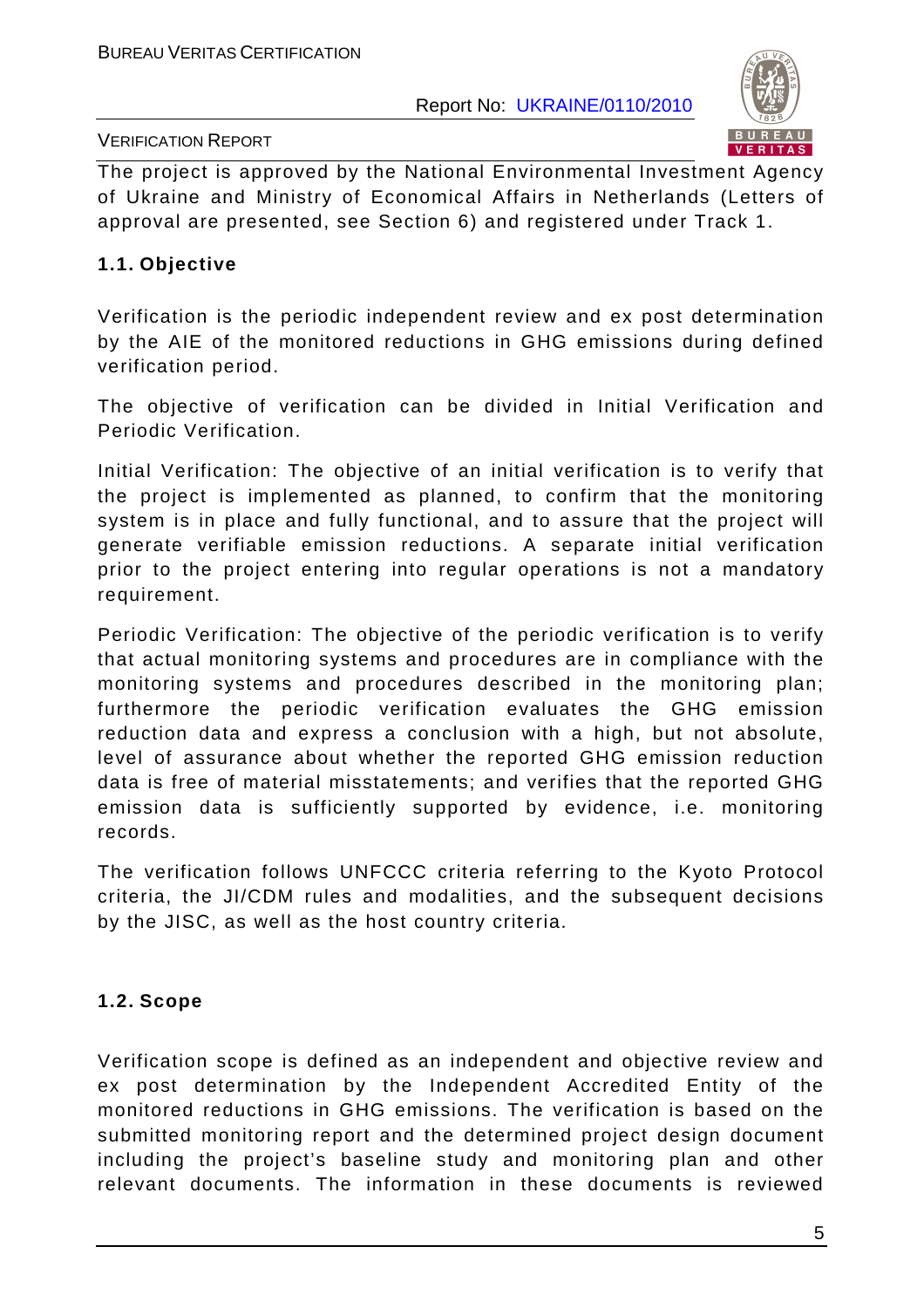The project is approved by the National Environmental Investment Agency of Ukraine and Ministry of Economical Affairs in Netherlands (Letters of approval are presented, see Section 6) and registered under Track 1.

### 1.1. Objective

Verification is the periodic independent review and ex post determination by the AIE of the monitored reductions in GHG emissions during defined verification period.

The objective of verification can be divided in Initial Verification and Periodic Verification.

Initial Verification: The objective of an initial verification is to verify that the project is implemented as planned, to confirm that the monitoring system is in place and fully functional, and to assure that the project will generate verifiable emission reductions. A separate initial verification prior to the project entering into regular operations is not a mandatory requirement.

Periodic Verification: The objective of the periodic verification is to verify that actual monitoring systems and procedures are in compliance with the monitoring systems and procedures described in the monitoring plan; furthermore the periodic verification evaluates the GHG emission reduction data and express a conclusion with a high, but not absolute, level of assurance about whether the reported GHG emission reduction data is free of material misstatements; and verifies that the reported GHG emission data is sufficiently supported by evidence, i.e. monitoring records.

The verification follows UNFCCC criteria referring to the Kyoto Protocol criteria, the JI/CDM rules and modalities, and the subsequent decisions by the JISC, as well as the host country criteria.

### 1.2. Scope

Verification scope is defined as an independent and objective review and ex post determination by the Independent Accredited Entity of the monitored reductions in GHG emissions. The verification is based on the submitted monitoring report and the determined project design document including the project's baseline study and monitoring plan and other relevant documents. The information in these documents is reviewed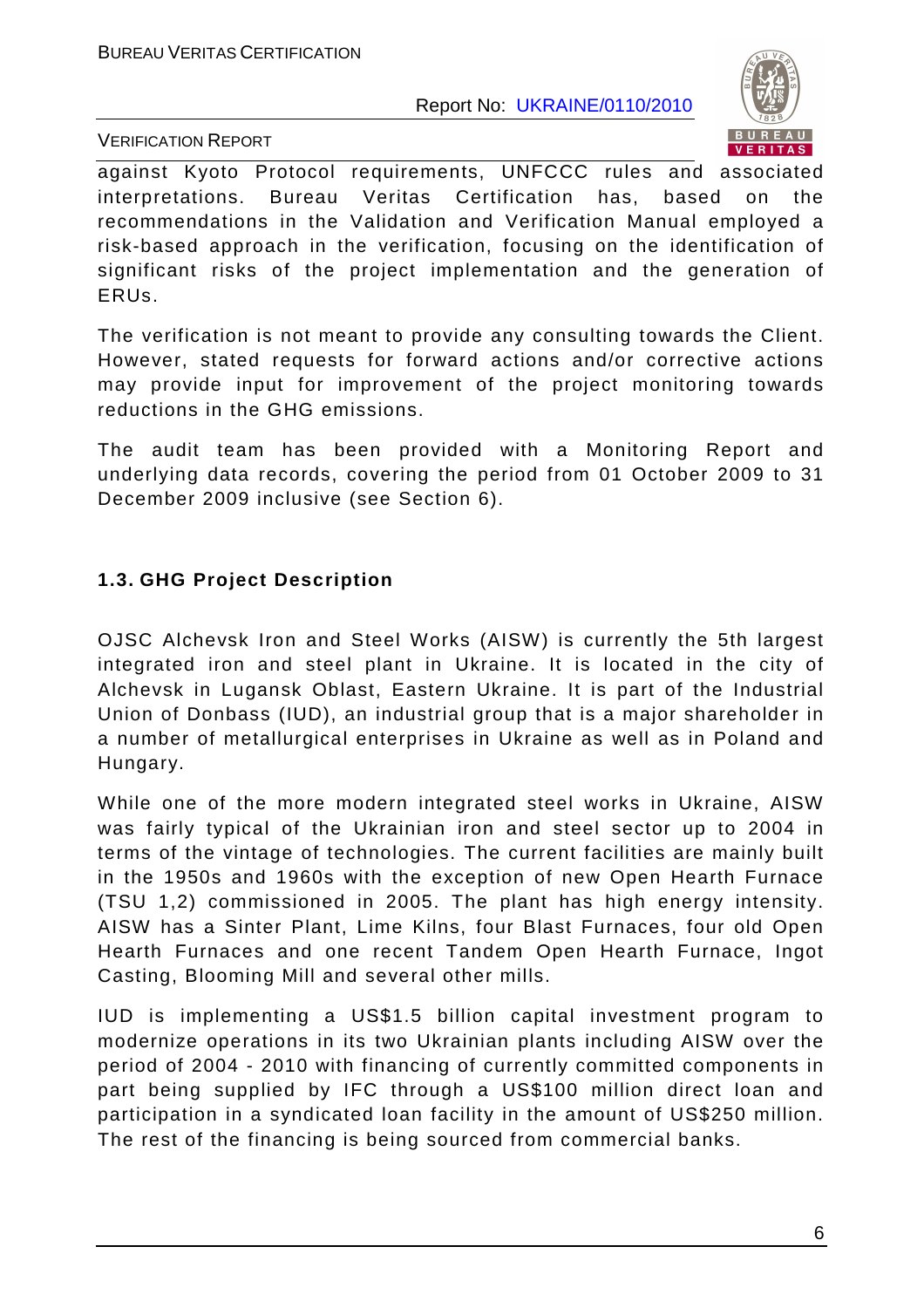against Kyoto Protocol requirements, UNFCCC rules and associated interpretations. Bureau Veritas Certification has, based on the recommendations in the Validation and Verification Manual employed a risk-based approach in the verification, focusing on the identification of significant risks of the project implementation and the generation of ERUs.

The verification is not meant to provide any consulting towards the Client. However, stated requests for forward actions and/or corrective actions may provide input for improvement of the project monitoring towards reductions in the GHG emissions.

The audit team has been provided with a Monitoring Report and underlying data records, covering the period from 01 October 2009 to 31 December 2009 inclusive (see Section 6).

### 1.3. GHG Project Description

OJSC Alchevsk Iron and Steel Works (AISW) is currently the 5th largest integrated iron and steel plant in Ukraine. It is located in the city of Alchevsk in Lugansk Oblast, Eastern Ukraine. It is part of the Industrial Union of Donbass (IUD), an industrial group that is a major shareholder in a number of metallurgical enterprises in Ukraine as well as in Poland and Hungary.

While one of the more modern integrated steel works in Ukraine, AISW was fairly typical of the Ukrainian iron and steel sector up to 2004 in terms of the vintage of technologies. The current facilities are mainly built in the 1950s and 1960s with the exception of new Open Hearth Furnace (TSU 1,2) commissioned in 2005. The plant has high energy intensity. AISW has a Sinter Plant, Lime Kilns, four Blast Furnaces, four old Open Hearth Furnaces and one recent Tandem Open Hearth Furnace, Ingot Casting, Blooming Mill and several other mills.

IUD is implementing a US$1.5 billion capital investment program to modernize operations in its two Ukrainian plants including AISW over the period of 2004 - 2010 with financing of currently committed components in part being supplied by IFC through a US$100 million direct loan and participation in a syndicated loan facility in the amount of US$250 million. The rest of the financing is being sourced from commercial banks.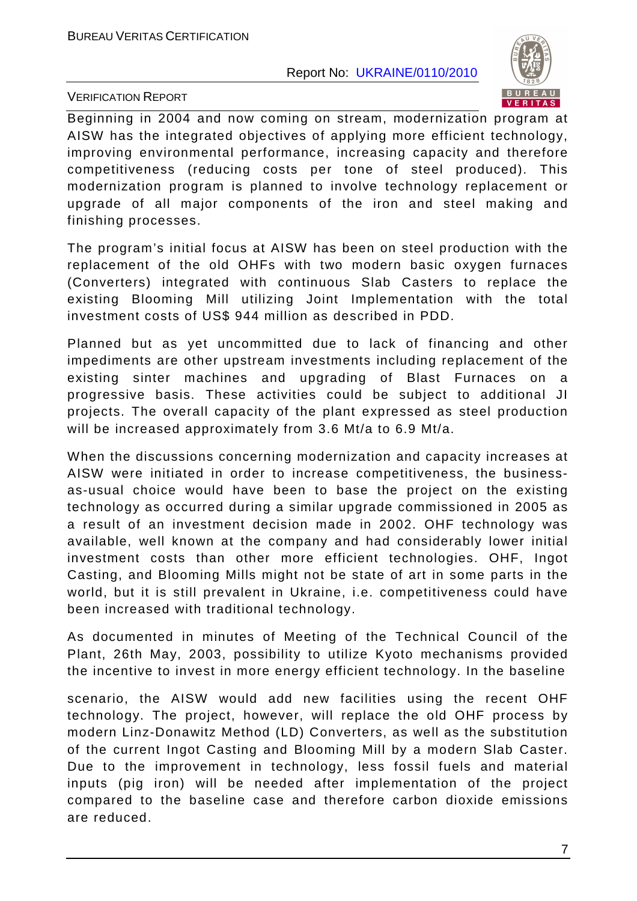Beginning in 2004 and now coming on stream, modernization program at AISW has the integrated objectives of applying more efficient technology, improving environmental performance, increasing capacity and therefore competitiveness (reducing costs per tone of steel produced). This modernization program is planned to involve technology replacement or upgrade of all major components of the iron and steel making and finishing processes.

The program's initial focus at AISW has been on steel production with the replacement of the old OHFs with two modern basic oxygen furnaces (Converters) integrated with continuous Slab Casters to replace the existing Blooming Mill utilizing Joint Implementation with the total investment costs of US$ 944 million as described in PDD.

Planned but as yet uncommitted due to lack of financing and other impediments are other upstream investments including replacement of the existing sinter machines and upgrading of Blast Furnaces on a progressive basis. These activities could be subject to additional JI projects. The overall capacity of the plant expressed as steel production will be increased approximately from 3.6 Mt/a to 6.9 Mt/a.

When the discussions concerning modernization and capacity increases at AISW were initiated in order to increase competitiveness, the business-as-usual choice would have been to base the project on the existing technology as occurred during a similar upgrade commissioned in 2005 as a result of an investment decision made in 2002. OHF technology was available, well known at the company and had considerably lower initial investment costs than other more efficient technologies. OHF, Ingot Casting, and Blooming Mills might not be state of art in some parts in the world, but it is still prevalent in Ukraine, i.e. competitiveness could have been increased with traditional technology.

As documented in minutes of Meeting of the Technical Council of the Plant, 26th May, 2003, possibility to utilize Kyoto mechanisms provided the incentive to invest in more energy efficient technology. In the baseline scenario, the AISW would add new facilities using the recent OHF technology. The project, however, will replace the old OHF process by modern Linz-Donawitz Method (LD) Converters, as well as the substitution of the current Ingot Casting and Blooming Mill by a modern Slab Caster. Due to the improvement in technology, less fossil fuels and material inputs (pig iron) will be needed after implementation of the project compared to the baseline case and therefore carbon dioxide emissions are reduced.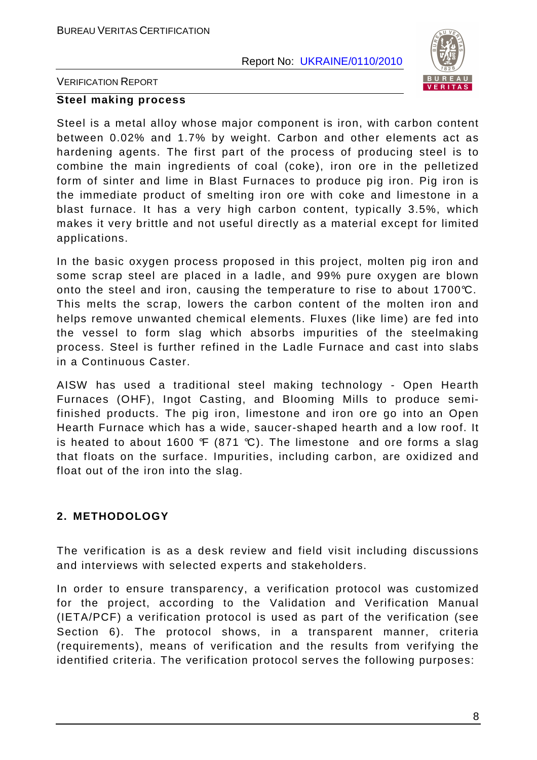**Steel making process**

Steel is a metal alloy whose major component is iron, with carbon content between 0.02% and 1.7% by weight. Carbon and other elements act as hardening agents. The first part of the process of producing steel is to combine the main ingredients of coal (coke), iron ore in the pelletized form of sinter and lime in Blast Furnaces to produce pig iron. Pig iron is the immediate product of smelting iron ore with coke and limestone in a blast furnace. It has a very high carbon content, typically 3.5%, which makes it very brittle and not useful directly as a material except for limited applications.

In the basic oxygen process proposed in this project, molten pig iron and some scrap steel are placed in a ladle, and 99% pure oxygen are blown onto the steel and iron, causing the temperature to rise to about 1700°C. This melts the scrap, lowers the carbon content of the molten iron and helps remove unwanted chemical elements. Fluxes (like lime) are fed into the vessel to form slag which absorbs impurities of the steelmaking process. Steel is further refined in the Ladle Furnace and cast into slabs in a Continuous Caster.

AISW has used a traditional steel making technology - Open Hearth Furnaces (OHF), Ingot Casting, and Blooming Mills to produce semi-finished products. The pig iron, limestone and iron ore go into an Open Hearth Furnace which has a wide, saucer-shaped hearth and a low roof. It is heated to about 1600 °F (871 °C). The limestone and ore forms a slag that floats on the surface. Impurities, including carbon, are oxidized and float out of the iron into the slag.

## 2. METHODOLOGY

The verification is as a desk review and field visit including discussions and interviews with selected experts and stakeholders.

In order to ensure transparency, a verification protocol was customized for the project, according to the Validation and Verification Manual (IETA/PCF) a verification protocol is used as part of the verification (see Section 6). The protocol shows, in a transparent manner, criteria (requirements), means of verification and the results from verifying the identified criteria. The verification protocol serves the following purposes: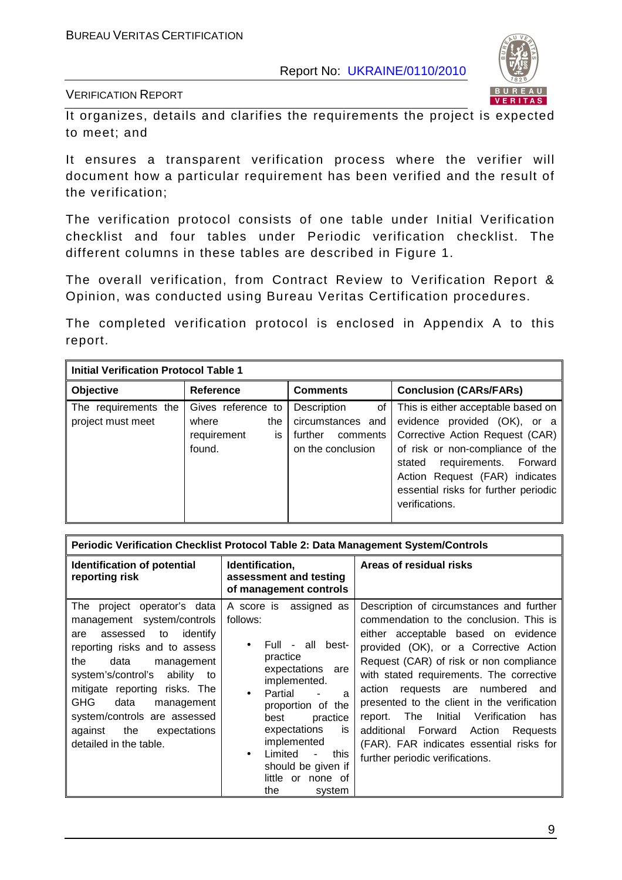It organizes, details and clarifies the requirements the project is expected to meet; and

It ensures a transparent verification process where the verifier will document how a particular requirement has been verified and the result of the verification;

The verification protocol consists of one table under Initial Verification checklist and four tables under Periodic verification checklist. The different columns in these tables are described in Figure 1.

The overall verification, from Contract Review to Verification Report & Opinion, was conducted using Bureau Veritas Certification procedures.

The completed verification protocol is enclosed in Appendix A to this report.

| **Initial Verification Protocol Table 1** | | | |
|---|---|---|---|
| **Objective** | **Reference** | **Comments** | **Conclusion (CARs/FARs)** |
| The requirements the project must meet | Gives reference to where the requirement is found. | Description of circumstances and further comments on the conclusion | This is either acceptable based on evidence provided (OK), or a Corrective Action Request (CAR) of risk or non-compliance of the stated requirements. Forward Action Request (FAR) indicates essential risks for further periodic verifications. |

| **Periodic Verification Checklist Protocol Table 2: Data Management System/Controls** | | |
|---|---|---|
| **Identification of potential reporting risk** | **Identification, assessment and testing of management controls** | **Areas of residual risks** |
| The project operator's data management system/controls are assessed to identify reporting risks and to assess the data management system's/control's ability to mitigate reporting risks. The GHG data management system/controls are assessed against the expectations detailed in the table. | A score is assigned as follows:<br>• Full - all best-practice expectations are implemented.<br>• Partial - a proportion of the best practice expectations is implemented<br>• Limited - this should be given if little or none of the system | Description of circumstances and further commendation to the conclusion. This is either acceptable based on evidence provided (OK), or a Corrective Action Request (CAR) of risk or non compliance with stated requirements. The corrective action requests are numbered and presented to the client in the verification report. The Initial Verification has additional Forward Action Requests (FAR). FAR indicates essential risks for further periodic verifications. |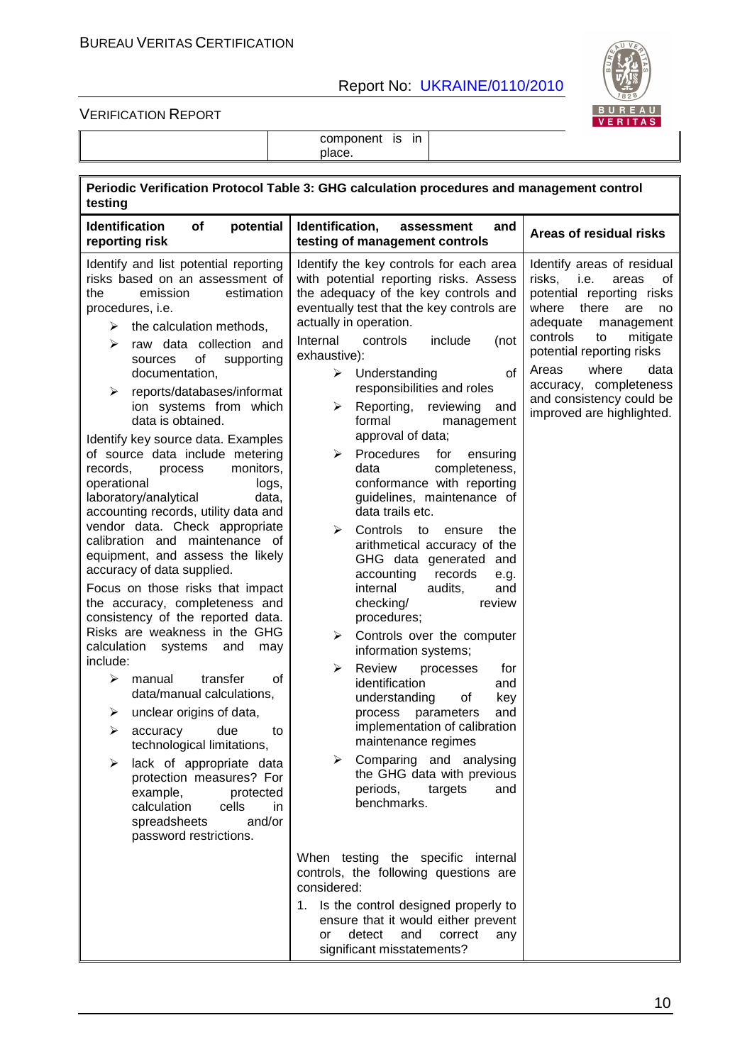| | component is in place. | |
|---|---|---|

| Periodic Verification Protocol Table 3: GHG calculation procedures and management control testing | | |
|---|---|---|
| **Identification of potential reporting risk** | **Identification, assessment and testing of management controls** | **Areas of residual risks** |
| Identify and list potential reporting risks based on an assessment of the emission estimation procedures, i.e.<br>➢ the calculation methods,<br>➢ raw data collection and sources of supporting documentation,<br>➢ reports/databases/information systems from which data is obtained.<br>Identify key source data. Examples of source data include metering records, process monitors, operational logs, laboratory/analytical data, accounting records, utility data and vendor data. Check appropriate calibration and maintenance of equipment, and assess the likely accuracy of data supplied.<br>Focus on those risks that impact the accuracy, completeness and consistency of the reported data. Risks are weakness in the GHG calculation systems and may include:<br>➢ manual transfer of data/manual calculations,<br>➢ unclear origins of data,<br>➢ accuracy due to technological limitations,<br>➢ lack of appropriate data protection measures? For example, protected calculation cells in spreadsheets and/or password restrictions. | Identify the key controls for each area with potential reporting risks. Assess the adequacy of the key controls and eventually test that the key controls are actually in operation.<br>Internal controls include (not exhaustive):<br>➢ Understanding of responsibilities and roles<br>➢ Reporting, reviewing and formal management approval of data;<br>➢ Procedures for ensuring data completeness, conformance with reporting guidelines, maintenance of data trails etc.<br>➢ Controls to ensure the arithmetical accuracy of the GHG data generated and accounting records e.g. internal audits, and checking/ review procedures;<br>➢ Controls over the computer information systems;<br>➢ Review processes for identification and understanding of key process parameters and implementation of calibration maintenance regimes<br>➢ Comparing and analysing the GHG data with previous periods, targets and benchmarks. | Identify areas of residual risks, i.e. areas of potential reporting risks where there are no adequate management controls to mitigate potential reporting risks<br>Areas where data accuracy, completeness and consistency could be improved are highlighted. |
| | When testing the specific internal controls, the following questions are considered:<br>1. Is the control designed properly to ensure that it would either prevent or detect and correct any significant misstatements? | |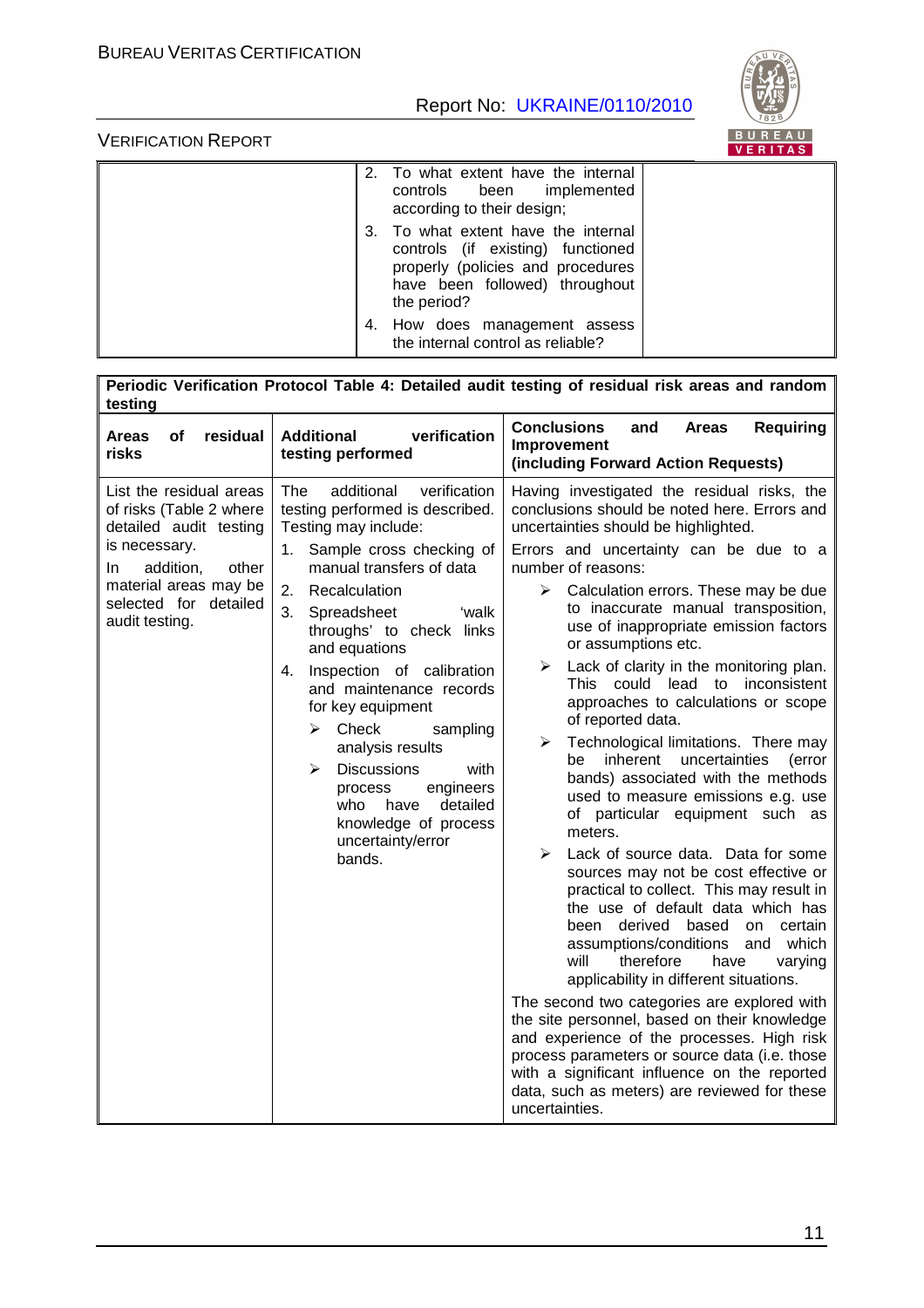| | | |
|---|---|---|
| | 2. To what extent have the internal controls been implemented according to their design;<br>3. To what extent have the internal controls (if existing) functioned properly (policies and procedures have been followed) throughout the period?<br>4. How does management assess the internal control as reliable? | |

| **Periodic Verification Protocol Table 4: Detailed audit testing of residual risk areas and random testing** | | |
|---|---|---|
| **Areas of residual risks** | **Additional verification testing performed** | **Conclusions and Areas Requiring Improvement (including Forward Action Requests)** |
| List the residual areas of risks (Table 2 where detailed audit testing is necessary.<br>In addition, other material areas may be selected for detailed audit testing. | The additional verification testing performed is described. Testing may include:<br>1. Sample cross checking of manual transfers of data<br>2. Recalculation<br>3. Spreadsheet 'walk throughs' to check links and equations<br>4. Inspection of calibration and maintenance records for key equipment<br>➢ Check sampling analysis results<br>➢ Discussions with process engineers who have detailed knowledge of process uncertainty/error bands. | Having investigated the residual risks, the conclusions should be noted here. Errors and uncertainties should be highlighted.<br>Errors and uncertainty can be due to a number of reasons:<br>➢ Calculation errors. These may be due to inaccurate manual transposition, use of inappropriate emission factors or assumptions etc.<br>➢ Lack of clarity in the monitoring plan. This could lead to inconsistent approaches to calculations or scope of reported data.<br>➢ Technological limitations. There may be inherent uncertainties (error bands) associated with the methods used to measure emissions e.g. use of particular equipment such as meters.<br>➢ Lack of source data. Data for some sources may not be cost effective or practical to collect. This may result in the use of default data which has been derived based on certain assumptions/conditions and which will therefore have varying applicability in different situations.<br>The second two categories are explored with the site personnel, based on their knowledge and experience of the processes. High risk process parameters or source data (i.e. those with a significant influence on the reported data, such as meters) are reviewed for these uncertainties. |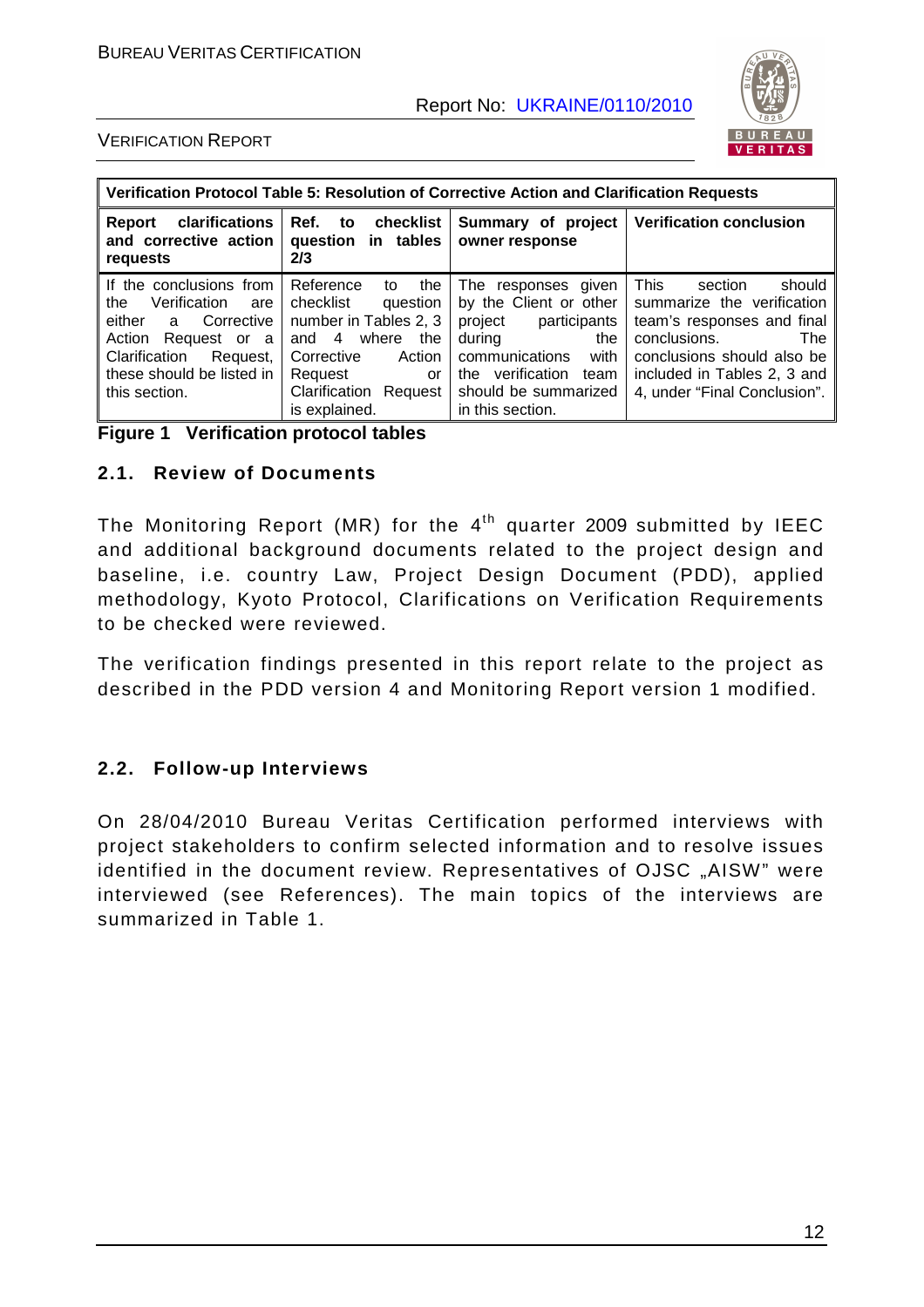| Verification Protocol Table 5: Resolution of Corrective Action and Clarification Requests | | | |
|---|---|---|---|
| **Report clarifications and corrective action requests** | **Ref. to checklist question in tables 2/3** | **Summary of project owner response** | **Verification conclusion** |
| If the conclusions from the Verification are either a Corrective Action Request or a Clarification Request, these should be listed in this section. | Reference to the checklist question number in Tables 2, 3 and 4 where the Corrective Action Request or Clarification Request is explained. | The responses given by the Client or other project participants during the communications with the verification team should be summarized in this section. | This section should summarize the verification team's responses and final conclusions. The conclusions should also be included in Tables 2, 3 and 4, under "Final Conclusion". |

**Figure 1 Verification protocol tables**

### 2.1. Review of Documents

The Monitoring Report (MR) for the 4th quarter 2009 submitted by IEEC and additional background documents related to the project design and baseline, i.e. country Law, Project Design Document (PDD), applied methodology, Kyoto Protocol, Clarifications on Verification Requirements to be checked were reviewed.

The verification findings presented in this report relate to the project as described in the PDD version 4 and Monitoring Report version 1 modified.

### 2.2. Follow-up Interviews

On 28/04/2010 Bureau Veritas Certification performed interviews with project stakeholders to confirm selected information and to resolve issues identified in the document review. Representatives of OJSC „AISW" were interviewed (see References). The main topics of the interviews are summarized in Table 1.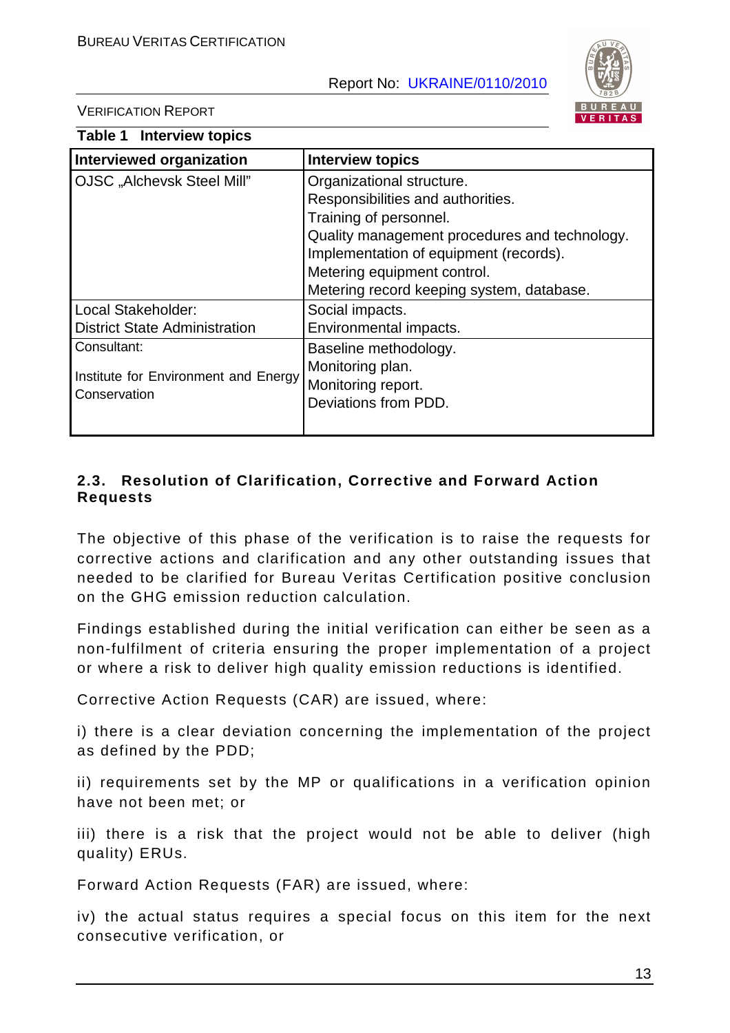**Table 1 Interview topics**

| Interviewed organization | Interview topics |
|---|---|
| OJSC „Alchevsk Steel Mill" | Organizational structure.<br>Responsibilities and authorities.<br>Training of personnel.<br>Quality management procedures and technology.<br>Implementation of equipment (records).<br>Metering equipment control.<br>Metering record keeping system, database. |
| Local Stakeholder:<br>District State Administration | Social impacts.<br>Environmental impacts. |
| Consultant:<br>Institute for Environment and Energy Conservation | Baseline methodology.<br>Monitoring plan.<br>Monitoring report.<br>Deviations from PDD. |

## 2.3. Resolution of Clarification, Corrective and Forward Action Requests

The objective of this phase of the verification is to raise the requests for corrective actions and clarification and any other outstanding issues that needed to be clarified for Bureau Veritas Certification positive conclusion on the GHG emission reduction calculation.

Findings established during the initial verification can either be seen as a non-fulfilment of criteria ensuring the proper implementation of a project or where a risk to deliver high quality emission reductions is identified.

Corrective Action Requests (CAR) are issued, where:

i) there is a clear deviation concerning the implementation of the project as defined by the PDD;

ii) requirements set by the MP or qualifications in a verification opinion have not been met; or

iii) there is a risk that the project would not be able to deliver (high quality) ERUs.

Forward Action Requests (FAR) are issued, where:

iv) the actual status requires a special focus on this item for the next consecutive verification, or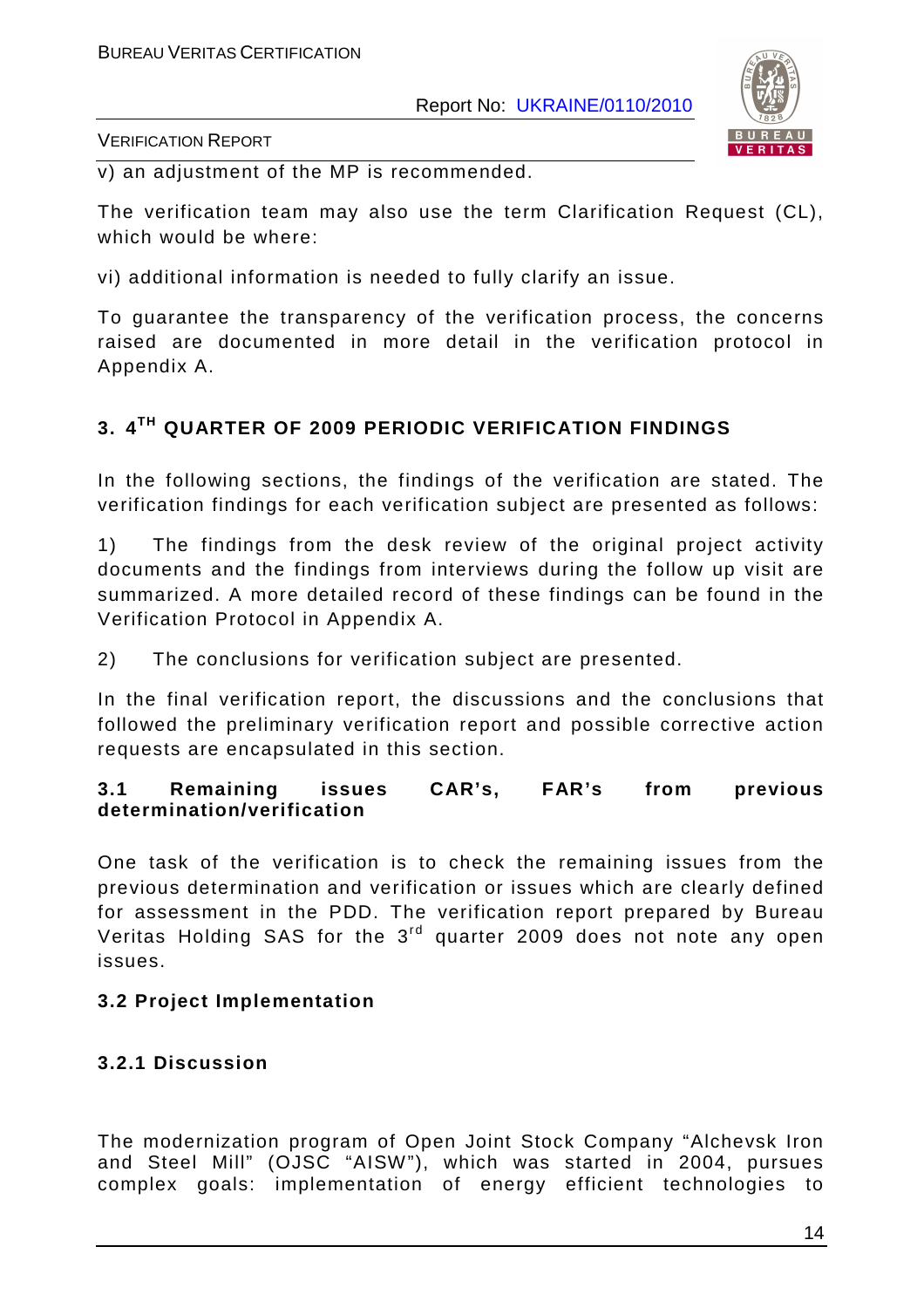v) an adjustment of the MP is recommended.

The verification team may also use the term Clarification Request (CL), which would be where:

vi) additional information is needed to fully clarify an issue.

To guarantee the transparency of the verification process, the concerns raised are documented in more detail in the verification protocol in Appendix A.

# 3. 4TH QUARTER OF 2009 PERIODIC VERIFICATION FINDINGS

In the following sections, the findings of the verification are stated. The verification findings for each verification subject are presented as follows:

1) The findings from the desk review of the original project activity documents and the findings from interviews during the follow up visit are summarized. A more detailed record of these findings can be found in the Verification Protocol in Appendix A.

2) The conclusions for verification subject are presented.

In the final verification report, the discussions and the conclusions that followed the preliminary verification report and possible corrective action requests are encapsulated in this section.

## 3.1 Remaining issues CAR's, FAR's from previous determination/verification

One task of the verification is to check the remaining issues from the previous determination and verification or issues which are clearly defined for assessment in the PDD. The verification report prepared by Bureau Veritas Holding SAS for the 3rd quarter 2009 does not note any open issues.

## 3.2 Project Implementation

### 3.2.1 Discussion

The modernization program of Open Joint Stock Company "Alchevsk Iron and Steel Mill" (OJSC "AISW"), which was started in 2004, pursues complex goals: implementation of energy efficient technologies to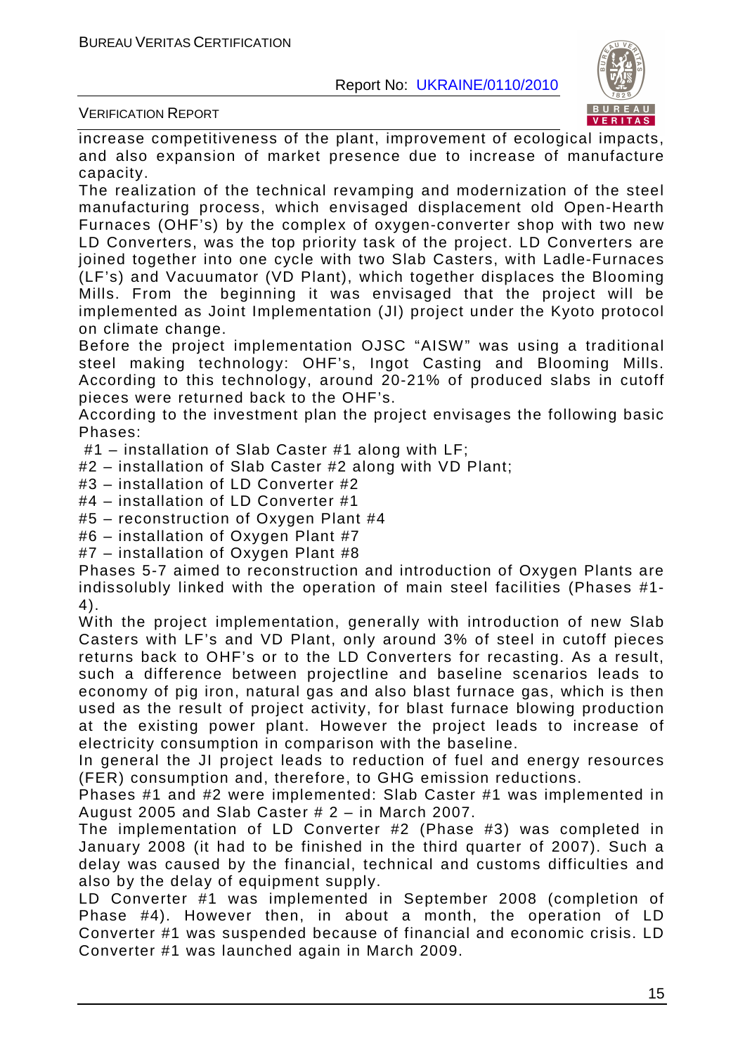increase competitiveness of the plant, improvement of ecological impacts, and also expansion of market presence due to increase of manufacture capacity.

The realization of the technical revamping and modernization of the steel manufacturing process, which envisaged displacement old Open-Hearth Furnaces (OHF's) by the complex of oxygen-converter shop with two new LD Converters, was the top priority task of the project. LD Converters are joined together into one cycle with two Slab Casters, with Ladle-Furnaces (LF's) and Vacuumator (VD Plant), which together displaces the Blooming Mills. From the beginning it was envisaged that the project will be implemented as Joint Implementation (JI) project under the Kyoto protocol on climate change.

Before the project implementation OJSC "AISW" was using a traditional steel making technology: OHF's, Ingot Casting and Blooming Mills. According to this technology, around 20-21% of produced slabs in cutoff pieces were returned back to the OHF's.

According to the investment plan the project envisages the following basic Phases:

#1 – installation of Slab Caster #1 along with LF;
#2 – installation of Slab Caster #2 along with VD Plant;
#3 – installation of LD Converter #2
#4 – installation of LD Converter #1
#5 – reconstruction of Oxygen Plant #4
#6 – installation of Oxygen Plant #7
#7 – installation of Oxygen Plant #8

Phases 5-7 aimed to reconstruction and introduction of Oxygen Plants are indissolubly linked with the operation of main steel facilities (Phases #1-4).

With the project implementation, generally with introduction of new Slab Casters with LF's and VD Plant, only around 3% of steel in cutoff pieces returns back to OHF's or to the LD Converters for recasting. As a result, such a difference between projectline and baseline scenarios leads to economy of pig iron, natural gas and also blast furnace gas, which is then used as the result of project activity, for blast furnace blowing production at the existing power plant. However the project leads to increase of electricity consumption in comparison with the baseline.

In general the JI project leads to reduction of fuel and energy resources (FER) consumption and, therefore, to GHG emission reductions.

Phases #1 and #2 were implemented: Slab Caster #1 was implemented in August 2005 and Slab Caster # 2 – in March 2007.

The implementation of LD Converter #2 (Phase #3) was completed in January 2008 (it had to be finished in the third quarter of 2007). Such a delay was caused by the financial, technical and customs difficulties and also by the delay of equipment supply.

LD Converter #1 was implemented in September 2008 (completion of Phase #4). However then, in about a month, the operation of LD Converter #1 was suspended because of financial and economic crisis. LD Converter #1 was launched again in March 2009.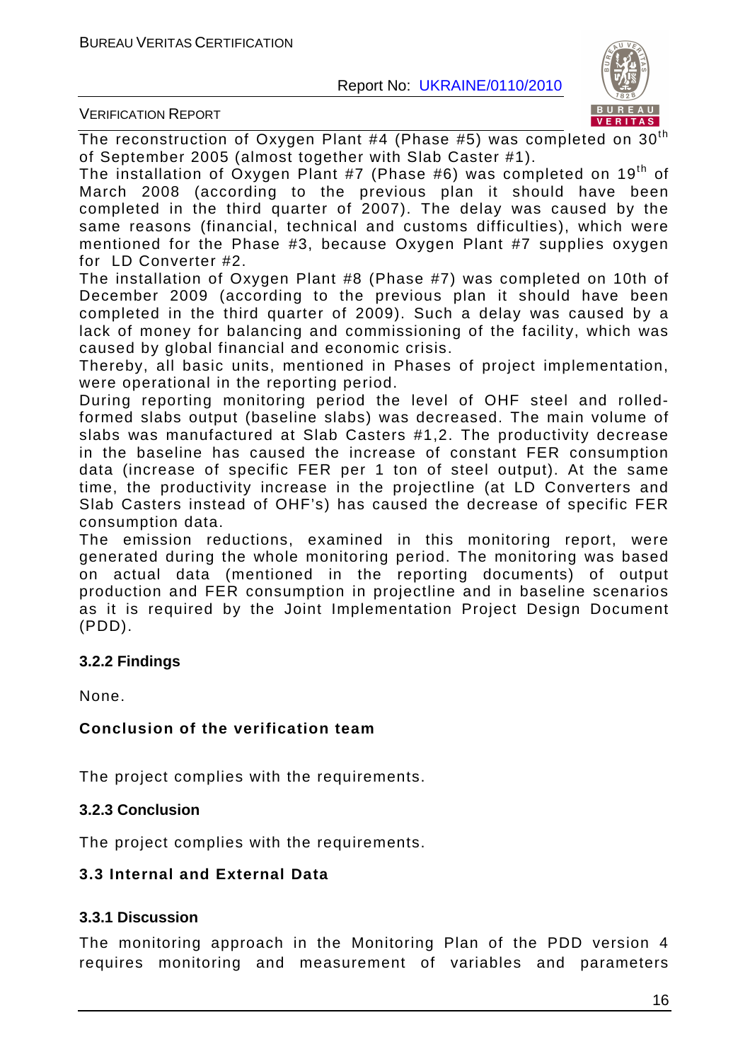The reconstruction of Oxygen Plant #4 (Phase #5) was completed on 30[th] of September 2005 (almost together with Slab Caster #1).

The installation of Oxygen Plant #7 (Phase #6) was completed on 19[th] of March 2008 (according to the previous plan it should have been completed in the third quarter of 2007). The delay was caused by the same reasons (financial, technical and customs difficulties), which were mentioned for the Phase #3, because Oxygen Plant #7 supplies oxygen for LD Converter #2.

The installation of Oxygen Plant #8 (Phase #7) was completed on 10th of December 2009 (according to the previous plan it should have been completed in the third quarter of 2009). Such a delay was caused by a lack of money for balancing and commissioning of the facility, which was caused by global financial and economic crisis.

Thereby, all basic units, mentioned in Phases of project implementation, were operational in the reporting period.

During reporting monitoring period the level of OHF steel and rolled-formed slabs output (baseline slabs) was decreased. The main volume of slabs was manufactured at Slab Casters #1,2. The productivity decrease in the baseline has caused the increase of constant FER consumption data (increase of specific FER per 1 ton of steel output). At the same time, the productivity increase in the projectline (at LD Converters and Slab Casters instead of OHF's) has caused the decrease of specific FER consumption data.

The emission reductions, examined in this monitoring report, were generated during the whole monitoring period. The monitoring was based on actual data (mentioned in the reporting documents) of output production and FER consumption in projectline and in baseline scenarios as it is required by the Joint Implementation Project Design Document (PDD).

### 3.2.2 Findings

None.

**Conclusion of the verification team**

The project complies with the requirements.

### 3.2.3 Conclusion

The project complies with the requirements.

## 3.3 Internal and External Data

### 3.3.1 Discussion

The monitoring approach in the Monitoring Plan of the PDD version 4 requires monitoring and measurement of variables and parameters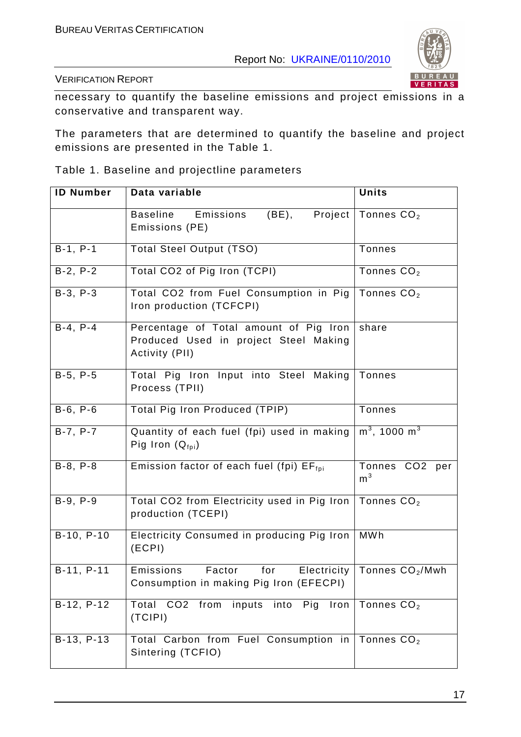necessary to quantify the baseline emissions and project emissions in a conservative and transparent way.

The parameters that are determined to quantify the baseline and project emissions are presented in the Table 1.

Table 1. Baseline and projectline parameters

| ID Number | Data variable | Units |
|---|---|---|
| | Baseline Emissions (BE), Project Emissions (PE) | Tonnes $CO_2$ |
| B-1, P-1 | Total Steel Output (TSO) | Tonnes |
| B-2, P-2 | Total CO2 of Pig Iron (TCPI) | Tonnes $CO_2$ |
| B-3, P-3 | Total CO2 from Fuel Consumption in Pig Iron production (TCFCPI) | Tonnes $CO_2$ |
| B-4, P-4 | Percentage of Total amount of Pig Iron Produced Used in project Steel Making Activity (PII) | share |
| B-5, P-5 | Total Pig Iron Input into Steel Making Process (TPII) | Tonnes |
| B-6, P-6 | Total Pig Iron Produced (TPIP) | Tonnes |
| B-7, P-7 | Quantity of each fuel (fpi) used in making Pig Iron ($Q_{fpi}$) | $m^3$, 1000 $m^3$ |
| B-8, P-8 | Emission factor of each fuel (fpi) $EF_{fpi}$ | Tonnes CO2 per $m^3$ |
| B-9, P-9 | Total CO2 from Electricity used in Pig Iron production (TCEPI) | Tonnes $CO_2$ |
| B-10, P-10 | Electricity Consumed in producing Pig Iron (ECPI) | MWh |
| B-11, P-11 | Emissions Factor for Electricity Consumption in making Pig Iron (EFECPI) | Tonnes $CO_2$/Mwh |
| B-12, P-12 | Total CO2 from inputs into Pig Iron (TCIPI) | Tonnes $CO_2$ |
| B-13, P-13 | Total Carbon from Fuel Consumption in Sintering (TCFIO) | Tonnes $CO_2$ |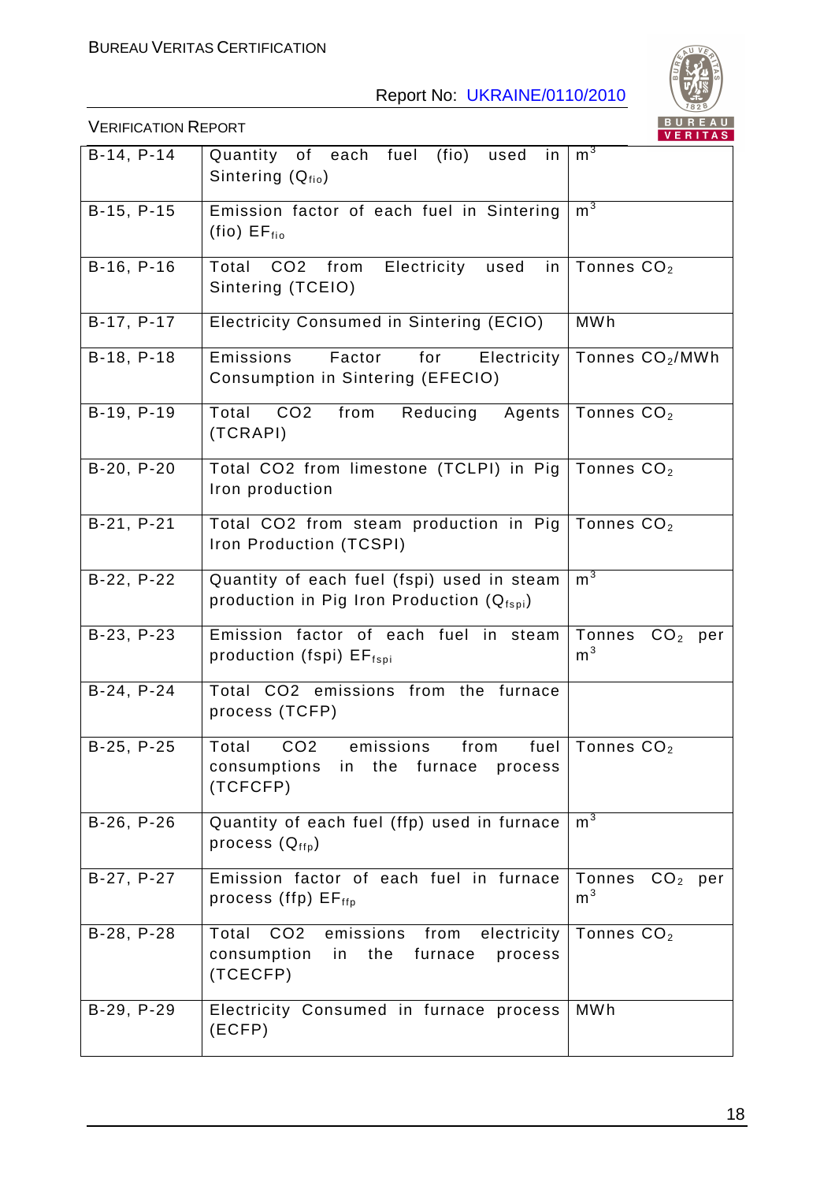| | | |
|---|---|---|
| B-14, P-14 | Quantity of each fuel (fio) used in Sintering ($Q_{fio}$) | $m^3$ |
| B-15, P-15 | Emission factor of each fuel in Sintering (fio) $EF_{fio}$ | $m^3$ |
| B-16, P-16 | Total CO2 from Electricity used in Sintering (TCEIO) | Tonnes $CO_2$ |
| B-17, P-17 | Electricity Consumed in Sintering (ECIO) | MWh |
| B-18, P-18 | Emissions Factor for Electricity Consumption in Sintering (EFECIO) | Tonnes $CO_2$/MWh |
| B-19, P-19 | Total CO2 from Reducing Agents (TCRAPI) | Tonnes $CO_2$ |
| B-20, P-20 | Total CO2 from limestone (TCLPI) in Pig Iron production | Tonnes $CO_2$ |
| B-21, P-21 | Total CO2 from steam production in Pig Iron Production (TCSPI) | Tonnes $CO_2$ |
| B-22, P-22 | Quantity of each fuel (fspi) used in steam production in Pig Iron Production ($Q_{fspi}$) | $m^3$ |
| B-23, P-23 | Emission factor of each fuel in steam production (fspi) $EF_{fspi}$ | Tonnes $CO_2$ per $m^3$ |
| B-24, P-24 | Total CO2 emissions from the furnace process (TCFP) | |
| B-25, P-25 | Total CO2 emissions from fuel consumptions in the furnace process (TCFCFP) | Tonnes $CO_2$ |
| B-26, P-26 | Quantity of each fuel (ffp) used in furnace process ($Q_{ffp}$) | $m^3$ |
| B-27, P-27 | Emission factor of each fuel in furnace process (ffp) $EF_{ffp}$ | Tonnes $CO_2$ per $m^3$ |
| B-28, P-28 | Total CO2 emissions from electricity consumption in the furnace process (TCECFP) | Tonnes $CO_2$ |
| B-29, P-29 | Electricity Consumed in furnace process (ECFP) | MWh |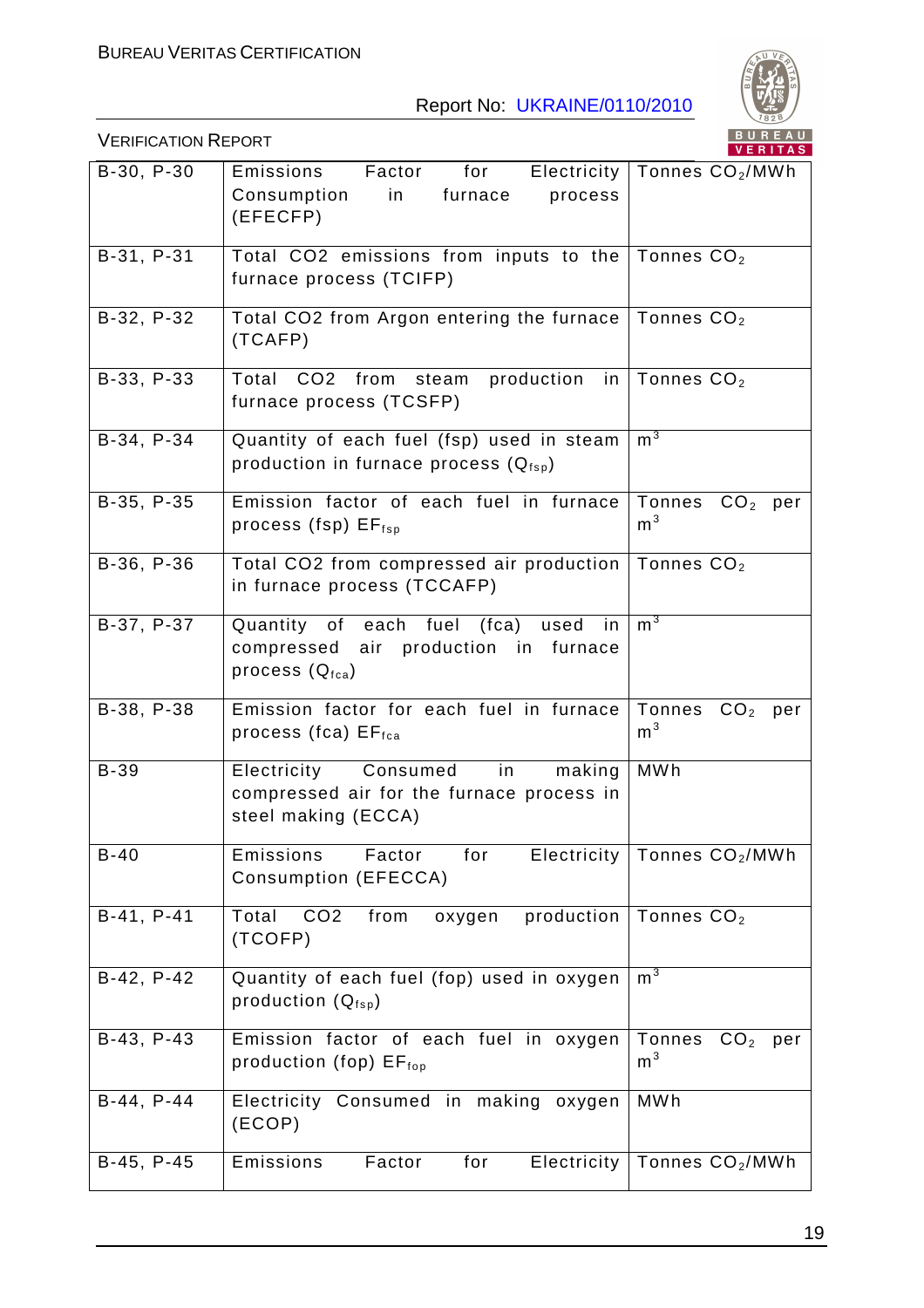| | | |
|---|---|---|
| B-30, P-30 | Emissions Factor for Electricity Consumption in furnace process (EFECFP) | Tonnes $CO_2$/MWh |
| B-31, P-31 | Total CO2 emissions from inputs to the furnace process (TCIFP) | Tonnes $CO_2$ |
| B-32, P-32 | Total CO2 from Argon entering the furnace (TCAFP) | Tonnes $CO_2$ |
| B-33, P-33 | Total CO2 from steam production in furnace process (TCSFP) | Tonnes $CO_2$ |
| B-34, P-34 | Quantity of each fuel (fsp) used in steam production in furnace process ($Q_{fsp}$) | $m^3$ |
| B-35, P-35 | Emission factor of each fuel in furnace process (fsp) $EF_{fsp}$ | Tonnes $CO_2$ per $m^3$ |
| B-36, P-36 | Total CO2 from compressed air production in furnace process (TCCAFP) | Tonnes $CO_2$ |
| B-37, P-37 | Quantity of each fuel (fca) used in compressed air production in furnace process ($Q_{fca}$) | $m^3$ |
| B-38, P-38 | Emission factor for each fuel in furnace process (fca) $EF_{fca}$ | Tonnes $CO_2$ per $m^3$ |
| B-39 | Electricity Consumed in making compressed air for the furnace process in steel making (ECCA) | MWh |
| B-40 | Emissions Factor for Electricity Consumption (EFECCA) | Tonnes $CO_2$/MWh |
| B-41, P-41 | Total CO2 from oxygen production (TCOFP) | Tonnes $CO_2$ |
| B-42, P-42 | Quantity of each fuel (fop) used in oxygen production ($Q_{fsp}$) | $m^3$ |
| B-43, P-43 | Emission factor of each fuel in oxygen production (fop) $EF_{fop}$ | Tonnes $CO_2$ per $m^3$ |
| B-44, P-44 | Electricity Consumed in making oxygen (ECOP) | MWh |
| B-45, P-45 | Emissions Factor for Electricity | Tonnes $CO_2$/MWh |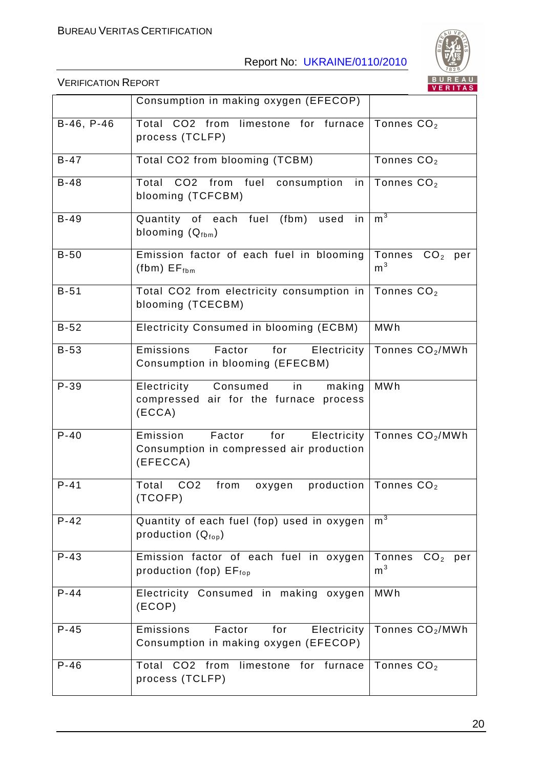| | | |
|---|---|---|
| | Consumption in making oxygen (EFECOP) | |
| B-46, P-46 | Total CO2 from limestone for furnace process (TCLFP) | Tonnes $CO_2$ |
| B-47 | Total CO2 from blooming (TCBM) | Tonnes $CO_2$ |
| B-48 | Total CO2 from fuel consumption in blooming (TCFCBM) | Tonnes $CO_2$ |
| B-49 | Quantity of each fuel (fbm) used in blooming ($Q_{fbm}$) | $m^3$ |
| B-50 | Emission factor of each fuel in blooming (fbm) $EF_{fbm}$ | Tonnes $CO_2$ per $m^3$ |
| B-51 | Total CO2 from electricity consumption in blooming (TCECBM) | Tonnes $CO_2$ |
| B-52 | Electricity Consumed in blooming (ECBM) | MWh |
| B-53 | Emissions Factor for Electricity Consumption in blooming (EFECBM) | Tonnes $CO_2$/MWh |
| P-39 | Electricity Consumed in making compressed air for the furnace process (ECCA) | MWh |
| P-40 | Emission Factor for Electricity Consumption in compressed air production (EFECCA) | Tonnes $CO_2$/MWh |
| P-41 | Total CO2 from oxygen production (TCOFP) | Tonnes $CO_2$ |
| P-42 | Quantity of each fuel (fop) used in oxygen production ($Q_{fop}$) | $m^3$ |
| P-43 | Emission factor of each fuel in oxygen production (fop) $EF_{fop}$ | Tonnes $CO_2$ per $m^3$ |
| P-44 | Electricity Consumed in making oxygen (ECOP) | MWh |
| P-45 | Emissions Factor for Electricity Consumption in making oxygen (EFECOP) | Tonnes $CO_2$/MWh |
| P-46 | Total CO2 from limestone for furnace process (TCLFP) | Tonnes $CO_2$ |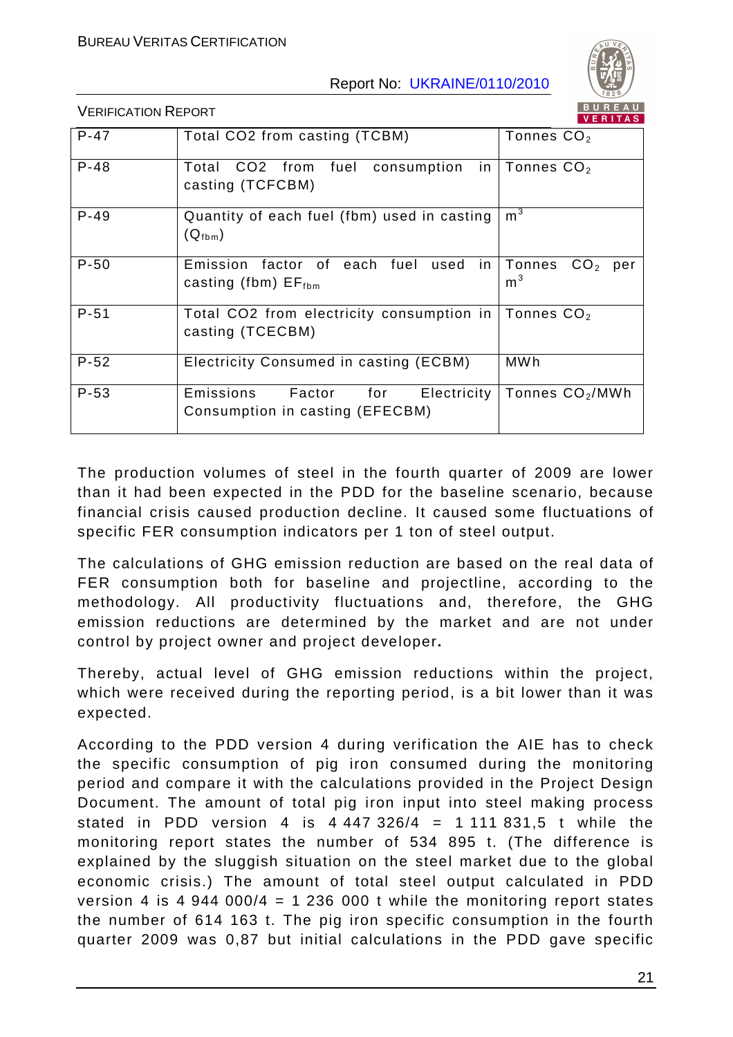| P-47 | Total CO2 from casting (TCBM) | Tonnes $CO_2$ |
|---|---|---|
| P-48 | Total CO2 from fuel consumption in casting (TCFCBM) | Tonnes $CO_2$ |
| P-49 | Quantity of each fuel (fbm) used in casting ($Q_{fbm}$) | $m^3$ |
| P-50 | Emission factor of each fuel used in casting (fbm) $EF_{fbm}$ | Tonnes $CO_2$ per $m^3$ |
| P-51 | Total CO2 from electricity consumption in casting (TCECBM) | Tonnes $CO_2$ |
| P-52 | Electricity Consumed in casting (ECBM) | MWh |
| P-53 | Emissions Factor for Electricity Consumption in casting (EFECBM) | Tonnes $CO_2$/MWh |

The production volumes of steel in the fourth quarter of 2009 are lower than it had been expected in the PDD for the baseline scenario, because financial crisis caused production decline. It caused some fluctuations of specific FER consumption indicators per 1 ton of steel output.

The calculations of GHG emission reduction are based on the real data of FER consumption both for baseline and projectline, according to the methodology. All productivity fluctuations and, therefore, the GHG emission reductions are determined by the market and are not under control by project owner and project developer**.**

Thereby, actual level of GHG emission reductions within the project, which were received during the reporting period, is a bit lower than it was expected.

According to the PDD version 4 during verification the AIE has to check the specific consumption of pig iron consumed during the monitoring period and compare it with the calculations provided in the Project Design Document. The amount of total pig iron input into steel making process stated in PDD version 4 is 4 447 326/4 = 1 111 831,5 t while the monitoring report states the number of 534 895 t. (The difference is explained by the sluggish situation on the steel market due to the global economic crisis.) The amount of total steel output calculated in PDD version 4 is 4 944 000/4 = 1 236 000 t while the monitoring report states the number of 614 163 t. The pig iron specific consumption in the fourth quarter 2009 was 0,87 but initial calculations in the PDD gave specific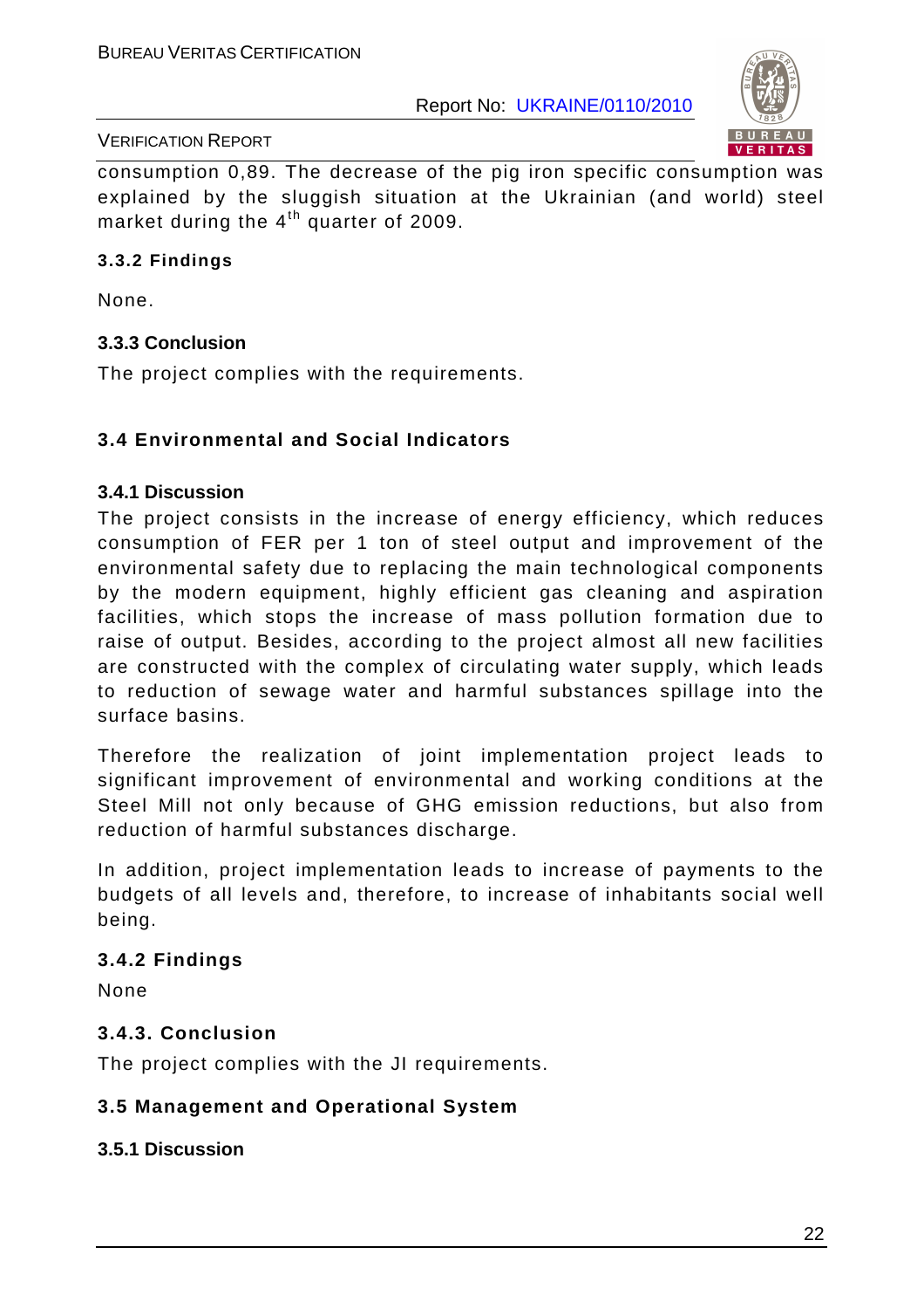consumption 0,89. The decrease of the pig iron specific consumption was explained by the sluggish situation at the Ukrainian (and world) steel market during the 4th quarter of 2009.

#### 3.3.2 Findings

None.

#### 3.3.3 Conclusion

The project complies with the requirements.

### 3.4 Environmental and Social Indicators

#### 3.4.1 Discussion

The project consists in the increase of energy efficiency, which reduces consumption of FER per 1 ton of steel output and improvement of the environmental safety due to replacing the main technological components by the modern equipment, highly efficient gas cleaning and aspiration facilities, which stops the increase of mass pollution formation due to raise of output. Besides, according to the project almost all new facilities are constructed with the complex of circulating water supply, which leads to reduction of sewage water and harmful substances spillage into the surface basins.

Therefore the realization of joint implementation project leads to significant improvement of environmental and working conditions at the Steel Mill not only because of GHG emission reductions, but also from reduction of harmful substances discharge.

In addition, project implementation leads to increase of payments to the budgets of all levels and, therefore, to increase of inhabitants social well being.

#### 3.4.2 Findings

None

#### 3.4.3. Conclusion

The project complies with the JI requirements.

### 3.5 Management and Operational System

#### 3.5.1 Discussion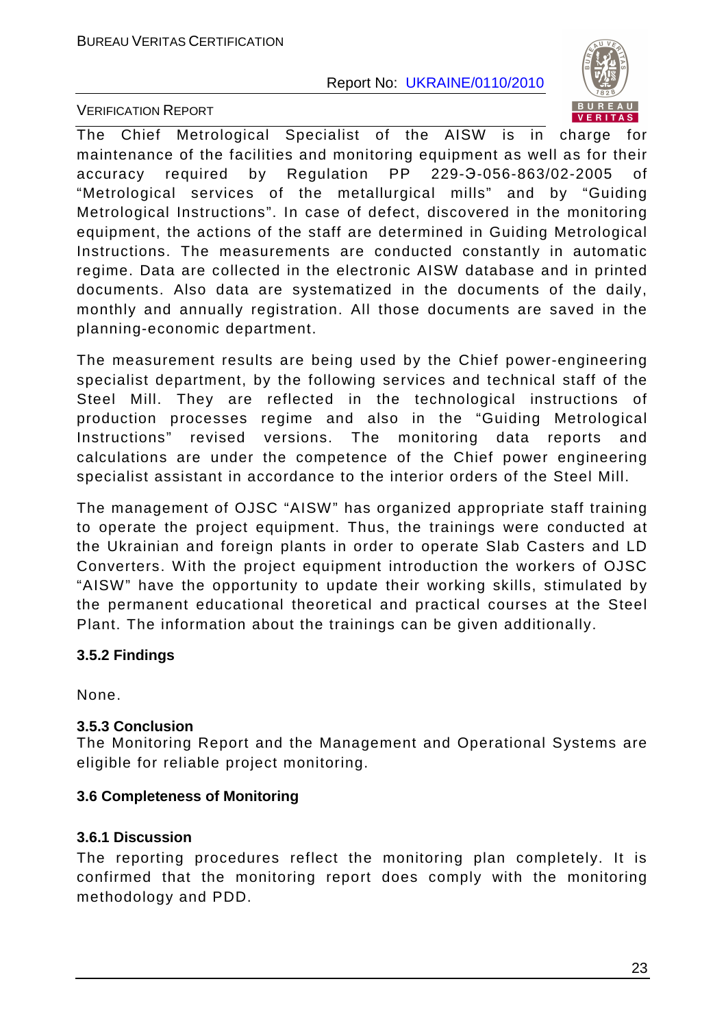The Chief Metrological Specialist of the AISW is in charge for maintenance of the facilities and monitoring equipment as well as for their accuracy required by Regulation PP 229-Э-056-863/02-2005 of "Metrological services of the metallurgical mills" and by "Guiding Metrological Instructions". In case of defect, discovered in the monitoring equipment, the actions of the staff are determined in Guiding Metrological Instructions. The measurements are conducted constantly in automatic regime. Data are collected in the electronic AISW database and in printed documents. Also data are systematized in the documents of the daily, monthly and annually registration. All those documents are saved in the planning-economic department.

The measurement results are being used by the Chief power-engineering specialist department, by the following services and technical staff of the Steel Mill. They are reflected in the technological instructions of production processes regime and also in the "Guiding Metrological Instructions" revised versions. The monitoring data reports and calculations are under the competence of the Chief power engineering specialist assistant in accordance to the interior orders of the Steel Mill.

The management of OJSC "AISW" has organized appropriate staff training to operate the project equipment. Thus, the trainings were conducted at the Ukrainian and foreign plants in order to operate Slab Casters and LD Converters. With the project equipment introduction the workers of OJSC "AISW" have the opportunity to update their working skills, stimulated by the permanent educational theoretical and practical courses at the Steel Plant. The information about the trainings can be given additionally.

#### 3.5.2 Findings

None.

#### 3.5.3 Conclusion

The Monitoring Report and the Management and Operational Systems are eligible for reliable project monitoring.

### 3.6 Completeness of Monitoring

#### 3.6.1 Discussion

The reporting procedures reflect the monitoring plan completely. It is confirmed that the monitoring report does comply with the monitoring methodology and PDD.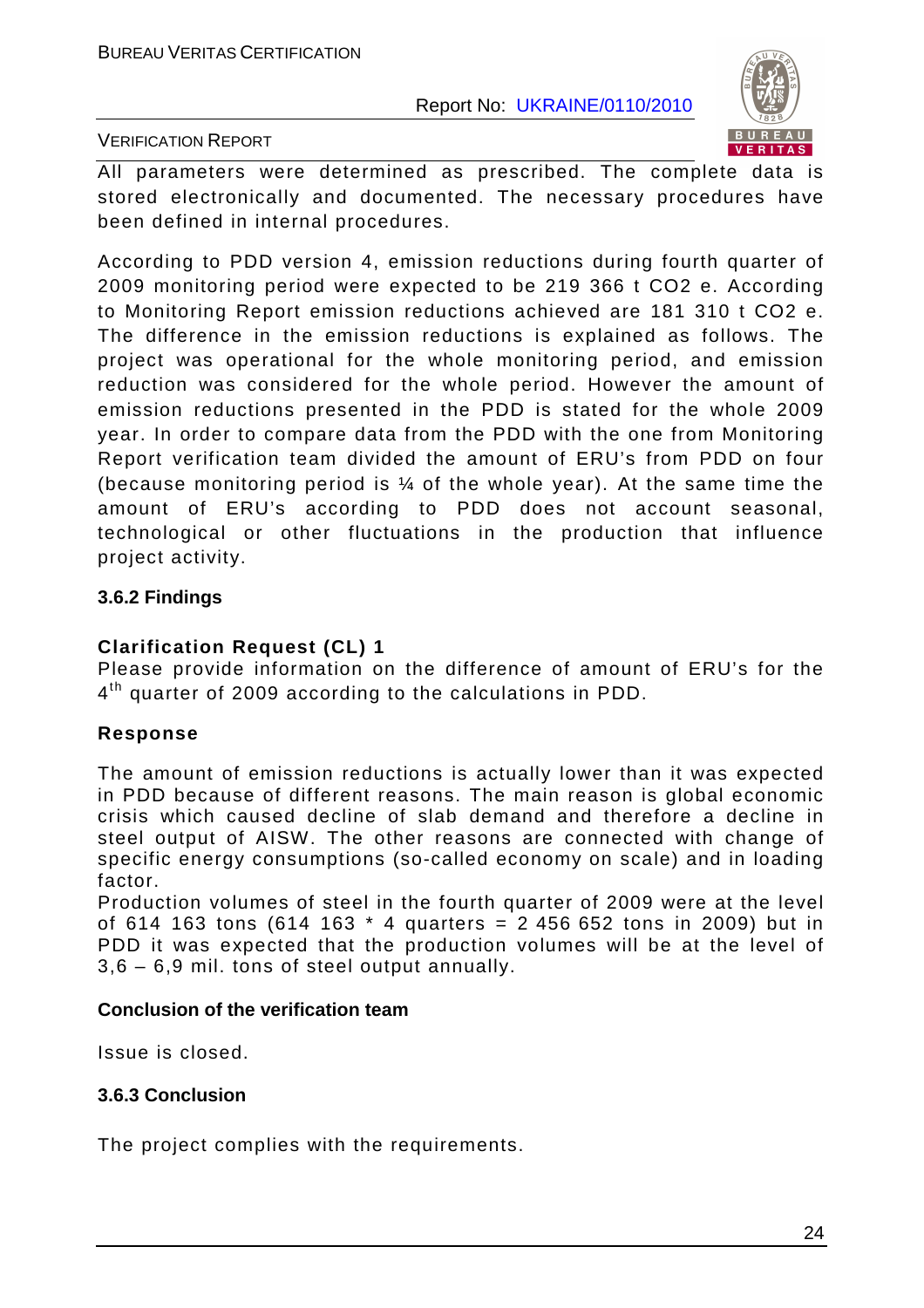All parameters were determined as prescribed. The complete data is stored electronically and documented. The necessary procedures have been defined in internal procedures.

According to PDD version 4, emission reductions during fourth quarter of 2009 monitoring period were expected to be 219 366 t $CO_2$ e. According to Monitoring Report emission reductions achieved are 181 310 t $CO_2$ e. The difference in the emission reductions is explained as follows. The project was operational for the whole monitoring period, and emission reduction was considered for the whole period. However the amount of emission reductions presented in the PDD is stated for the whole 2009 year. In order to compare data from the PDD with the one from Monitoring Report verification team divided the amount of ERU's from PDD on four (because monitoring period is ¼ of the whole year). At the same time the amount of ERU's according to PDD does not account seasonal, technological or other fluctuations in the production that influence project activity.

### 3.6.2 Findings

**Clarification Request (CL) 1**

Please provide information on the difference of amount of ERU's for the 4th quarter of 2009 according to the calculations in PDD.

**Response**

The amount of emission reductions is actually lower than it was expected in PDD because of different reasons. The main reason is global economic crisis which caused decline of slab demand and therefore a decline in steel output of AISW. The other reasons are connected with change of specific energy consumptions (so-called economy on scale) and in loading factor.

Production volumes of steel in the fourth quarter of 2009 were at the level of 614 163 tons (614 163 * 4 quarters = 2 456 652 tons in 2009) but in PDD it was expected that the production volumes will be at the level of 3,6 – 6,9 mil. tons of steel output annually.

**Conclusion of the verification team**

Issue is closed.

### 3.6.3 Conclusion

The project complies with the requirements.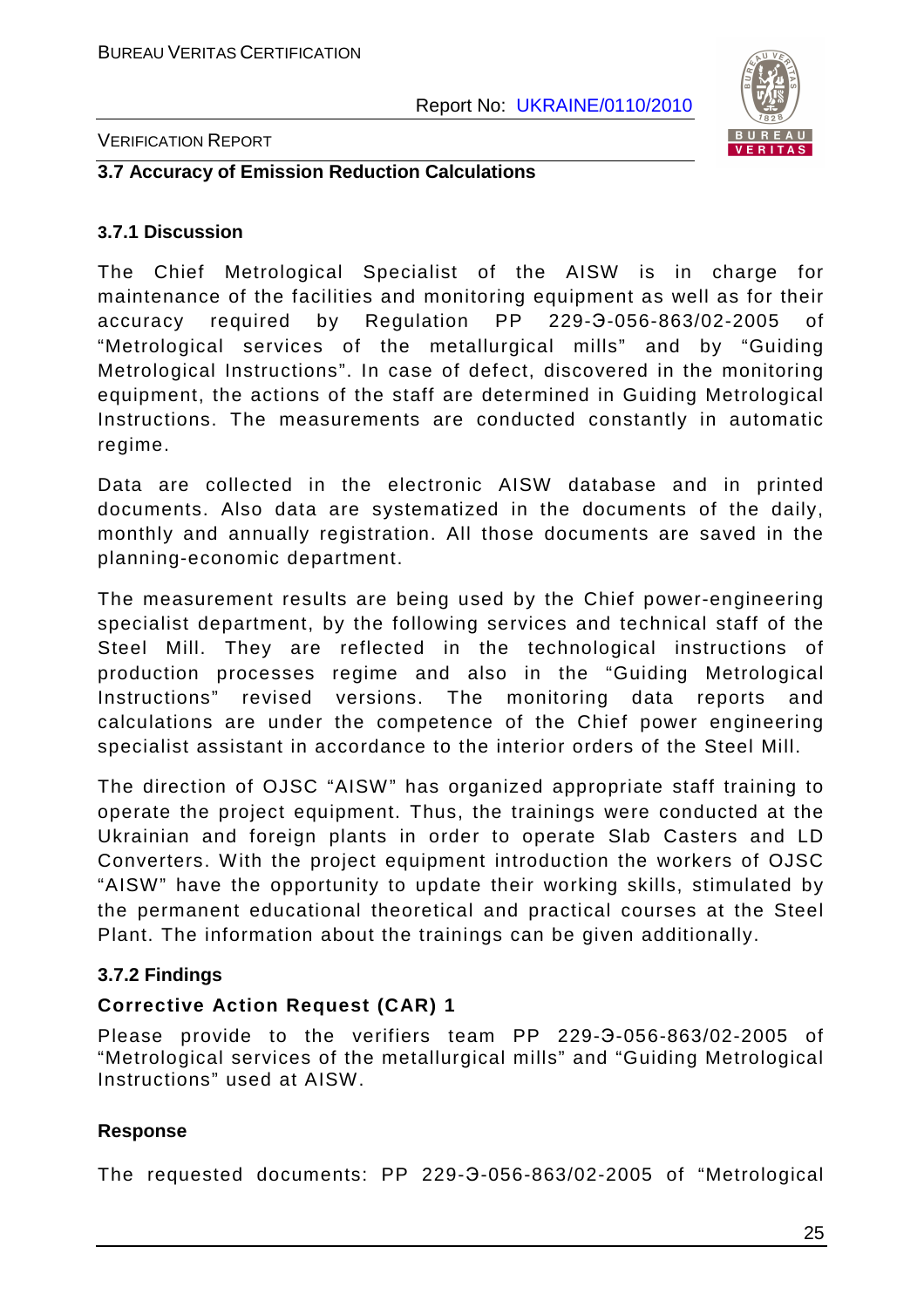### 3.7 Accuracy of Emission Reduction Calculations

#### 3.7.1 Discussion

The Chief Metrological Specialist of the AISW is in charge for maintenance of the facilities and monitoring equipment as well as for their accuracy required by Regulation PP 229-Э-056-863/02-2005 of "Metrological services of the metallurgical mills" and by "Guiding Metrological Instructions". In case of defect, discovered in the monitoring equipment, the actions of the staff are determined in Guiding Metrological Instructions. The measurements are conducted constantly in automatic regime.

Data are collected in the electronic AISW database and in printed documents. Also data are systematized in the documents of the daily, monthly and annually registration. All those documents are saved in the planning-economic department.

The measurement results are being used by the Chief power-engineering specialist department, by the following services and technical staff of the Steel Mill. They are reflected in the technological instructions of production processes regime and also in the "Guiding Metrological Instructions" revised versions. The monitoring data reports and calculations are under the competence of the Chief power engineering specialist assistant in accordance to the interior orders of the Steel Mill.

The direction of OJSC "AISW" has organized appropriate staff training to operate the project equipment. Thus, the trainings were conducted at the Ukrainian and foreign plants in order to operate Slab Casters and LD Converters. With the project equipment introduction the workers of OJSC "AISW" have the opportunity to update their working skills, stimulated by the permanent educational theoretical and practical courses at the Steel Plant. The information about the trainings can be given additionally.

#### 3.7.2 Findings

**Corrective Action Request (CAR) 1**

Please provide to the verifiers team PP 229-Э-056-863/02-2005 of "Metrological services of the metallurgical mills" and "Guiding Metrological Instructions" used at AISW.

**Response**

The requested documents: PP 229-Э-056-863/02-2005 of "Metrological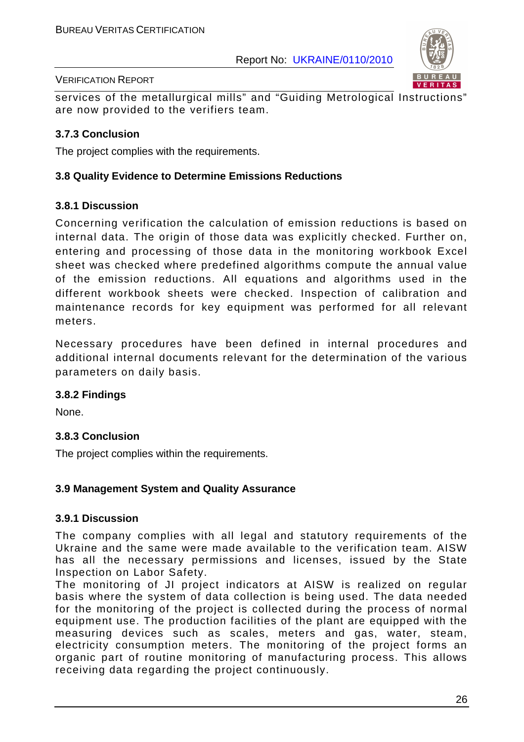services of the metallurgical mills" and "Guiding Metrological Instructions" are now provided to the verifiers team.

### 3.7.3 Conclusion

The project complies with the requirements.

## 3.8 Quality Evidence to Determine Emissions Reductions

### 3.8.1 Discussion

Concerning verification the calculation of emission reductions is based on internal data. The origin of those data was explicitly checked. Further on, entering and processing of those data in the monitoring workbook Excel sheet was checked where predefined algorithms compute the annual value of the emission reductions. All equations and algorithms used in the different workbook sheets were checked. Inspection of calibration and maintenance records for key equipment was performed for all relevant meters.

Necessary procedures have been defined in internal procedures and additional internal documents relevant for the determination of the various parameters on daily basis.

### 3.8.2 Findings

None.

### 3.8.3 Conclusion

The project complies within the requirements.

## 3.9 Management System and Quality Assurance

### 3.9.1 Discussion

The company complies with all legal and statutory requirements of the Ukraine and the same were made available to the verification team. AISW has all the necessary permissions and licenses, issued by the State Inspection on Labor Safety.
The monitoring of JI project indicators at AISW is realized on regular basis where the system of data collection is being used. The data needed for the monitoring of the project is collected during the process of normal equipment use. The production facilities of the plant are equipped with the measuring devices such as scales, meters and gas, water, steam, electricity consumption meters. The monitoring of the project forms an organic part of routine monitoring of manufacturing process. This allows receiving data regarding the project continuously.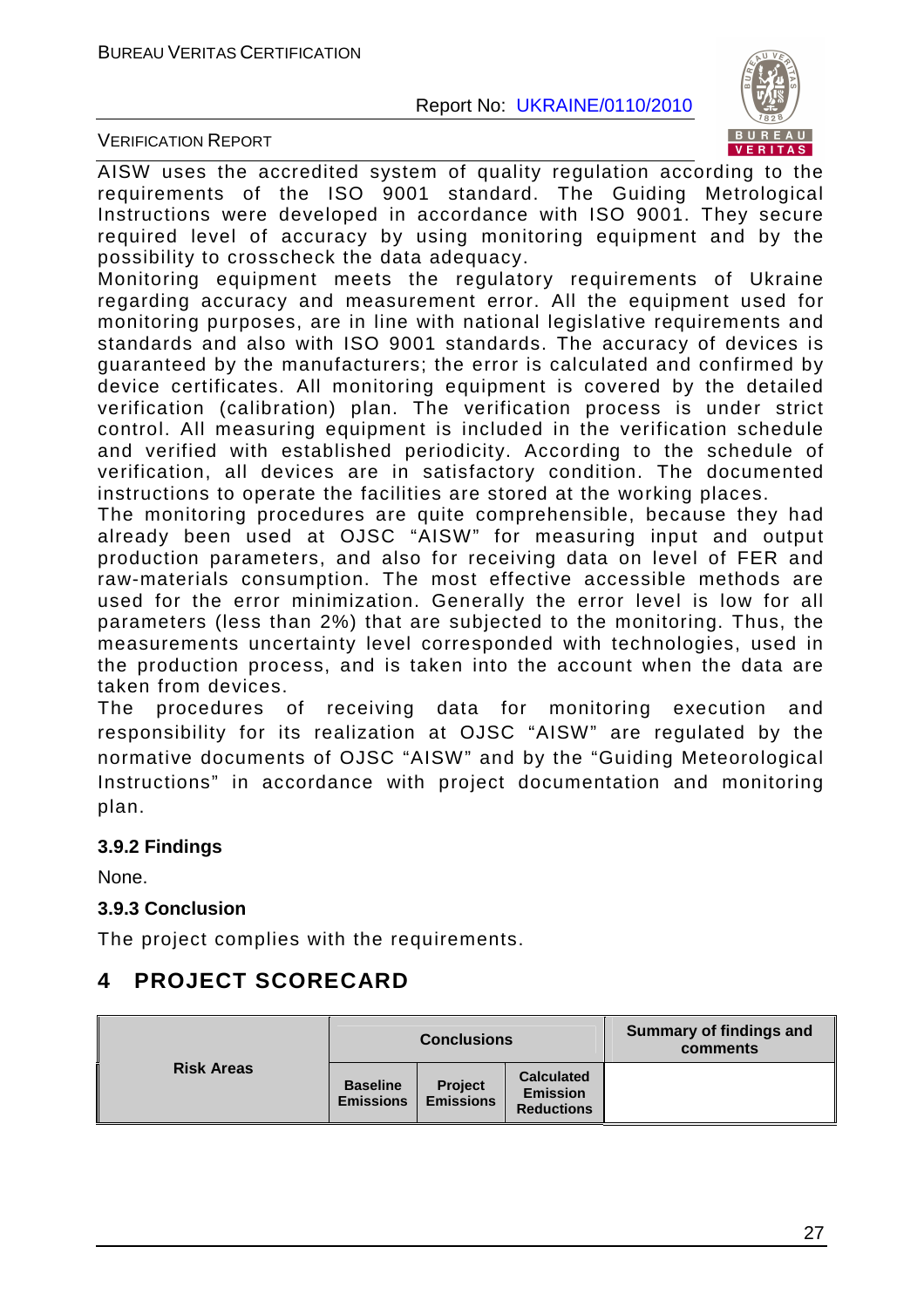AISW uses the accredited system of quality regulation according to the requirements of the ISO 9001 standard. The Guiding Metrological Instructions were developed in accordance with ISO 9001. They secure required level of accuracy by using monitoring equipment and by the possibility to crosscheck the data adequacy.

Monitoring equipment meets the regulatory requirements of Ukraine regarding accuracy and measurement error. All the equipment used for monitoring purposes, are in line with national legislative requirements and standards and also with ISO 9001 standards. The accuracy of devices is guaranteed by the manufacturers; the error is calculated and confirmed by device certificates. All monitoring equipment is covered by the detailed verification (calibration) plan. The verification process is under strict control. All measuring equipment is included in the verification schedule and verified with established periodicity. According to the schedule of verification, all devices are in satisfactory condition. The documented instructions to operate the facilities are stored at the working places.

The monitoring procedures are quite comprehensible, because they had already been used at OJSC "AISW" for measuring input and output production parameters, and also for receiving data on level of FER and raw-materials consumption. The most effective accessible methods are used for the error minimization. Generally the error level is low for all parameters (less than 2%) that are subjected to the monitoring. Thus, the measurements uncertainty level corresponded with technologies, used in the production process, and is taken into the account when the data are taken from devices.

The procedures of receiving data for monitoring execution and responsibility for its realization at OJSC "AISW" are regulated by the normative documents of OJSC "AISW" and by the "Guiding Meteorological Instructions" in accordance with project documentation and monitoring plan.

### 3.9.2 Findings

None.

### 3.9.3 Conclusion

The project complies with the requirements.

# 4 PROJECT SCORECARD

| Risk Areas | Conclusions | | | Summary of findings and comments |
|---|---|---|---|---|
| | Baseline Emissions | Project Emissions | Calculated Emission Reductions | |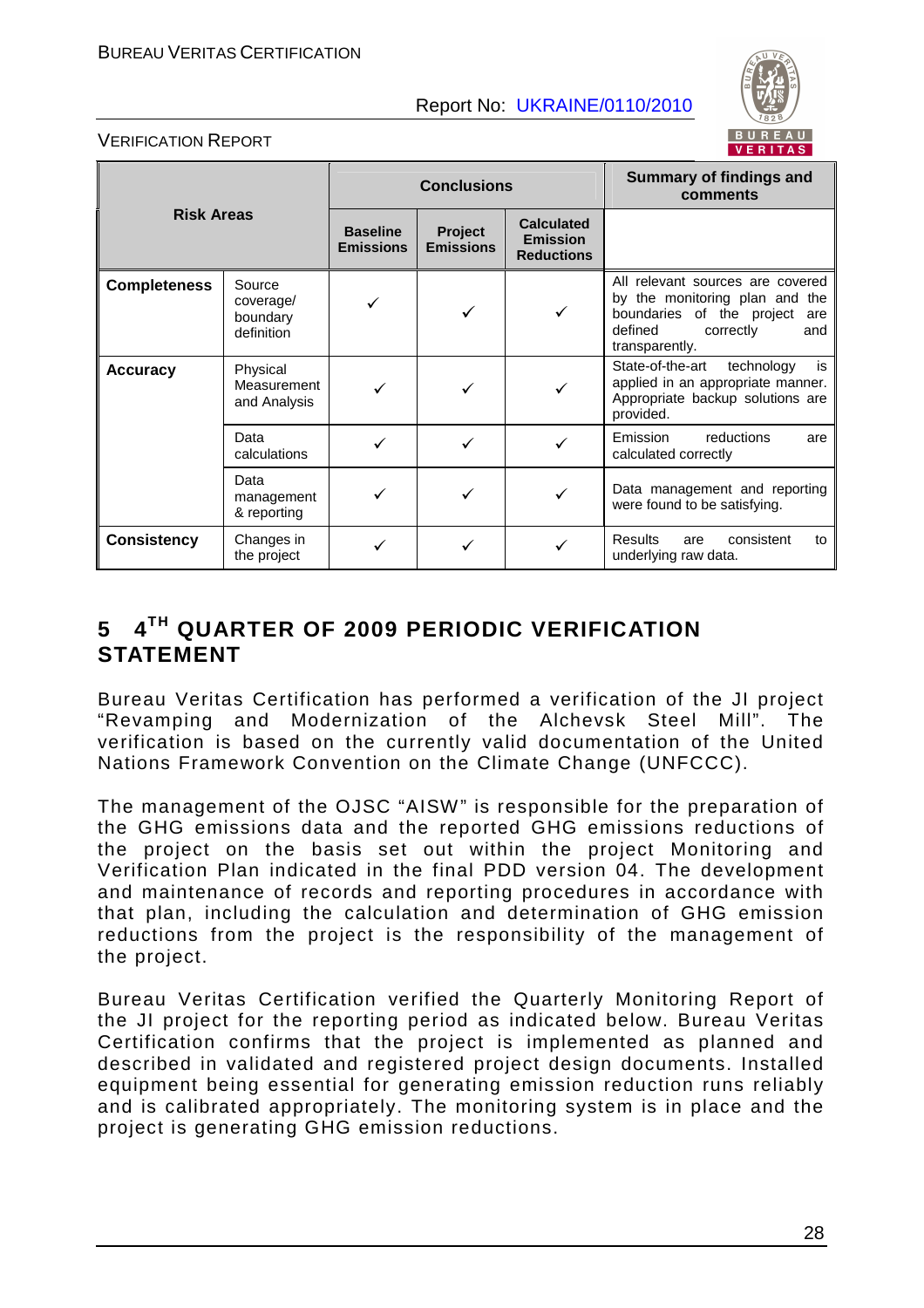| Risk Areas | | Conclusions | | | Summary of findings and comments |
|---|---|---|---|---|---|
| | | Baseline Emissions | Project Emissions | Calculated Emission Reductions | |
| **Completeness** | Source coverage/ boundary definition | ✓ | ✓ | ✓ | All relevant sources are covered by the monitoring plan and the boundaries of the project are defined correctly and transparently. |
| **Accuracy** | Physical Measurement and Analysis | ✓ | ✓ | ✓ | State-of-the-art technology is applied in an appropriate manner. Appropriate backup solutions are provided. |
| | Data calculations | ✓ | ✓ | ✓ | Emission reductions are calculated correctly |
| | Data management & reporting | ✓ | ✓ | ✓ | Data management and reporting were found to be satisfying. |
| **Consistency** | Changes in the project | ✓ | ✓ | ✓ | Results are consistent to underlying raw data. |

# 5 4TH QUARTER OF 2009 PERIODIC VERIFICATION STATEMENT

Bureau Veritas Certification has performed a verification of the JI project "Revamping and Modernization of the Alchevsk Steel Mill". The verification is based on the currently valid documentation of the United Nations Framework Convention on the Climate Change (UNFCCC).

The management of the OJSC "AISW" is responsible for the preparation of the GHG emissions data and the reported GHG emissions reductions of the project on the basis set out within the project Monitoring and Verification Plan indicated in the final PDD version 04. The development and maintenance of records and reporting procedures in accordance with that plan, including the calculation and determination of GHG emission reductions from the project is the responsibility of the management of the project.

Bureau Veritas Certification verified the Quarterly Monitoring Report of the JI project for the reporting period as indicated below. Bureau Veritas Certification confirms that the project is implemented as planned and described in validated and registered project design documents. Installed equipment being essential for generating emission reduction runs reliably and is calibrated appropriately. The monitoring system is in place and the project is generating GHG emission reductions.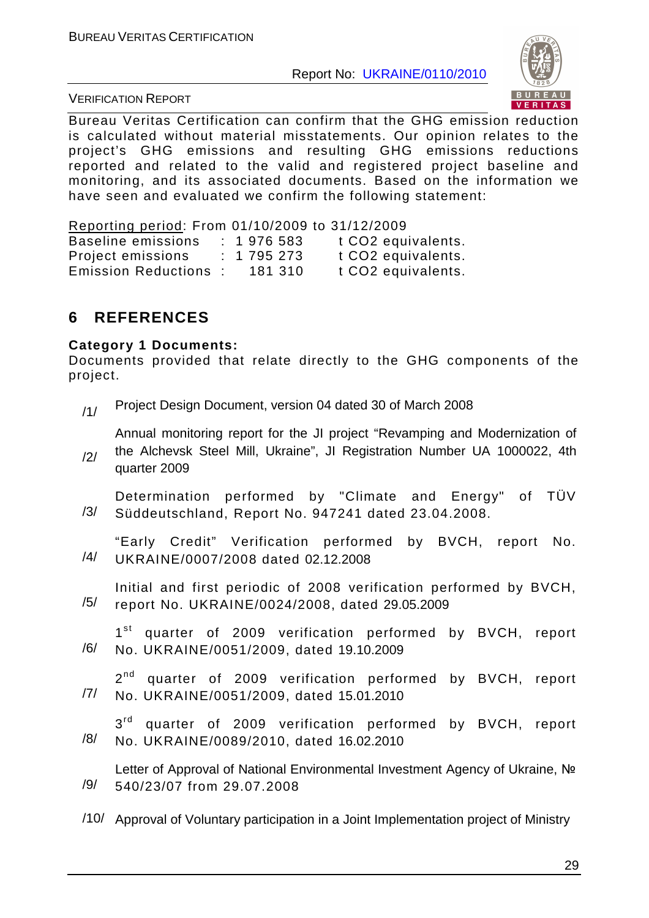Bureau Veritas Certification can confirm that the GHG emission reduction is calculated without material misstatements. Our opinion relates to the project's GHG emissions and resulting GHG emissions reductions reported and related to the valid and registered project baseline and monitoring, and its associated documents. Based on the information we have seen and evaluated we confirm the following statement:

Reporting period: From 01/10/2009 to 31/12/2009

| | | |
|---|---|---|
| Baseline emissions | : 1 976 583 | t CO2 equivalents. |
| Project emissions | : 1 795 273 | t CO2 equivalents. |
| Emission Reductions | : 181 310 | t CO2 equivalents. |

## 6 REFERENCES

**Category 1 Documents:**

Documents provided that relate directly to the GHG components of the project.

/1/ Project Design Document, version 04 dated 30 of March 2008

/2/ Annual monitoring report for the JI project "Revamping and Modernization of the Alchevsk Steel Mill, Ukraine", JI Registration Number UA 1000022, 4th quarter 2009

/3/ Determination performed by "Climate and Energy" of TÜV Süddeutschland, Report No. 947241 dated 23.04.2008.

/4/ "Early Credit" Verification performed by BVCH, report No. UKRAINE/0007/2008 dated 02.12.2008

/5/ Initial and first periodic of 2008 verification performed by BVCH, report No. UKRAINE/0024/2008, dated 29.05.2009

/6/ 1st quarter of 2009 verification performed by BVCH, report No. UKRAINE/0051/2009, dated 19.10.2009

/7/ 2nd quarter of 2009 verification performed by BVCH, report No. UKRAINE/0051/2009, dated 15.01.2010

/8/ 3rd quarter of 2009 verification performed by BVCH, report No. UKRAINE/0089/2010, dated 16.02.2010

/9/ Letter of Approval of National Environmental Investment Agency of Ukraine, № 540/23/07 from 29.07.2008

/10/ Approval of Voluntary participation in a Joint Implementation project of Ministry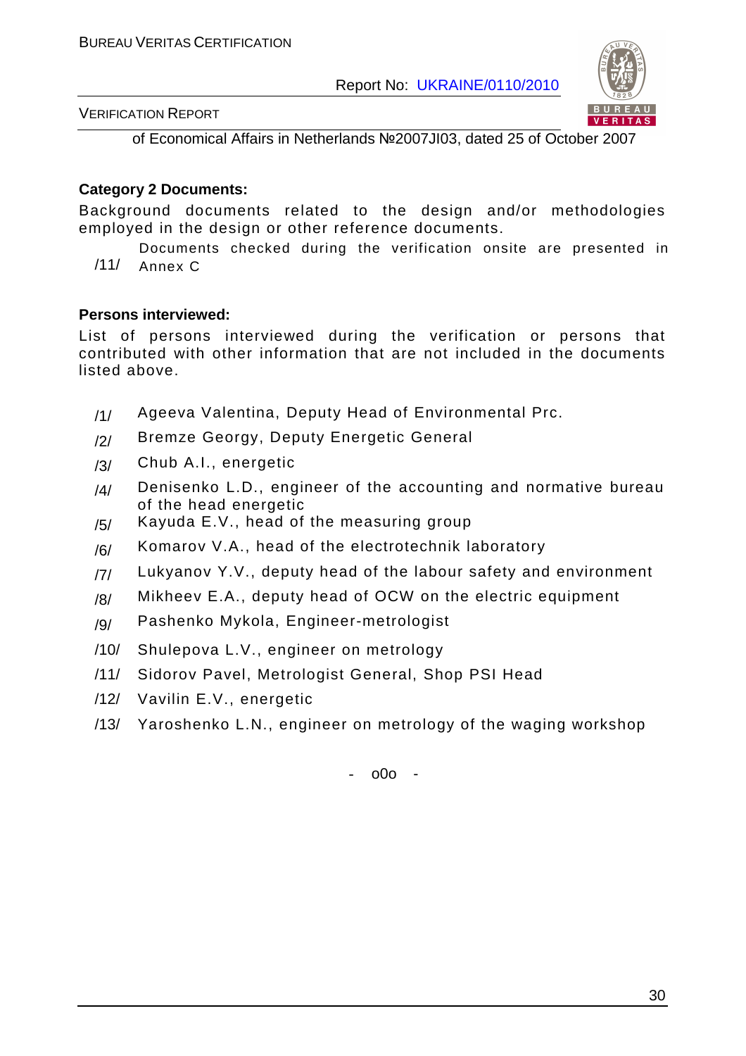of Economical Affairs in Netherlands №2007JI03, dated 25 of October 2007

**Category 2 Documents:**

Background documents related to the design and/or methodologies employed in the design or other reference documents.

/11/ Documents checked during the verification onsite are presented in Annex C

**Persons interviewed:**

List of persons interviewed during the verification or persons that contributed with other information that are not included in the documents listed above.

/1/ Ageeva Valentina, Deputy Head of Environmental Prc.

/2/ Bremze Georgy, Deputy Energetic General

/3/ Chub A.I., energetic

/4/ Denisenko L.D., engineer of the accounting and normative bureau of the head energetic

/5/ Kayuda E.V., head of the measuring group

/6/ Komarov V.A., head of the electrotechnik laboratory

/7/ Lukyanov Y.V., deputy head of the labour safety and environment

/8/ Mikheev E.A., deputy head of OCW on the electric equipment

/9/ Pashenko Mykola, Engineer-metrologist

/10/ Shulepova L.V., engineer on metrology

/11/ Sidorov Pavel, Metrologist General, Shop PSI Head

/12/ Vavilin E.V., energetic

/13/ Yaroshenko L.N., engineer on metrology of the waging workshop

- o0o -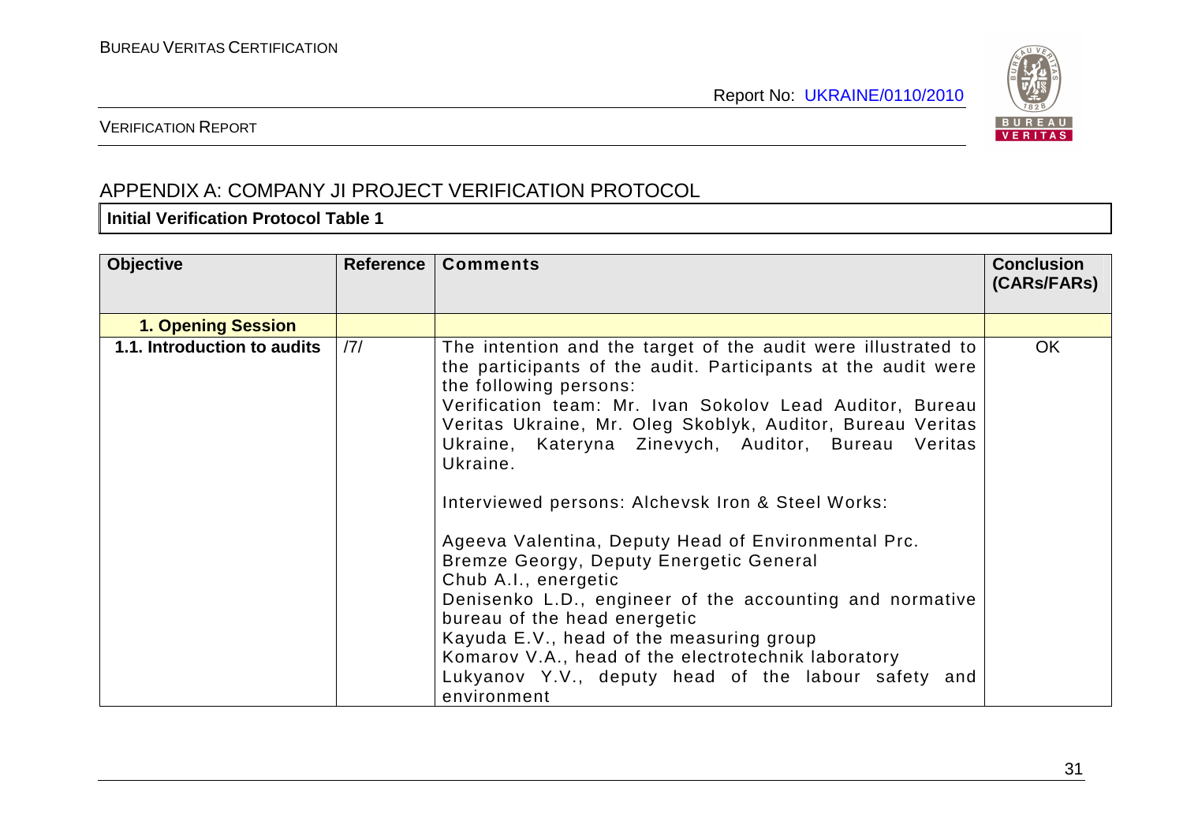## APPENDIX A: COMPANY JI PROJECT VERIFICATION PROTOCOL

**Initial Verification Protocol Table 1**

| Objective | Reference | Comments | Conclusion (CARs/FARs) |
|---|---|---|---|
| **1. Opening Session** | | | |
| **1.1. Introduction to audits** | /7/ | The intention and the target of the audit were illustrated to the participants of the audit. Participants at the audit were the following persons:<br>Verification team: Mr. Ivan Sokolov Lead Auditor, Bureau Veritas Ukraine, Mr. Oleg Skoblyk, Auditor, Bureau Veritas Ukraine, Kateryna Zinevych, Auditor, Bureau Veritas Ukraine.<br><br>Interviewed persons: Alchevsk Iron & Steel Works:<br><br>Ageeva Valentina, Deputy Head of Environmental Prc.<br>Bremze Georgy, Deputy Energetic General<br>Chub A.I., energetic<br>Denisenko L.D., engineer of the accounting and normative bureau of the head energetic<br>Kayuda E.V., head of the measuring group<br>Komarov V.A., head of the electrotechnik laboratory<br>Lukyanov Y.V., deputy head of the labour safety and environment | OK |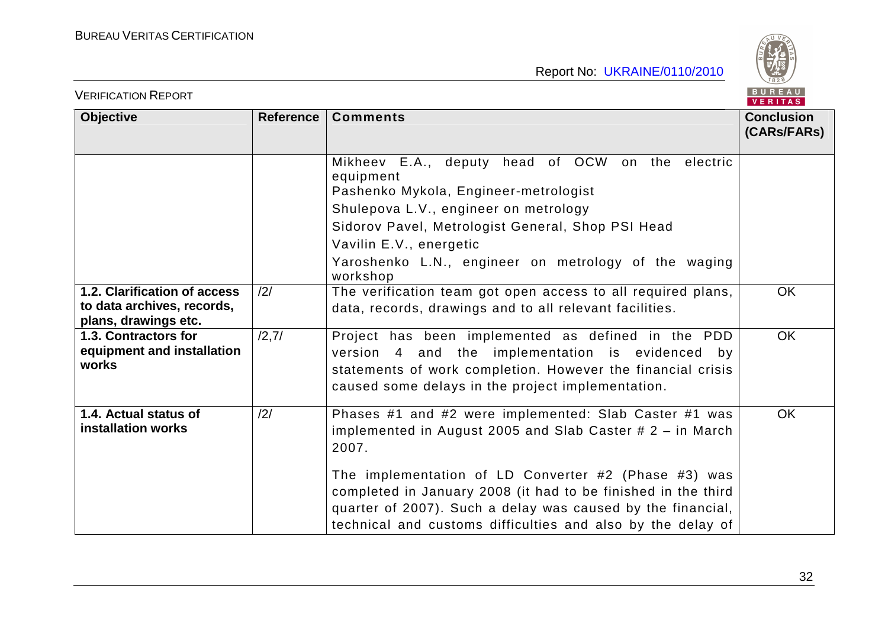| Objective | Reference | Comments | Conclusion (CARs/FARs) |
|---|---|---|---|
| | | Mikheev E.A., deputy head of OCW on the electric equipment<br>Pashenko Mykola, Engineer-metrologist<br>Shulepova L.V., engineer on metrology<br>Sidorov Pavel, Metrologist General, Shop PSI Head<br>Vavilin E.V., energetic<br>Yaroshenko L.N., engineer on metrology of the waging workshop | |
| **1.2. Clarification of access to data archives, records, plans, drawings etc.** | /2/ | The verification team got open access to all required plans, data, records, drawings and to all relevant facilities. | OK |
| **1.3. Contractors for equipment and installation works** | /2,7/ | Project has been implemented as defined in the PDD version 4 and the implementation is evidenced by statements of work completion. However the financial crisis caused some delays in the project implementation. | OK |
| **1.4. Actual status of installation works** | /2/ | Phases #1 and #2 were implemented: Slab Caster #1 was implemented in August 2005 and Slab Caster # 2 – in March 2007.<br><br>The implementation of LD Converter #2 (Phase #3) was completed in January 2008 (it had to be finished in the third quarter of 2007). Such a delay was caused by the financial, technical and customs difficulties and also by the delay of | OK |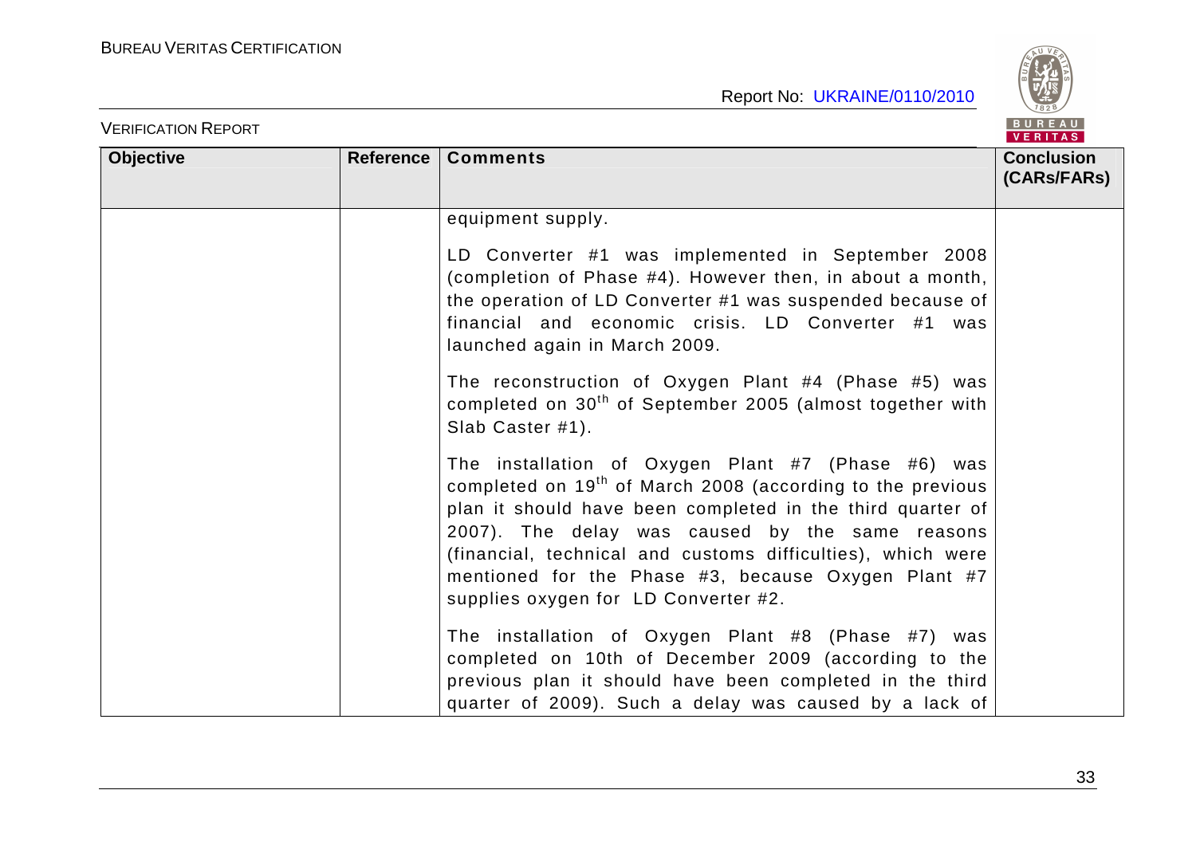| Objective | Reference | Comments | Conclusion (CARs/FARs) |
|---|---|---|---|
| | | equipment supply.<br><br>LD Converter #1 was implemented in September 2008 (completion of Phase #4). However then, in about a month, the operation of LD Converter #1 was suspended because of financial and economic crisis. LD Converter #1 was launched again in March 2009.<br><br>The reconstruction of Oxygen Plant #4 (Phase #5) was completed on 30th of September 2005 (almost together with Slab Caster #1).<br><br>The installation of Oxygen Plant #7 (Phase #6) was completed on 19th of March 2008 (according to the previous plan it should have been completed in the third quarter of 2007). The delay was caused by the same reasons (financial, technical and customs difficulties), which were mentioned for the Phase #3, because Oxygen Plant #7 supplies oxygen for LD Converter #2.<br><br>The installation of Oxygen Plant #8 (Phase #7) was completed on 10th of December 2009 (according to the previous plan it should have been completed in the third quarter of 2009). Such a delay was caused by a lack of | |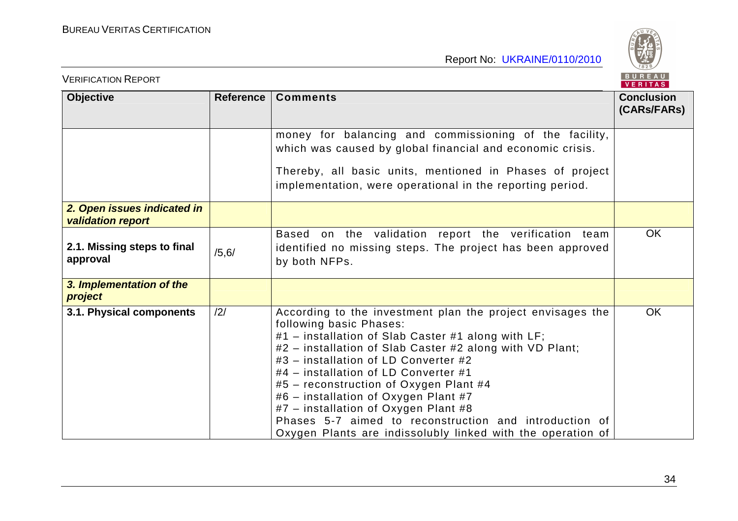| Objective | Reference | Comments | Conclusion (CARs/FARs) |
|---|---|---|---|
| | | money for balancing and commissioning of the facility, which was caused by global financial and economic crisis.<br><br>Thereby, all basic units, mentioned in Phases of project implementation, were operational in the reporting period. | |
| ***2. Open issues indicated in validation report*** | | | |
| **2.1. Missing steps to final approval** | /5,6/ | Based on the validation report the verification team identified no missing steps. The project has been approved by both NFPs. | OK |
| ***3. Implementation of the project*** | | | |
| **3.1. Physical components** | /2/ | According to the investment plan the project envisages the following basic Phases:<br>#1 – installation of Slab Caster #1 along with LF;<br>#2 – installation of Slab Caster #2 along with VD Plant;<br>#3 – installation of LD Converter #2<br>#4 – installation of LD Converter #1<br>#5 – reconstruction of Oxygen Plant #4<br>#6 – installation of Oxygen Plant #7<br>#7 – installation of Oxygen Plant #8<br>Phases 5-7 aimed to reconstruction and introduction of Oxygen Plants are indissolubly linked with the operation of | OK |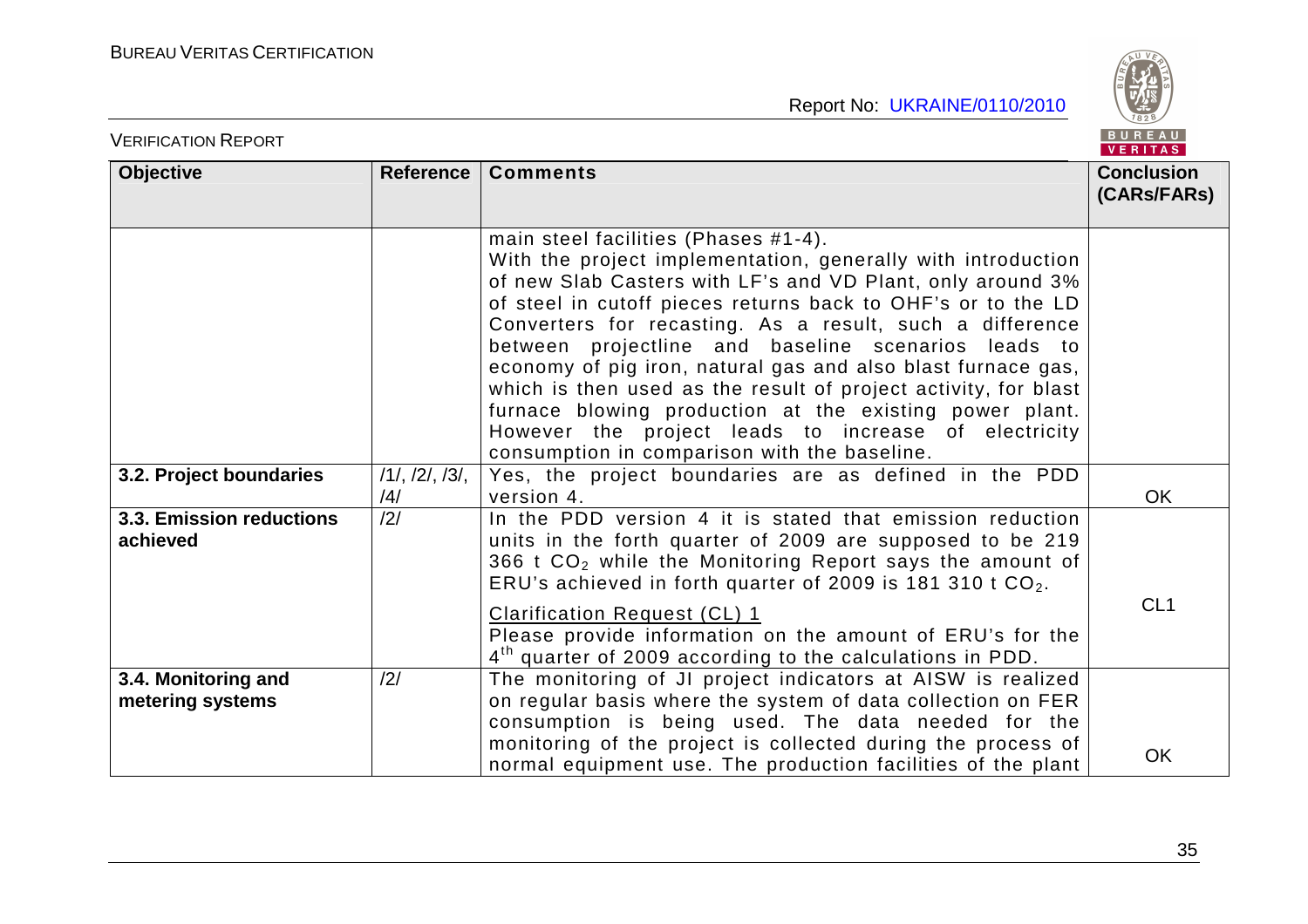| Objective | Reference | Comments | Conclusion (CARs/FARs) |
|---|---|---|---|
| | | main steel facilities (Phases #1-4). With the project implementation, generally with introduction of new Slab Casters with LF's and VD Plant, only around 3% of steel in cutoff pieces returns back to OHF's or to the LD Converters for recasting. As a result, such a difference between projectline and baseline scenarios leads to economy of pig iron, natural gas and also blast furnace gas, which is then used as the result of project activity, for blast furnace blowing production at the existing power plant. However the project leads to increase of electricity consumption in comparison with the baseline. | |
| **3.2. Project boundaries** | /1/, /2/, /3/, /4/ | Yes, the project boundaries are as defined in the PDD version 4. | OK |
| **3.3. Emission reductions achieved** | /2/ | In the PDD version 4 it is stated that emission reduction units in the forth quarter of 2009 are supposed to be 219 366 t $CO_2$ while the Monitoring Report says the amount of ERU's achieved in forth quarter of 2009 is 181 310 t $CO_2$.<br><br><u>Clarification Request (CL) 1</u><br>Please provide information on the amount of ERU's for the $4^{th}$ quarter of 2009 according to the calculations in PDD. | CL1 |
| **3.4. Monitoring and metering systems** | /2/ | The monitoring of JI project indicators at AISW is realized on regular basis where the system of data collection on FER consumption is being used. The data needed for the monitoring of the project is collected during the process of normal equipment use. The production facilities of the plant | OK |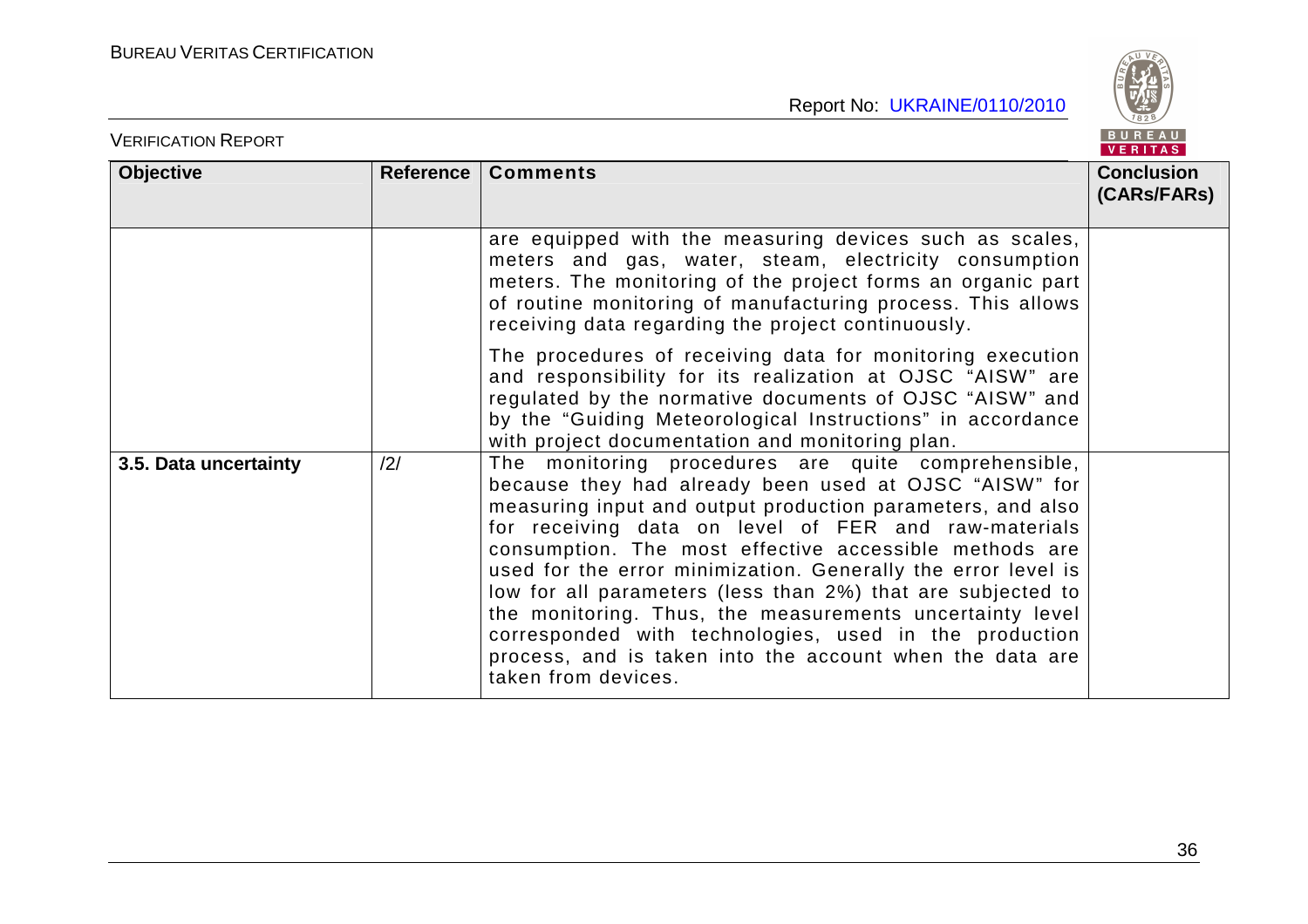| Objective | Reference | Comments | Conclusion (CARs/FARs) |
|---|---|---|---|
| | | are equipped with the measuring devices such as scales, meters and gas, water, steam, electricity consumption meters. The monitoring of the project forms an organic part of routine monitoring of manufacturing process. This allows receiving data regarding the project continuously.<br><br>The procedures of receiving data for monitoring execution and responsibility for its realization at OJSC "AISW" are regulated by the normative documents of OJSC "AISW" and by the "Guiding Meteorological Instructions" in accordance with project documentation and monitoring plan. | |
| **3.5. Data uncertainty** | /2/ | The monitoring procedures are quite comprehensible, because they had already been used at OJSC "AISW" for measuring input and output production parameters, and also for receiving data on level of FER and raw-materials consumption. The most effective accessible methods are used for the error minimization. Generally the error level is low for all parameters (less than 2%) that are subjected to the monitoring. Thus, the measurements uncertainty level corresponded with technologies, used in the production process, and is taken into the account when the data are taken from devices. | |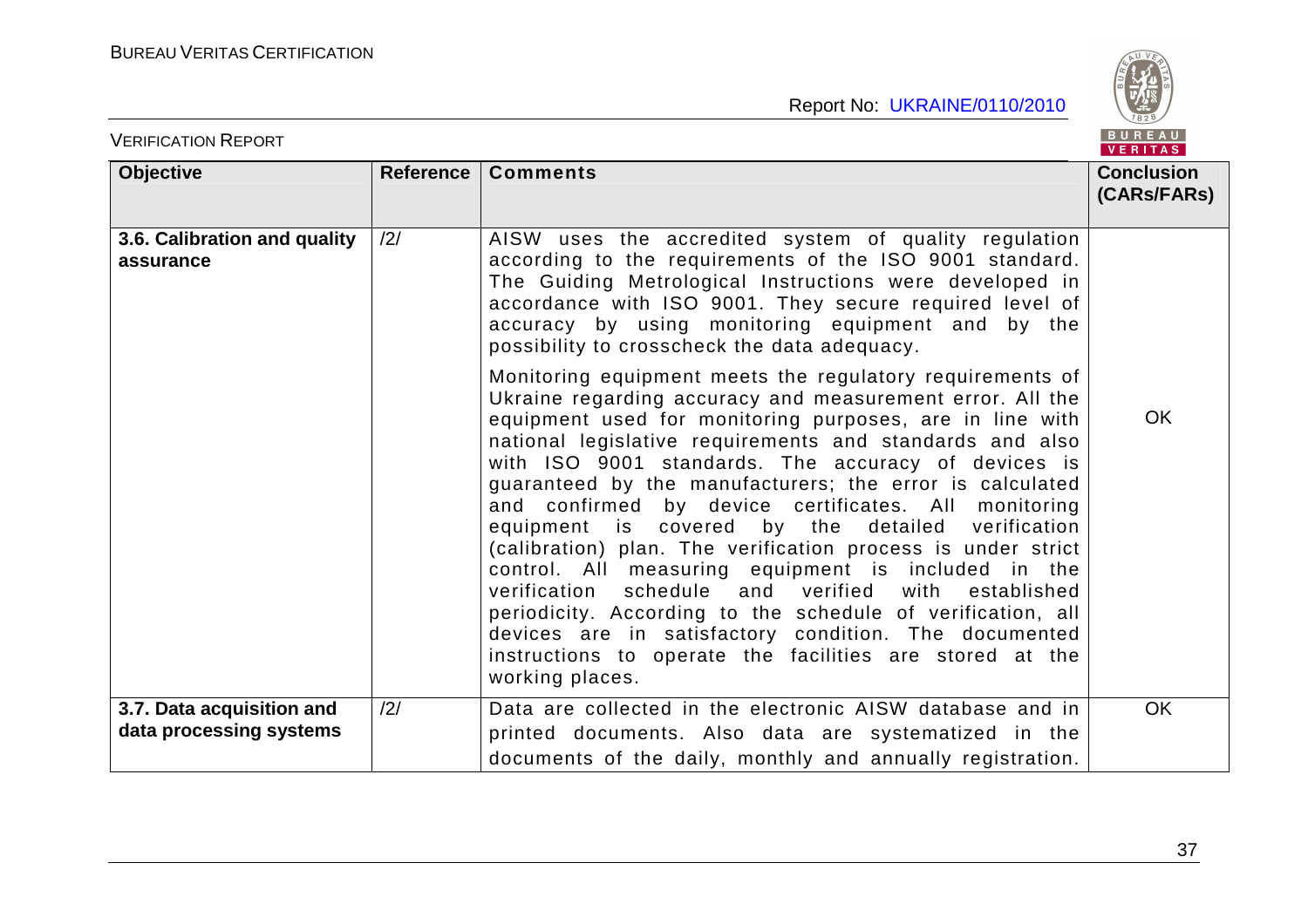| Objective | Reference | Comments | Conclusion (CARs/FARs) |
|---|---|---|---|
| **3.6. Calibration and quality assurance** | /2/ | AISW uses the accredited system of quality regulation according to the requirements of the ISO 9001 standard. The Guiding Metrological Instructions were developed in accordance with ISO 9001. They secure required level of accuracy by using monitoring equipment and by the possibility to crosscheck the data adequacy.<br><br>Monitoring equipment meets the regulatory requirements of Ukraine regarding accuracy and measurement error. All the equipment used for monitoring purposes, are in line with national legislative requirements and standards and also with ISO 9001 standards. The accuracy of devices is guaranteed by the manufacturers; the error is calculated and confirmed by device certificates. All monitoring equipment is covered by the detailed verification (calibration) plan. The verification process is under strict control. All measuring equipment is included in the verification schedule and verified with established periodicity. According to the schedule of verification, all devices are in satisfactory condition. The documented instructions to operate the facilities are stored at the working places. | OK |
| **3.7. Data acquisition and data processing systems** | /2/ | Data are collected in the electronic AISW database and in printed documents. Also data are systematized in the documents of the daily, monthly and annually registration. | OK |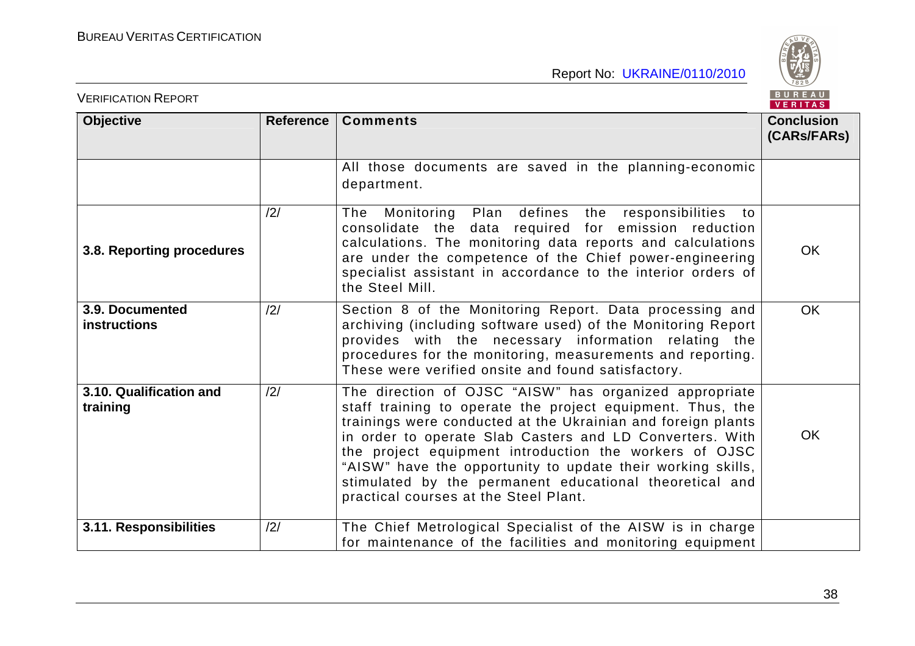| Objective | Reference | Comments | Conclusion (CARs/FARs) |
|---|---|---|---|
| | | All those documents are saved in the planning-economic department. | |
| **3.8. Reporting procedures** | /2/ | The Monitoring Plan defines the responsibilities to consolidate the data required for emission reduction calculations. The monitoring data reports and calculations are under the competence of the Chief power-engineering specialist assistant in accordance to the interior orders of the Steel Mill. | OK |
| **3.9. Documented instructions** | /2/ | Section 8 of the Monitoring Report. Data processing and archiving (including software used) of the Monitoring Report provides with the necessary information relating the procedures for the monitoring, measurements and reporting. These were verified onsite and found satisfactory. | OK |
| **3.10. Qualification and training** | /2/ | The direction of OJSC "AISW" has organized appropriate staff training to operate the project equipment. Thus, the trainings were conducted at the Ukrainian and foreign plants in order to operate Slab Casters and LD Converters. With the project equipment introduction the workers of OJSC "AISW" have the opportunity to update their working skills, stimulated by the permanent educational theoretical and practical courses at the Steel Plant. | OK |
| **3.11. Responsibilities** | /2/ | The Chief Metrological Specialist of the AISW is in charge for maintenance of the facilities and monitoring equipment | |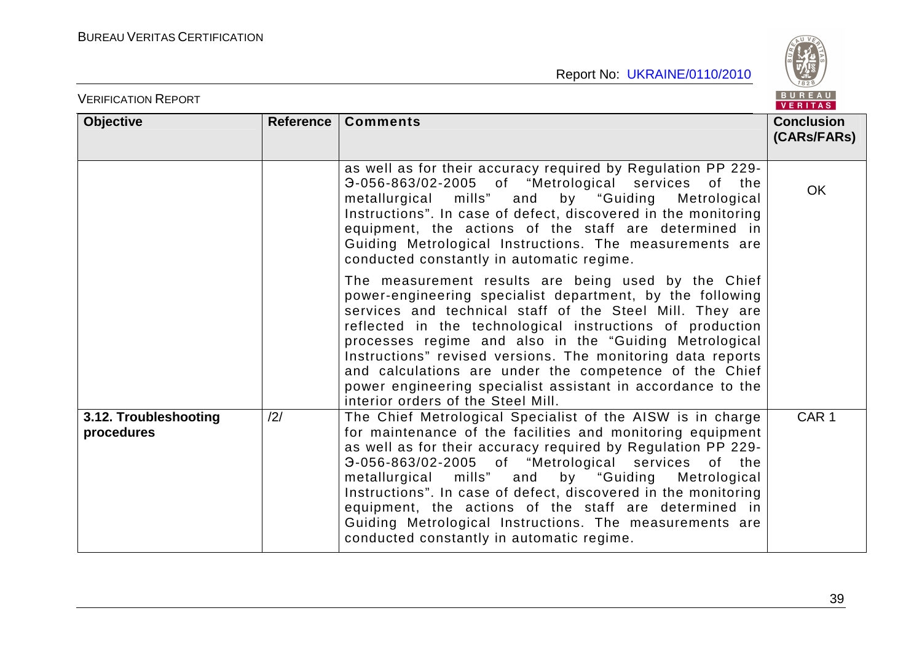| Objective | Reference | Comments | Conclusion (CARs/FARs) |
|---|---|---|---|
| | | as well as for their accuracy required by Regulation PP 229-Э-056-863/02-2005 of "Metrological services of the metallurgical mills" and by "Guiding Metrological Instructions". In case of defect, discovered in the monitoring equipment, the actions of the staff are determined in Guiding Metrological Instructions. The measurements are conducted constantly in automatic regime.<br><br>The measurement results are being used by the Chief power-engineering specialist department, by the following services and technical staff of the Steel Mill. They are reflected in the technological instructions of production processes regime and also in the "Guiding Metrological Instructions" revised versions. The monitoring data reports and calculations are under the competence of the Chief power engineering specialist assistant in accordance to the interior orders of the Steel Mill. | OK |
| **3.12. Troubleshooting procedures** | /2/ | The Chief Metrological Specialist of the AISW is in charge for maintenance of the facilities and monitoring equipment as well as for their accuracy required by Regulation PP 229-Э-056-863/02-2005 of "Metrological services of the metallurgical mills" and by "Guiding Metrological Instructions". In case of defect, discovered in the monitoring equipment, the actions of the staff are determined in Guiding Metrological Instructions. The measurements are conducted constantly in automatic regime. | CAR 1 |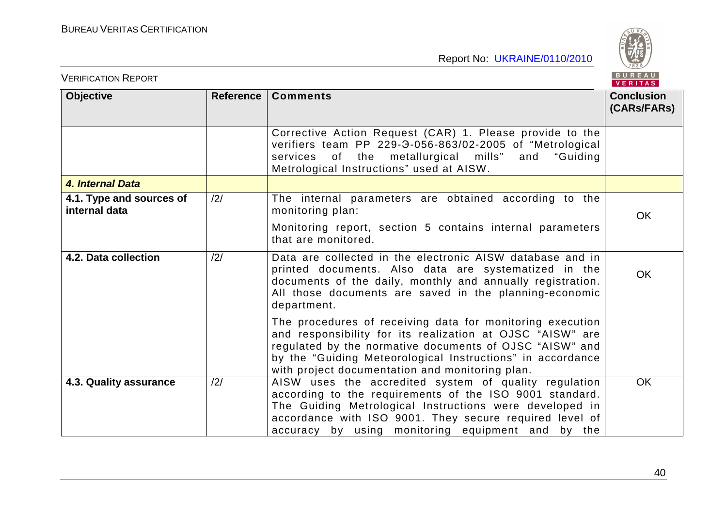| Objective | Reference | Comments | Conclusion (CARs/FARs) |
|---|---|---|---|
| | | Corrective Action Request (CAR) 1. Please provide to the verifiers team PP 229-Э-056-863/02-2005 of "Metrological services of the metallurgical mills" and "Guiding Metrological Instructions" used at AISW. | |
| ***4. Internal Data*** | | | |
| **4.1. Type and sources of internal data** | /2/ | The internal parameters are obtained according to the monitoring plan:<br>Monitoring report, section 5 contains internal parameters that are monitored. | OK |
| **4.2. Data collection** | /2/ | Data are collected in the electronic AISW database and in printed documents. Also data are systematized in the documents of the daily, monthly and annually registration. All those documents are saved in the planning-economic department.<br>The procedures of receiving data for monitoring execution and responsibility for its realization at OJSC "AISW" are regulated by the normative documents of OJSC "AISW" and by the "Guiding Meteorological Instructions" in accordance with project documentation and monitoring plan. | OK |
| **4.3. Quality assurance** | /2/ | AISW uses the accredited system of quality regulation according to the requirements of the ISO 9001 standard. The Guiding Metrological Instructions were developed in accordance with ISO 9001. They secure required level of accuracy by using monitoring equipment and by the | OK |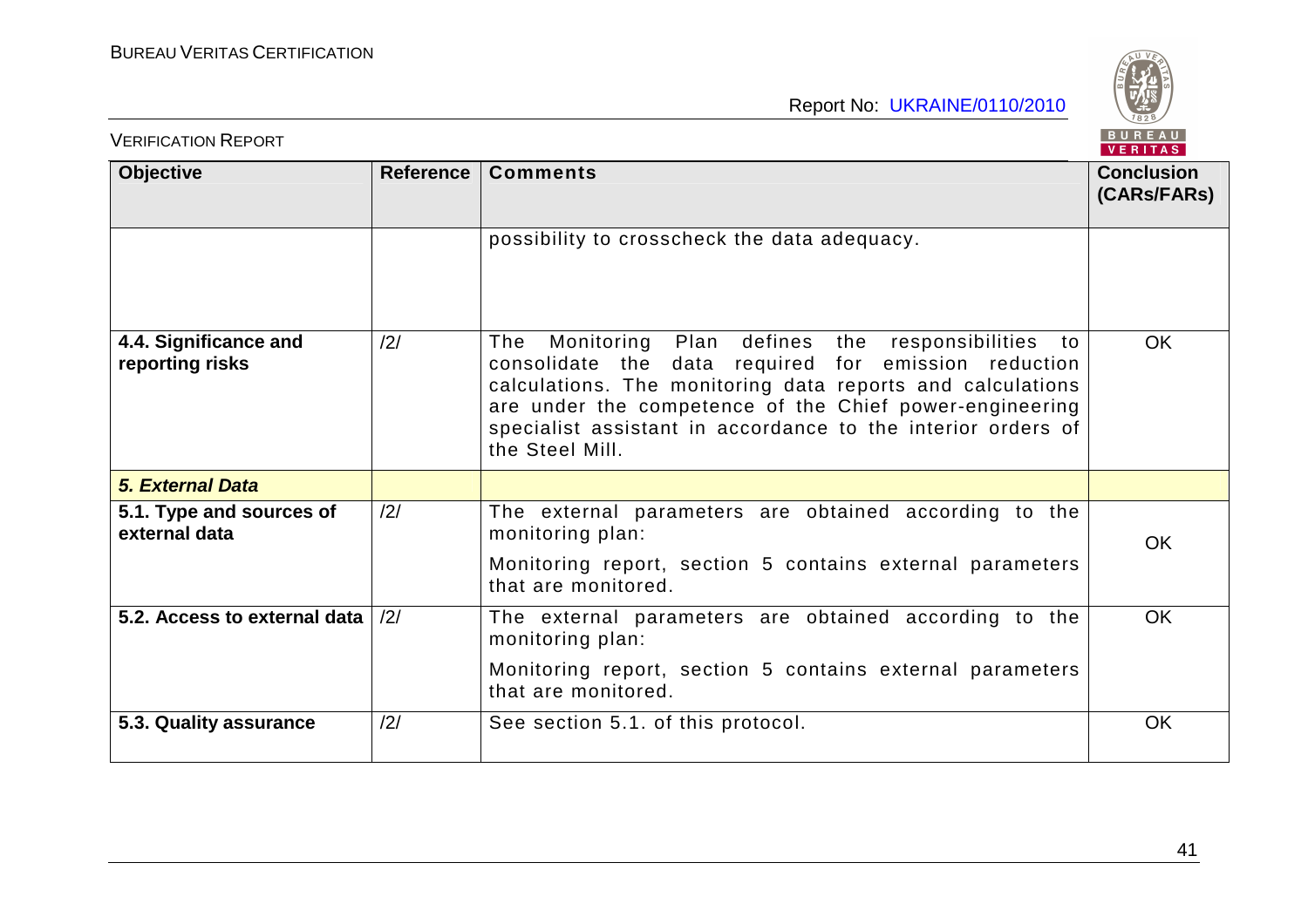| Objective | Reference | Comments | Conclusion (CARs/FARs) |
|---|---|---|---|
| | | possibility to crosscheck the data adequacy. | |
| **4.4. Significance and reporting risks** | /2/ | The Monitoring Plan defines the responsibilities to consolidate the data required for emission reduction calculations. The monitoring data reports and calculations are under the competence of the Chief power-engineering specialist assistant in accordance to the interior orders of the Steel Mill. | OK |
| ***5. External Data*** | | | |
| **5.1. Type and sources of external data** | /2/ | The external parameters are obtained according to the monitoring plan: Monitoring report, section 5 contains external parameters that are monitored. | OK |
| **5.2. Access to external data** | /2/ | The external parameters are obtained according to the monitoring plan: Monitoring report, section 5 contains external parameters that are monitored. | OK |
| **5.3. Quality assurance** | /2/ | See section 5.1. of this protocol. | OK |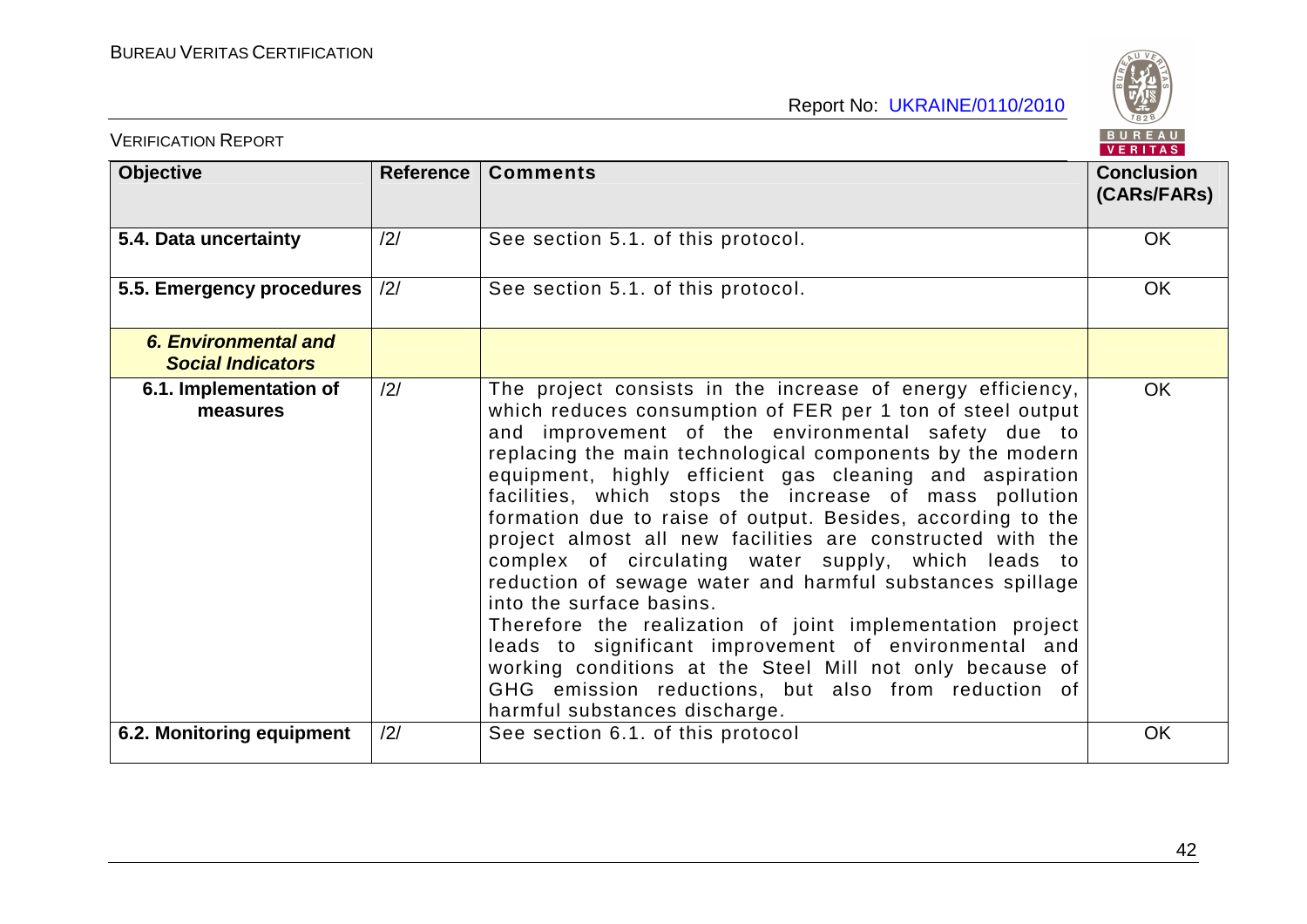| Objective | Reference | Comments | Conclusion (CARs/FARs) |
|---|---|---|---|
| **5.4. Data uncertainty** | /2/ | See section 5.1. of this protocol. | OK |
| **5.5. Emergency procedures** | /2/ | See section 5.1. of this protocol. | OK |
| ***6. Environmental and Social Indicators*** | | | |
| **6.1. Implementation of measures** | /2/ | The project consists in the increase of energy efficiency, which reduces consumption of FER per 1 ton of steel output and improvement of the environmental safety due to replacing the main technological components by the modern equipment, highly efficient gas cleaning and aspiration facilities, which stops the increase of mass pollution formation due to raise of output. Besides, according to the project almost all new facilities are constructed with the complex of circulating water supply, which leads to reduction of sewage water and harmful substances spillage into the surface basins.<br>Therefore the realization of joint implementation project leads to significant improvement of environmental and working conditions at the Steel Mill not only because of GHG emission reductions, but also from reduction of harmful substances discharge. | OK |
| **6.2. Monitoring equipment** | /2/ | See section 6.1. of this protocol | OK |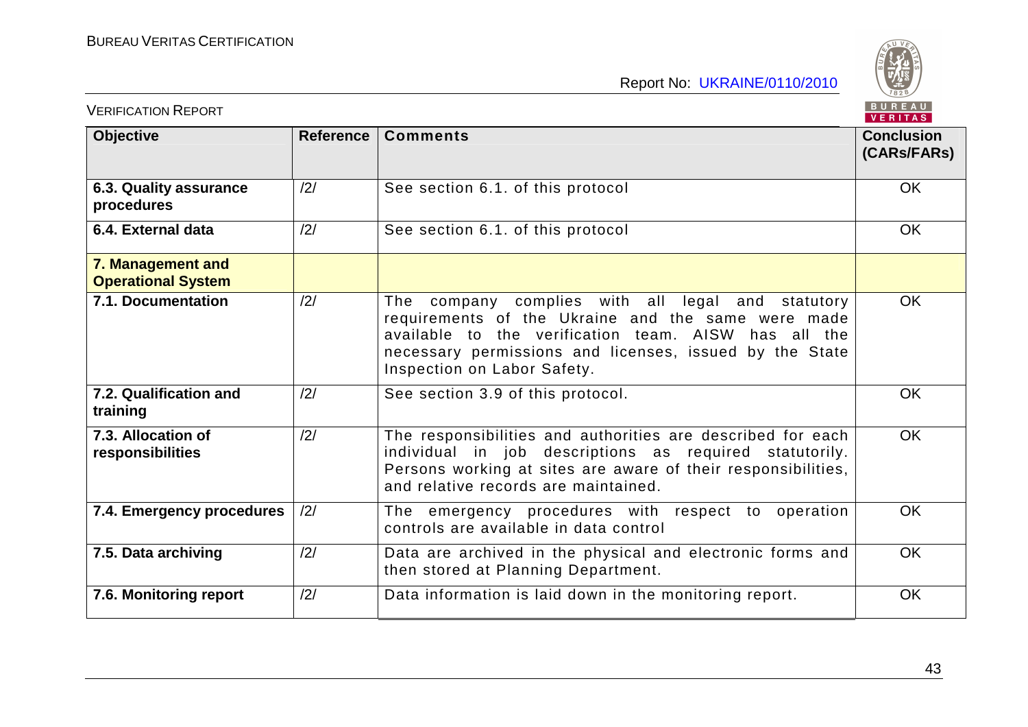| Objective | Reference | Comments | Conclusion (CARs/FARs) |
|---|---|---|---|
| **6.3. Quality assurance procedures** | /2/ | See section 6.1. of this protocol | OK |
| **6.4. External data** | /2/ | See section 6.1. of this protocol | OK |
| **7. Management and Operational System** | | | |
| **7.1. Documentation** | /2/ | The company complies with all legal and statutory requirements of the Ukraine and the same were made available to the verification team. AISW has all the necessary permissions and licenses, issued by the State Inspection on Labor Safety. | OK |
| **7.2. Qualification and training** | /2/ | See section 3.9 of this protocol. | OK |
| **7.3. Allocation of responsibilities** | /2/ | The responsibilities and authorities are described for each individual in job descriptions as required statutorily. Persons working at sites are aware of their responsibilities, and relative records are maintained. | OK |
| **7.4. Emergency procedures** | /2/ | The emergency procedures with respect to operation controls are available in data control | OK |
| **7.5. Data archiving** | /2/ | Data are archived in the physical and electronic forms and then stored at Planning Department. | OK |
| **7.6. Monitoring report** | /2/ | Data information is laid down in the monitoring report. | OK |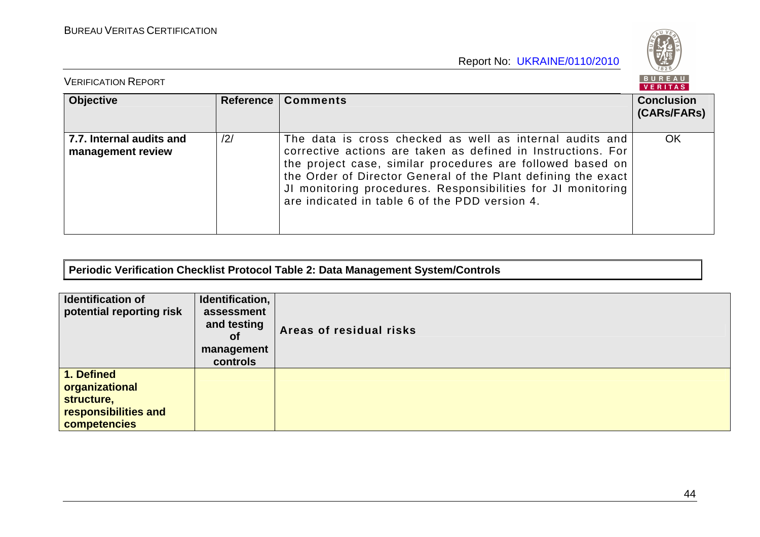| Objective | Reference | Comments | Conclusion (CARs/FARs) |
|---|---|---|---|
| **7.7. Internal audits and management review** | /2/ | The data is cross checked as well as internal audits and corrective actions are taken as defined in Instructions. For the project case, similar procedures are followed based on the Order of Director General of the Plant defining the exact JI monitoring procedures. Responsibilities for JI monitoring are indicated in table 6 of the PDD version 4. | OK |

**Periodic Verification Checklist Protocol Table 2: Data Management System/Controls**

| Identification of potential reporting risk | Identification, assessment and testing of management controls | Areas of residual risks |
|---|---|---|
| **1. Defined organizational structure, responsibilities and competencies** | | |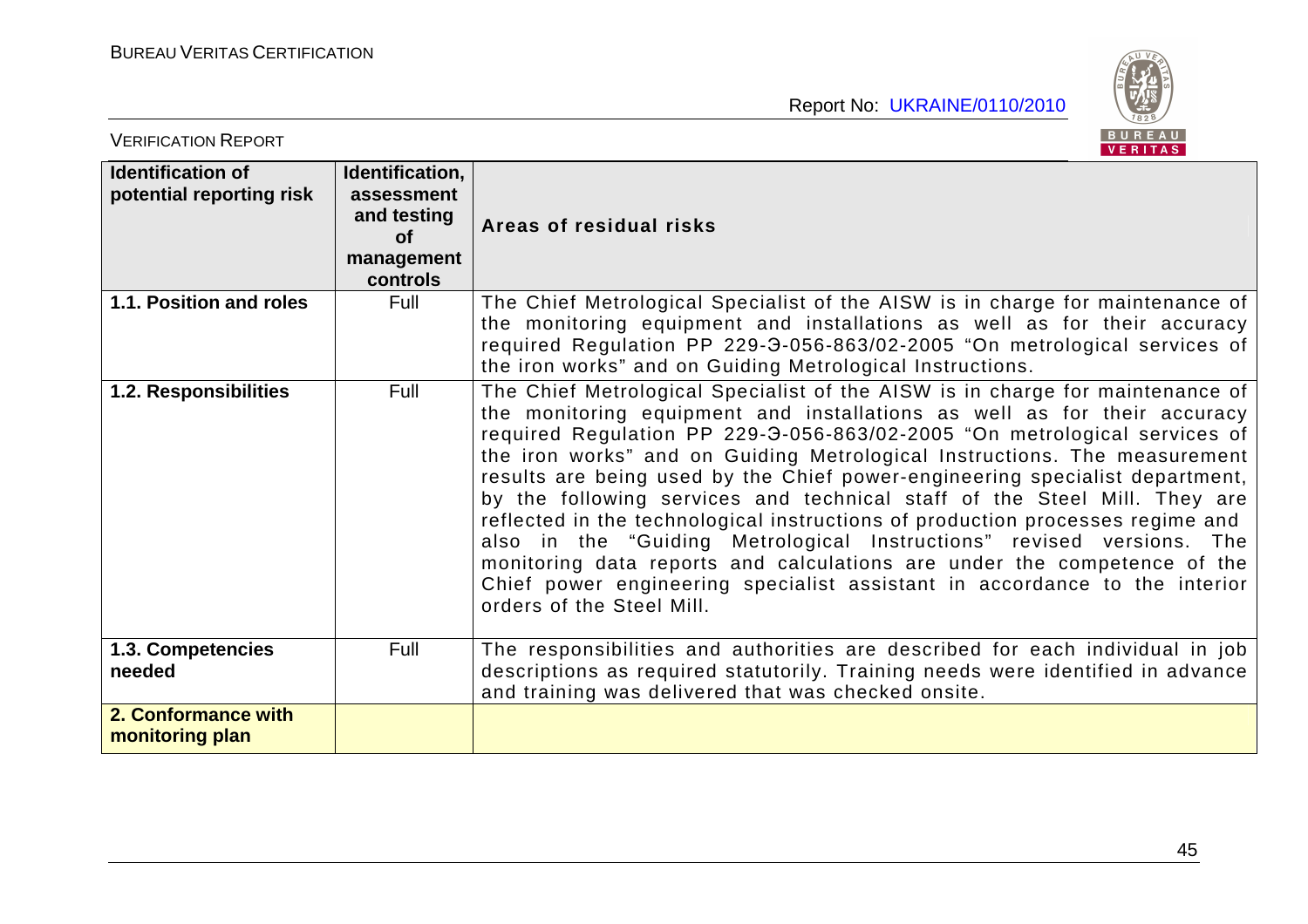| Identification of potential reporting risk | Identification, assessment and testing of management controls | Areas of residual risks |
|---|---|---|
| **1.1. Position and roles** | Full | The Chief Metrological Specialist of the AISW is in charge for maintenance of the monitoring equipment and installations as well as for their accuracy required Regulation PP 229-Э-056-863/02-2005 "On metrological services of the iron works" and on Guiding Metrological Instructions. |
| **1.2. Responsibilities** | Full | The Chief Metrological Specialist of the AISW is in charge for maintenance of the monitoring equipment and installations as well as for their accuracy required Regulation PP 229-Э-056-863/02-2005 "On metrological services of the iron works" and on Guiding Metrological Instructions. The measurement results are being used by the Chief power-engineering specialist department, by the following services and technical staff of the Steel Mill. They are reflected in the technological instructions of production processes regime and also in the "Guiding Metrological Instructions" revised versions. The monitoring data reports and calculations are under the competence of the Chief power engineering specialist assistant in accordance to the interior orders of the Steel Mill. |
| **1.3. Competencies needed** | Full | The responsibilities and authorities are described for each individual in job descriptions as required statutorily. Training needs were identified in advance and training was delivered that was checked onsite. |
| **2. Conformance with monitoring plan** | | |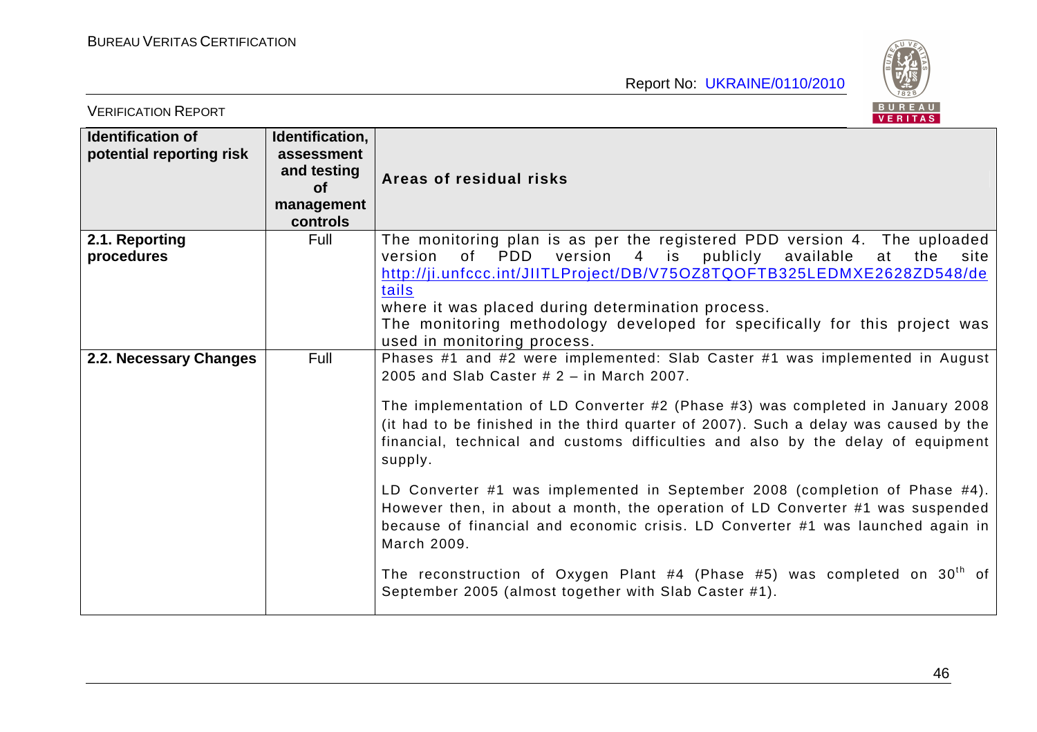| Identification of potential reporting risk | Identification, assessment and testing of management controls | Areas of residual risks |
|---|---|---|
| **2.1. Reporting procedures** | Full | The monitoring plan is as per the registered PDD version 4. The uploaded version of PDD version 4 is publicly available at the site http://ji.unfccc.int/JIITLProject/DB/V75OZ8TQOFTB325LEDMXE2628ZD548/details where it was placed during determination process.<br>The monitoring methodology developed for specifically for this project was used in monitoring process. |
| **2.2. Necessary Changes** | Full | Phases #1 and #2 were implemented: Slab Caster #1 was implemented in August 2005 and Slab Caster # 2 – in March 2007.<br><br>The implementation of LD Converter #2 (Phase #3) was completed in January 2008 (it had to be finished in the third quarter of 2007). Such a delay was caused by the financial, technical and customs difficulties and also by the delay of equipment supply.<br><br>LD Converter #1 was implemented in September 2008 (completion of Phase #4). However then, in about a month, the operation of LD Converter #1 was suspended because of financial and economic crisis. LD Converter #1 was launched again in March 2009.<br><br>The reconstruction of Oxygen Plant #4 (Phase #5) was completed on 30th of September 2005 (almost together with Slab Caster #1). |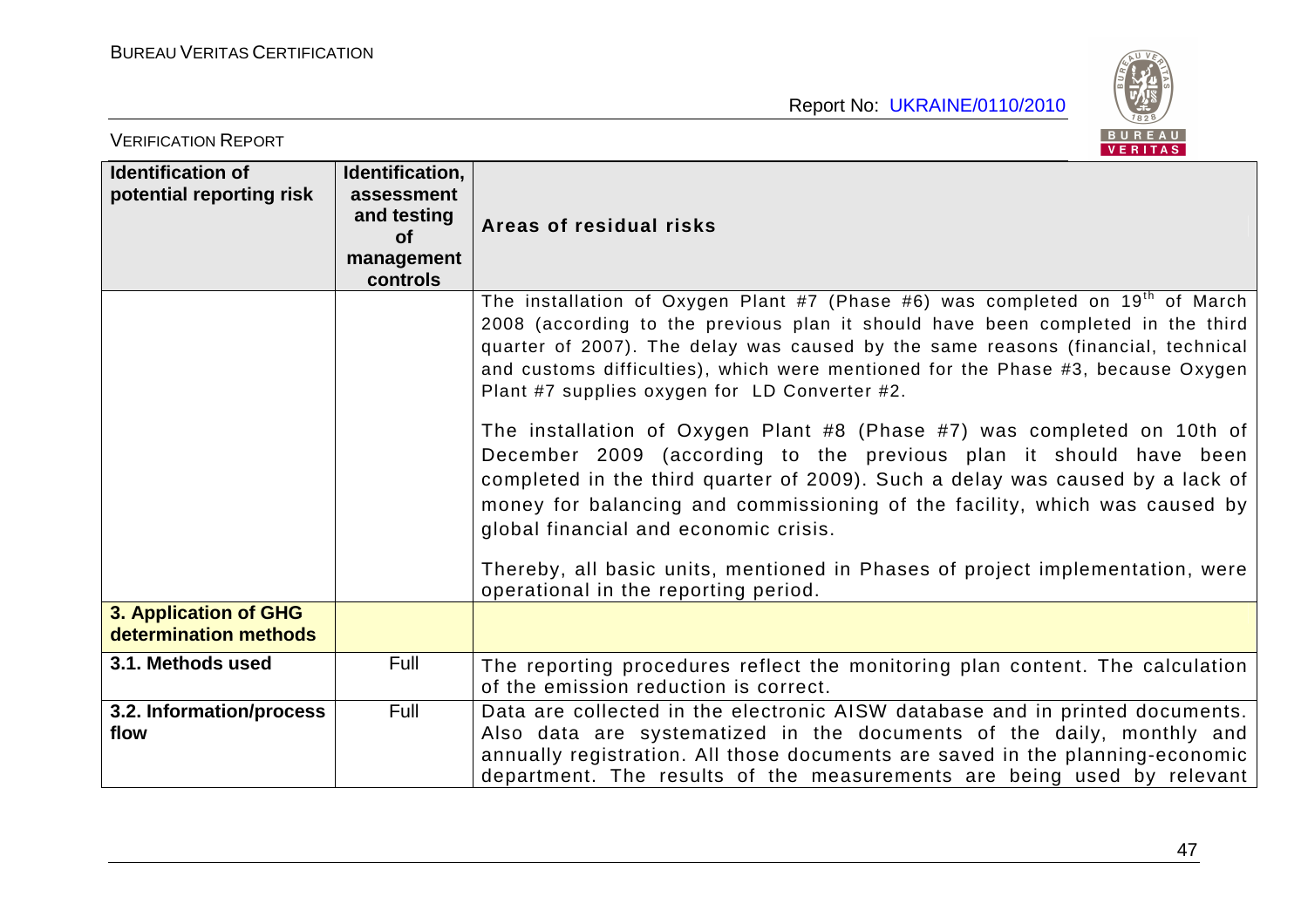| Identification of potential reporting risk | Identification, assessment and testing of management controls | Areas of residual risks |
|---|---|---|
| | | The installation of Oxygen Plant #7 (Phase #6) was completed on 19th of March 2008 (according to the previous plan it should have been completed in the third quarter of 2007). The delay was caused by the same reasons (financial, technical and customs difficulties), which were mentioned for the Phase #3, because Oxygen Plant #7 supplies oxygen for LD Converter #2.<br><br>The installation of Oxygen Plant #8 (Phase #7) was completed on 10th of December 2009 (according to the previous plan it should have been completed in the third quarter of 2009). Such a delay was caused by a lack of money for balancing and commissioning of the facility, which was caused by global financial and economic crisis.<br><br>Thereby, all basic units, mentioned in Phases of project implementation, were operational in the reporting period. |
| **3. Application of GHG determination methods** | | |
| **3.1. Methods used** | Full | The reporting procedures reflect the monitoring plan content. The calculation of the emission reduction is correct. |
| **3.2. Information/process flow** | Full | Data are collected in the electronic AISW database and in printed documents. Also data are systematized in the documents of the daily, monthly and annually registration. All those documents are saved in the planning-economic department. The results of the measurements are being used by relevant |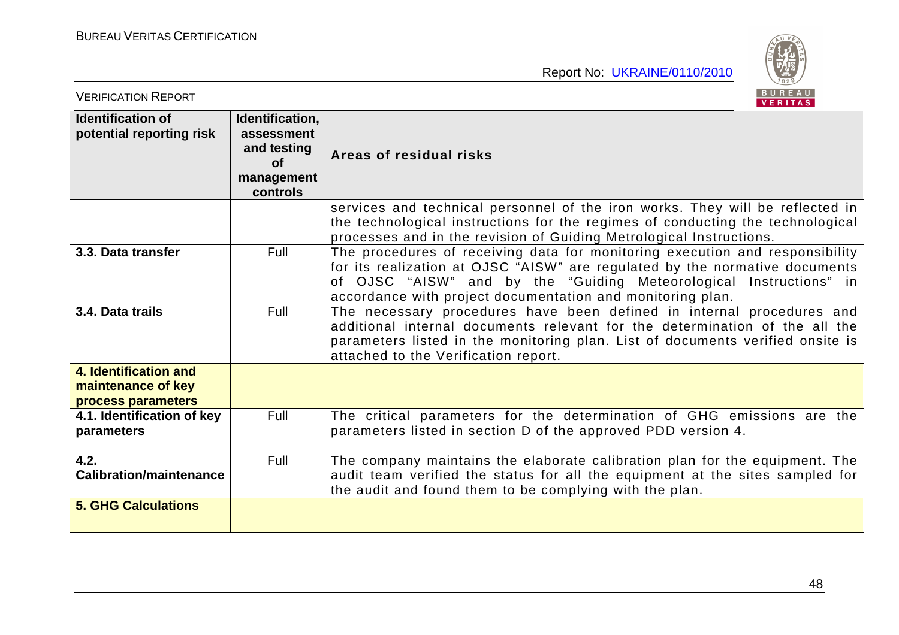| Identification of potential reporting risk | Identification, assessment and testing of management controls | Areas of residual risks |
|---|---|---|
| | | services and technical personnel of the iron works. They will be reflected in the technological instructions for the regimes of conducting the technological processes and in the revision of Guiding Metrological Instructions. |
| **3.3. Data transfer** | Full | The procedures of receiving data for monitoring execution and responsibility for its realization at OJSC "AISW" are regulated by the normative documents of OJSC "AISW" and by the "Guiding Meteorological Instructions" in accordance with project documentation and monitoring plan. |
| **3.4. Data trails** | Full | The necessary procedures have been defined in internal procedures and additional internal documents relevant for the determination of the all the parameters listed in the monitoring plan. List of documents verified onsite is attached to the Verification report. |
| **4. Identification and maintenance of key process parameters** | | |
| **4.1. Identification of key parameters** | Full | The critical parameters for the determination of GHG emissions are the parameters listed in section D of the approved PDD version 4. |
| **4.2. Calibration/maintenance** | Full | The company maintains the elaborate calibration plan for the equipment. The audit team verified the status for all the equipment at the sites sampled for the audit and found them to be complying with the plan. |
| **5. GHG Calculations** | | |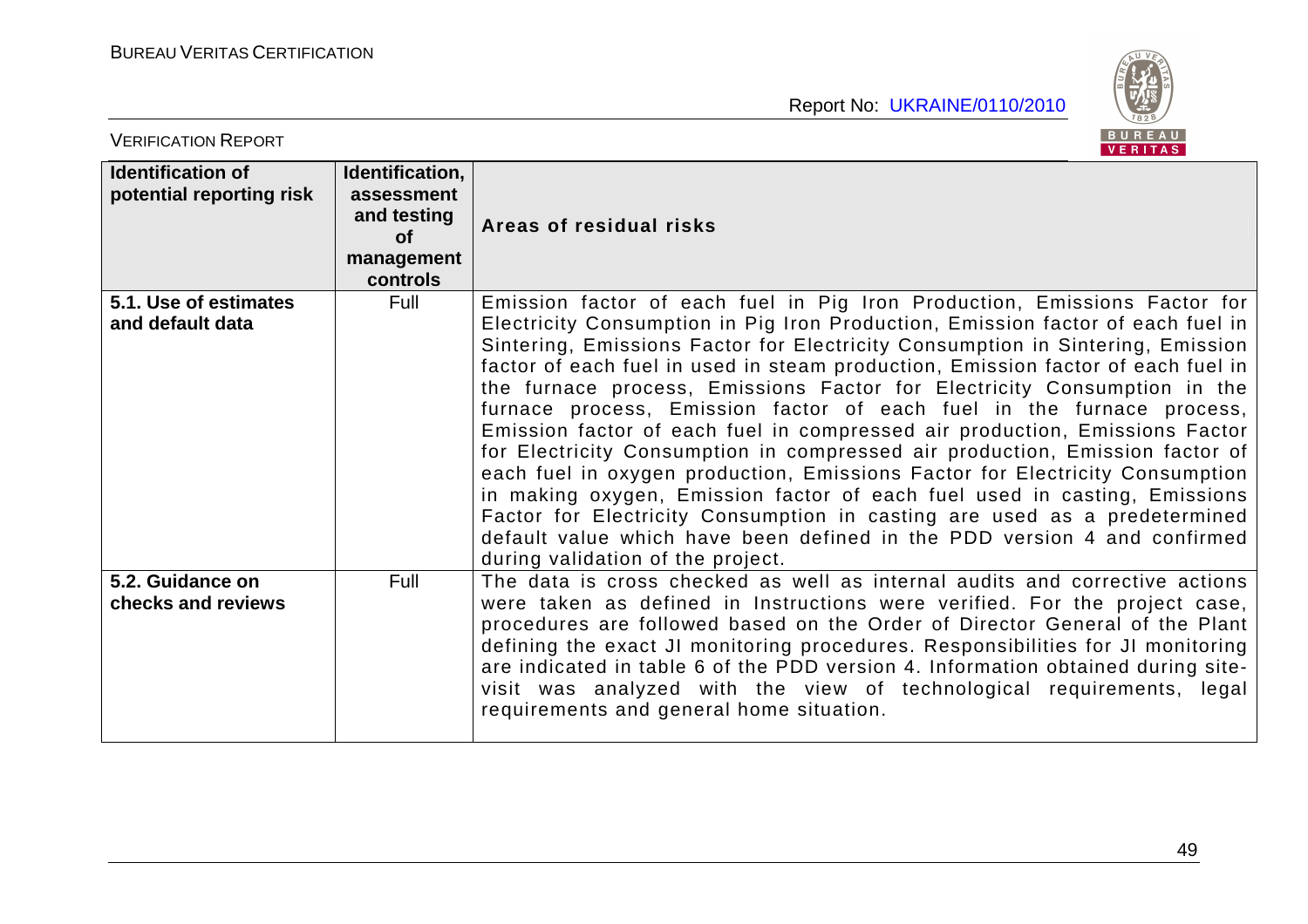| Identification of potential reporting risk | Identification, assessment and testing of management controls | Areas of residual risks |
|---|---|---|
| **5.1. Use of estimates and default data** | Full | Emission factor of each fuel in Pig Iron Production, Emissions Factor for Electricity Consumption in Pig Iron Production, Emission factor of each fuel in Sintering, Emissions Factor for Electricity Consumption in Sintering, Emission factor of each fuel in used in steam production, Emission factor of each fuel in the furnace process, Emissions Factor for Electricity Consumption in the furnace process, Emission factor of each fuel in the furnace process, Emission factor of each fuel in compressed air production, Emissions Factor for Electricity Consumption in compressed air production, Emission factor of each fuel in oxygen production, Emissions Factor for Electricity Consumption in making oxygen, Emission factor of each fuel used in casting, Emissions Factor for Electricity Consumption in casting are used as a predetermined default value which have been defined in the PDD version 4 and confirmed during validation of the project. |
| **5.2. Guidance on checks and reviews** | Full | The data is cross checked as well as internal audits and corrective actions were taken as defined in Instructions were verified. For the project case, procedures are followed based on the Order of Director General of the Plant defining the exact JI monitoring procedures. Responsibilities for JI monitoring are indicated in table 6 of the PDD version 4. Information obtained during site-visit was analyzed with the view of technological requirements, legal requirements and general home situation. |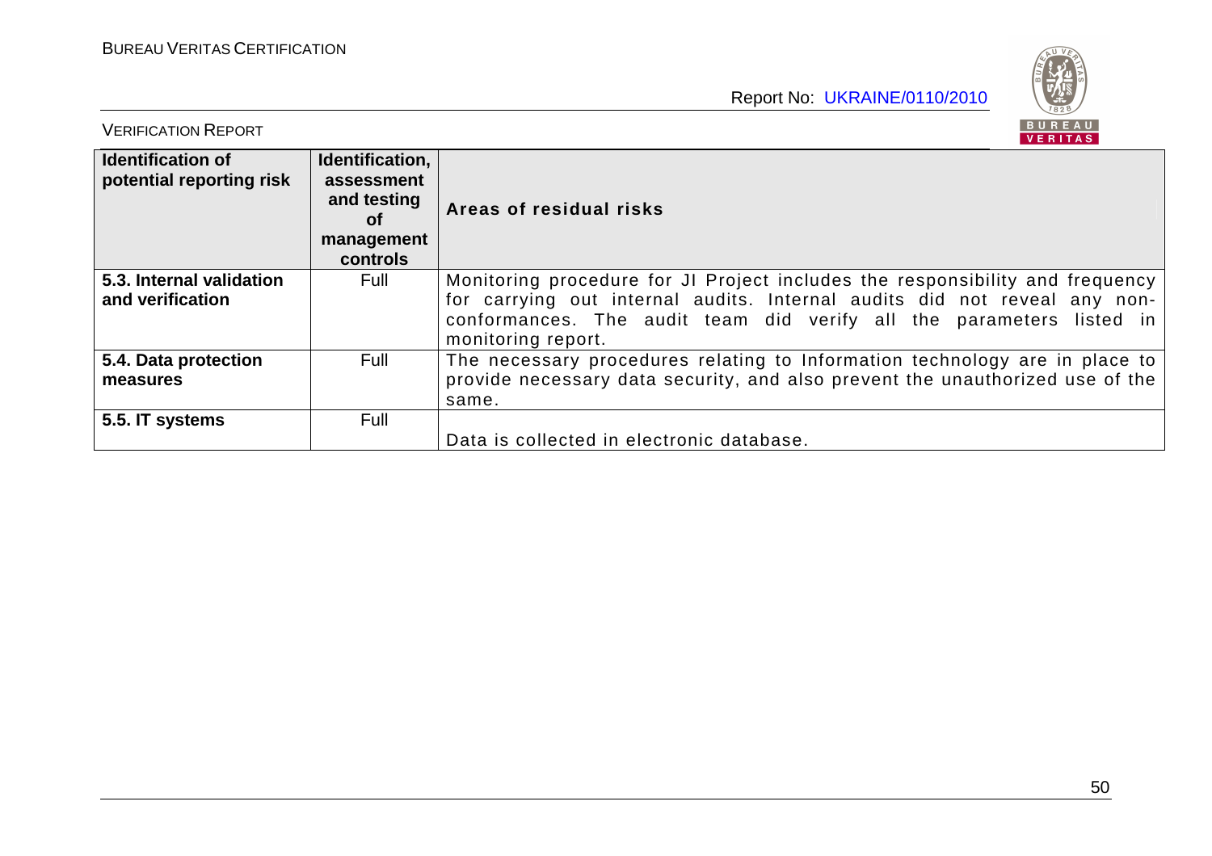| Identification of potential reporting risk | Identification, assessment and testing of management controls | Areas of residual risks |
|---|---|---|
| **5.3. Internal validation and verification** | Full | Monitoring procedure for JI Project includes the responsibility and frequency for carrying out internal audits. Internal audits did not reveal any non-conformances. The audit team did verify all the parameters listed in monitoring report. |
| **5.4. Data protection measures** | Full | The necessary procedures relating to Information technology are in place to provide necessary data security, and also prevent the unauthorized use of the same. |
| **5.5. IT systems** | Full | Data is collected in electronic database. |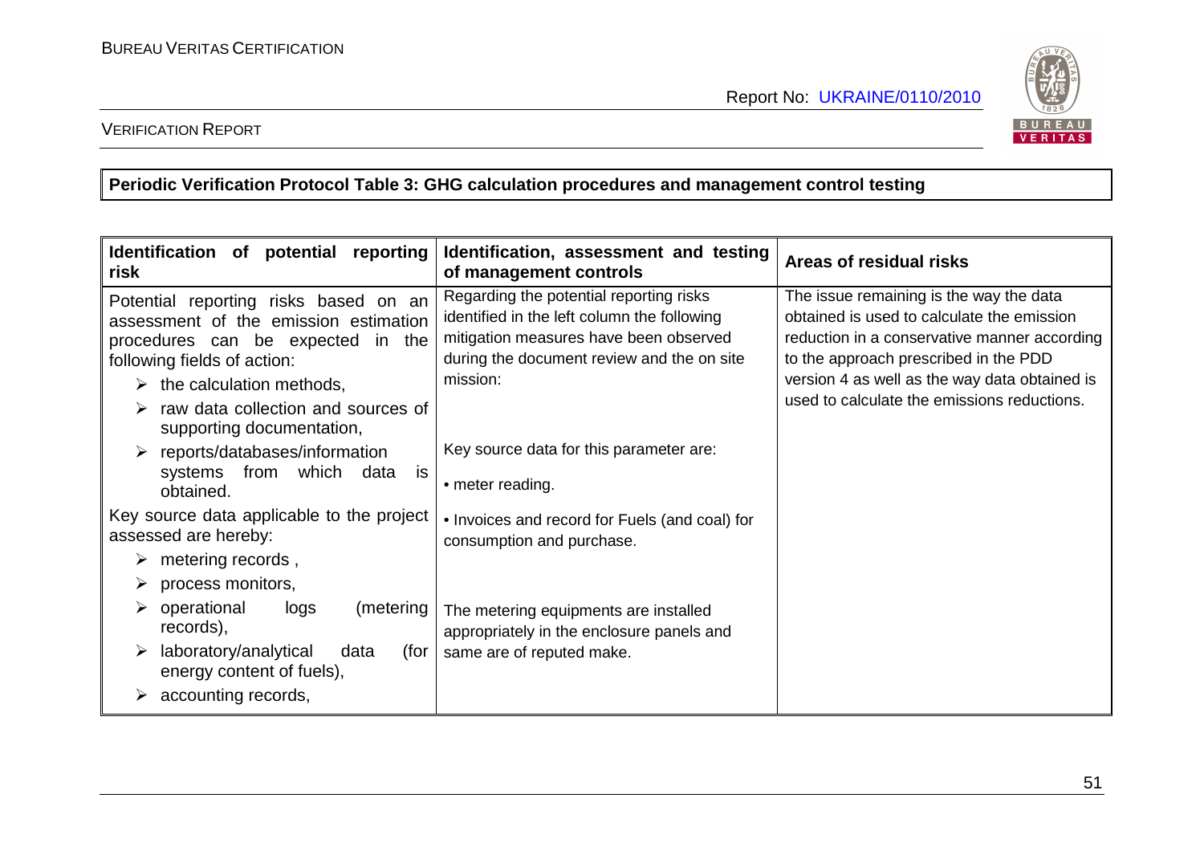**Periodic Verification Protocol Table 3: GHG calculation procedures and management control testing**

| Identification of potential reporting risk | Identification, assessment and testing of management controls | Areas of residual risks |
|---|---|---|
| Potential reporting risks based on an assessment of the emission estimation procedures can be expected in the following fields of action:<br>➢ the calculation methods,<br>➢ raw data collection and sources of supporting documentation,<br>➢ reports/databases/information systems from which data is obtained.<br>Key source data applicable to the project assessed are hereby:<br>➢ metering records ,<br>➢ process monitors,<br>➢ operational logs (metering records),<br>➢ laboratory/analytical data (for energy content of fuels),<br>➢ accounting records, | Regarding the potential reporting risks identified in the left column the following mitigation measures have been observed during the document review and the on site mission:<br><br>Key source data for this parameter are:<br>• meter reading.<br>• Invoices and record for Fuels (and coal) for consumption and purchase.<br><br>The metering equipments are installed appropriately in the enclosure panels and same are of reputed make. | The issue remaining is the way the data obtained is used to calculate the emission reduction in a conservative manner according to the approach prescribed in the PDD version 4 as well as the way data obtained is used to calculate the emissions reductions. |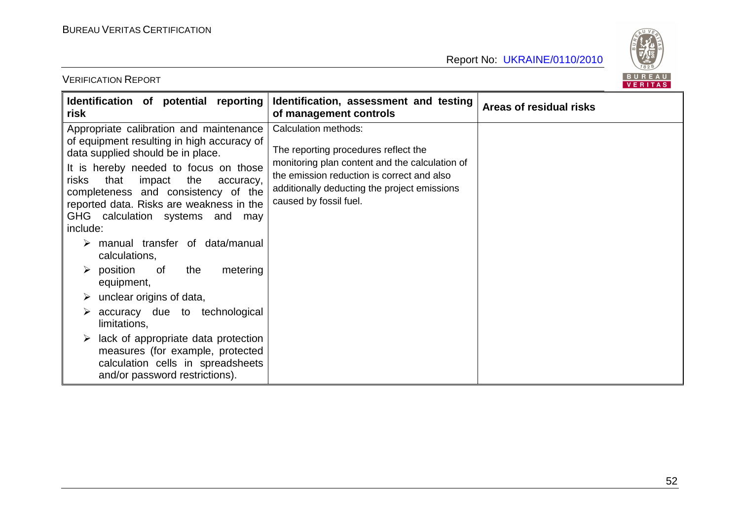| Identification of potential reporting risk | Identification, assessment and testing of management controls | Areas of residual risks |
|---|---|---|
| Appropriate calibration and maintenance of equipment resulting in high accuracy of data supplied should be in place.<br><br>It is hereby needed to focus on those risks that impact the accuracy, completeness and consistency of the reported data. Risks are weakness in the GHG calculation systems and may include:<br><br>➢ manual transfer of data/manual calculations,<br>➢ position of the metering equipment,<br>➢ unclear origins of data,<br>➢ accuracy due to technological limitations,<br>➢ lack of appropriate data protection measures (for example, protected calculation cells in spreadsheets and/or password restrictions). | Calculation methods:<br><br>The reporting procedures reflect the monitoring plan content and the calculation of the emission reduction is correct and also additionally deducting the project emissions caused by fossil fuel. | |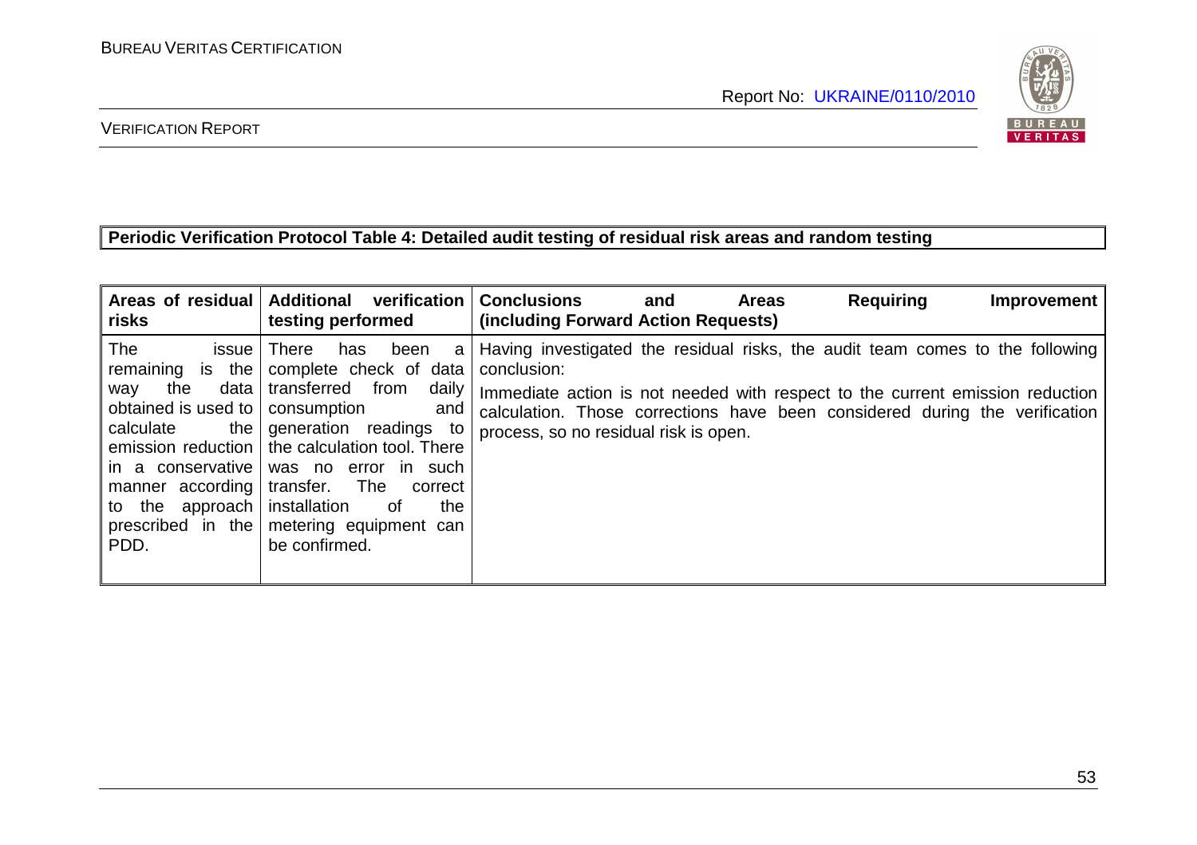**Periodic Verification Protocol Table 4: Detailed audit testing of residual risk areas and random testing**

| Areas of residual risks | Additional verification testing performed | Conclusions and Areas Requiring Improvement (including Forward Action Requests) |
|---|---|---|
| The issue remaining is the way the data obtained is used to calculate the emission reduction in a conservative manner according to the approach prescribed in the PDD. | There has been a complete check of data transferred from daily consumption and generation readings to the calculation tool. There was no error in such transfer. The correct installation of the metering equipment can be confirmed. | Having investigated the residual risks, the audit team comes to the following conclusion:<br><br>Immediate action is not needed with respect to the current emission reduction calculation. Those corrections have been considered during the verification process, so no residual risk is open. |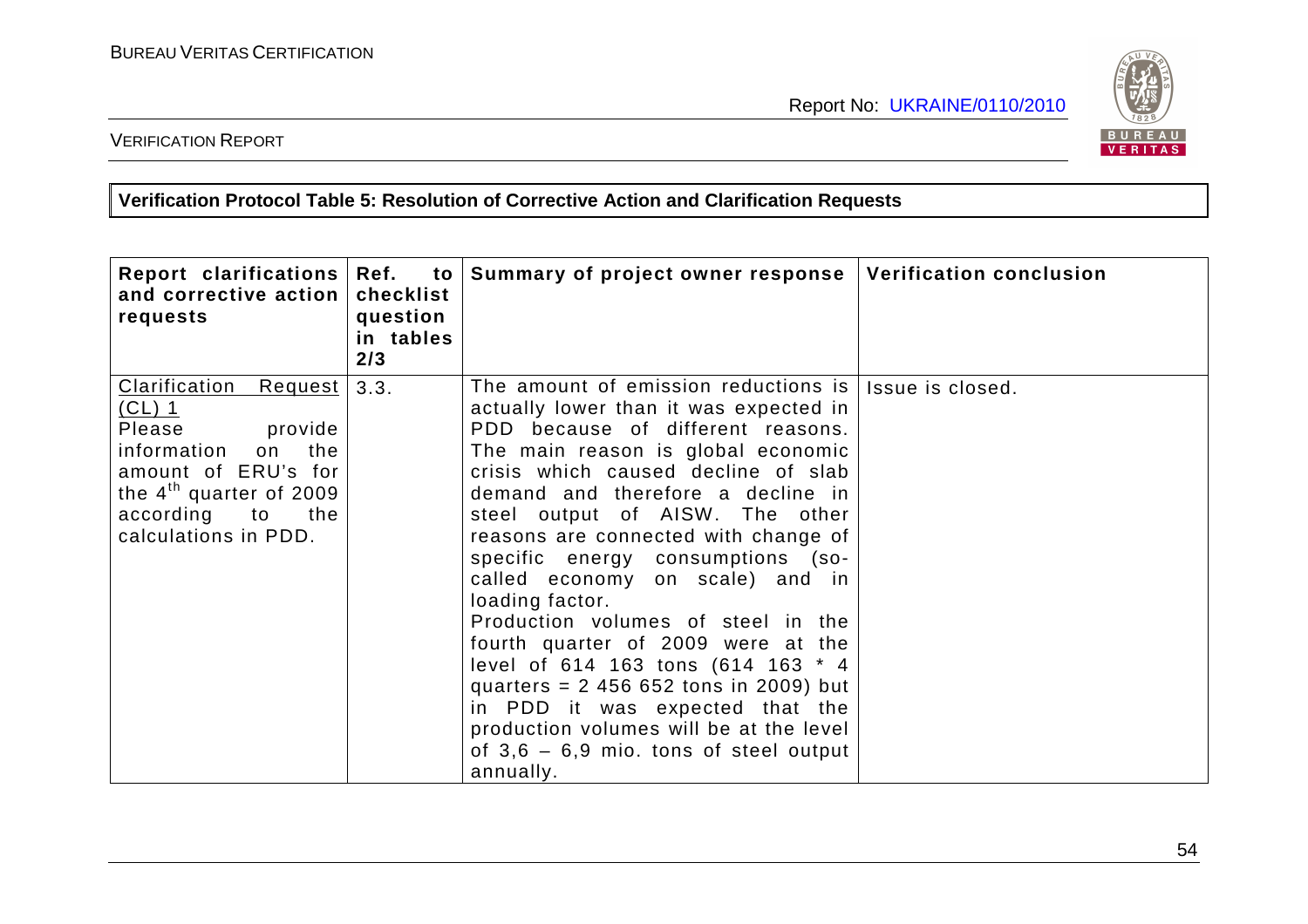**Verification Protocol Table 5: Resolution of Corrective Action and Clarification Requests**

| Report clarifications and corrective action requests | Ref. to checklist question in tables 2/3 | Summary of project owner response | Verification conclusion |
|---|---|---|---|
| Clarification Request (CL) 1<br>Please provide information on the amount of ERU's for the 4[th] quarter of 2009 according to the calculations in PDD. | 3.3. | The amount of emission reductions is actually lower than it was expected in PDD because of different reasons. The main reason is global economic crisis which caused decline of slab demand and therefore a decline in steel output of AISW. The other reasons are connected with change of specific energy consumptions (so-called economy on scale) and in loading factor.<br>Production volumes of steel in the fourth quarter of 2009 were at the level of 614 163 tons (614 163 * 4 quarters = 2 456 652 tons in 2009) but in PDD it was expected that the production volumes will be at the level of 3,6 – 6,9 mio. tons of steel output annually. | Issue is closed. |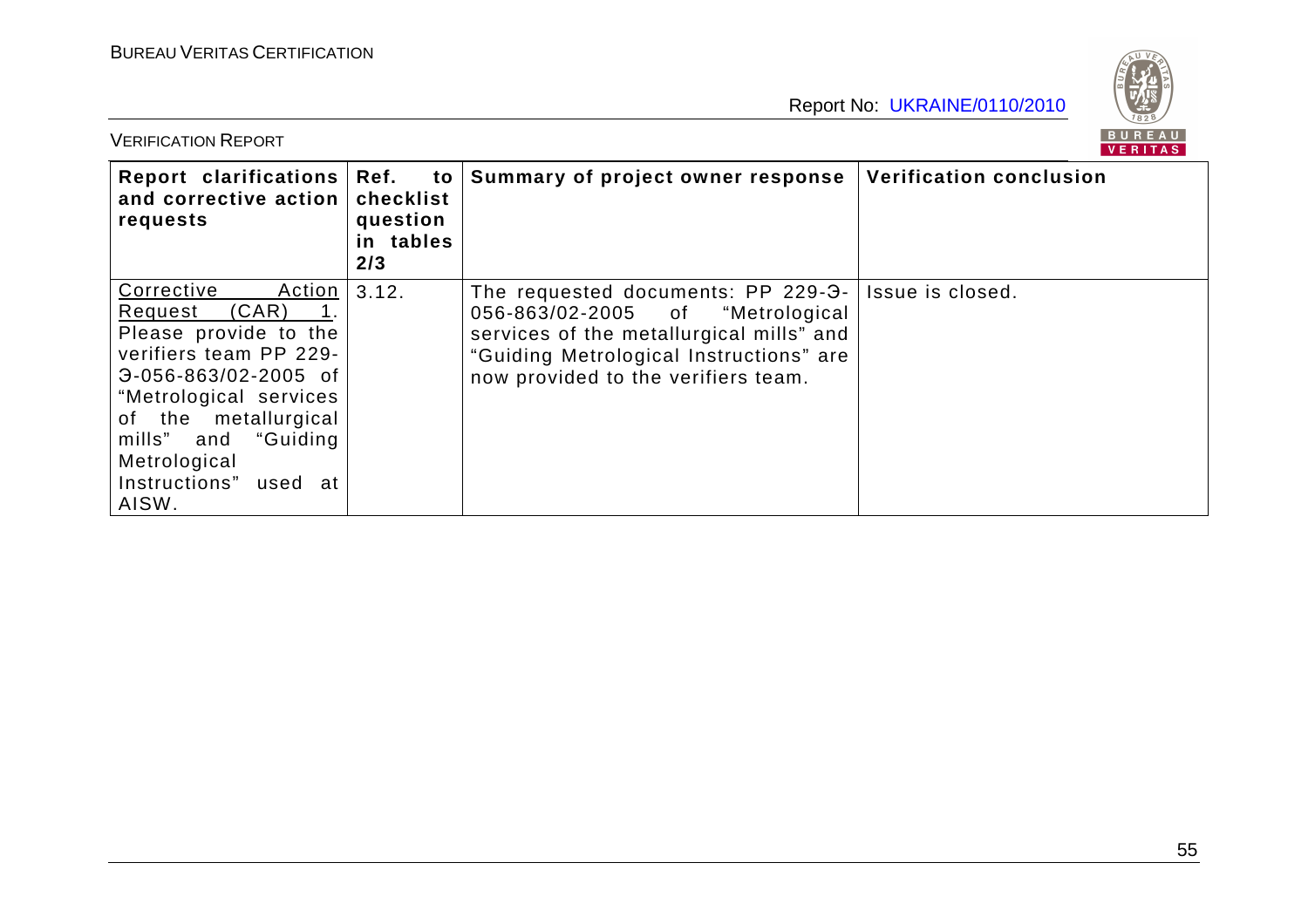| Report clarifications and corrective action requests | Ref. to checklist question in tables 2/3 | Summary of project owner response | Verification conclusion |
|---|---|---|---|
| <u>Corrective Action Request (CAR) 1</u>. Please provide to the verifiers team PP 229-Э-056-863/02-2005 of "Metrological services of the metallurgical mills" and "Guiding Metrological Instructions" used at AISW. | 3.12. | The requested documents: PP 229-Э-056-863/02-2005 of "Metrological services of the metallurgical mills" and "Guiding Metrological Instructions" are now provided to the verifiers team. | Issue is closed. |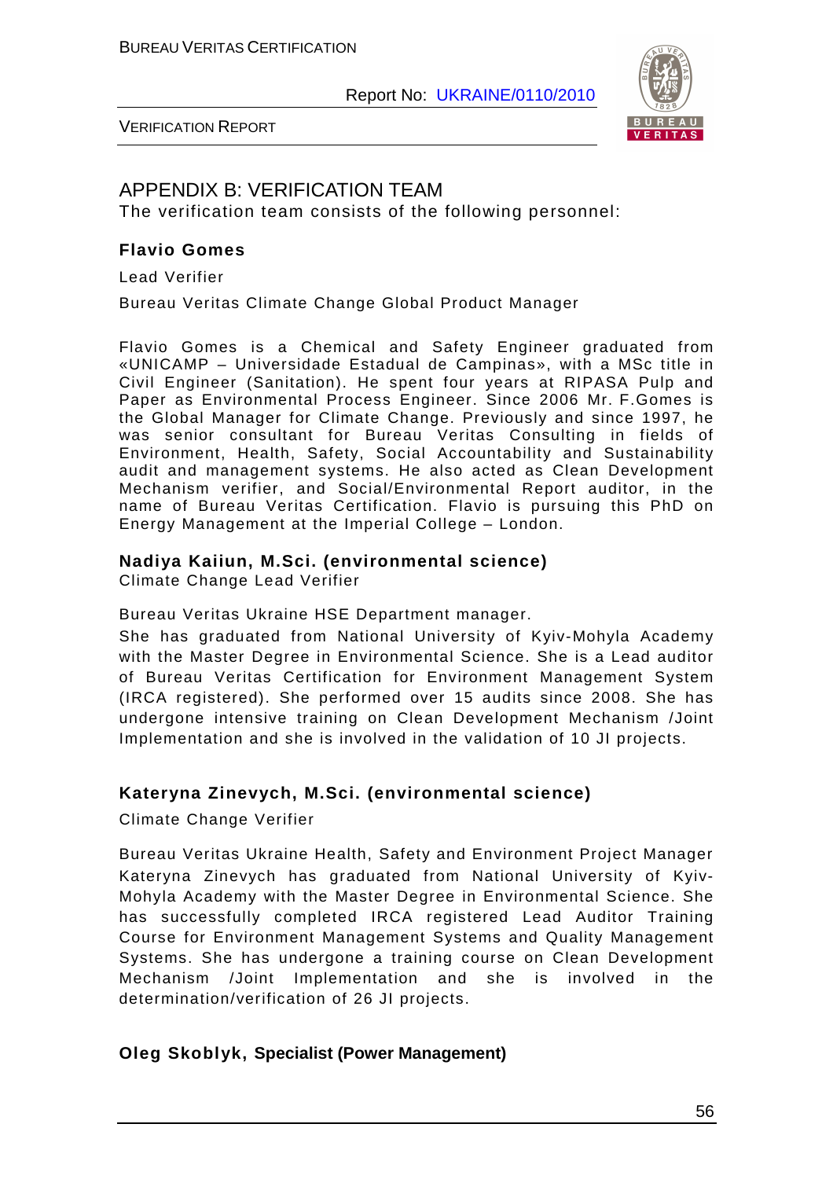## APPENDIX B: VERIFICATION TEAM

The verification team consists of the following personnel:

**Flavio Gomes**

Lead Verifier

Bureau Veritas Climate Change Global Product Manager

Flavio Gomes is a Chemical and Safety Engineer graduated from «UNICAMP – Universidade Estadual de Campinas», with a MSc title in Civil Engineer (Sanitation). He spent four years at RIPASA Pulp and Paper as Environmental Process Engineer. Since 2006 Mr. F.Gomes is the Global Manager for Climate Change. Previously and since 1997, he was senior consultant for Bureau Veritas Consulting in fields of Environment, Health, Safety, Social Accountability and Sustainability audit and management systems. He also acted as Clean Development Mechanism verifier, and Social/Environmental Report auditor, in the name of Bureau Veritas Certification. Flavio is pursuing this PhD on Energy Management at the Imperial College – London.

**Nadiya Kaiiun, M.Sci. (environmental science)**

Climate Change Lead Verifier

Bureau Veritas Ukraine HSE Department manager.

She has graduated from National University of Kyiv-Mohyla Academy with the Master Degree in Environmental Science. She is a Lead auditor of Bureau Veritas Certification for Environment Management System (IRCA registered). She performed over 15 audits since 2008. She has undergone intensive training on Clean Development Mechanism /Joint Implementation and she is involved in the validation of 10 JI projects.

**Kateryna Zinevych, M.Sci. (environmental science)**

Climate Change Verifier

Bureau Veritas Ukraine Health, Safety and Environment Project Manager

Kateryna Zinevych has graduated from National University of Kyiv-Mohyla Academy with the Master Degree in Environmental Science. She has successfully completed IRCA registered Lead Auditor Training Course for Environment Management Systems and Quality Management Systems. She has undergone a training course on Clean Development Mechanism /Joint Implementation and she is involved in the determination/verification of 26 JI projects.

**Oleg Skoblyk, Specialist (Power Management)**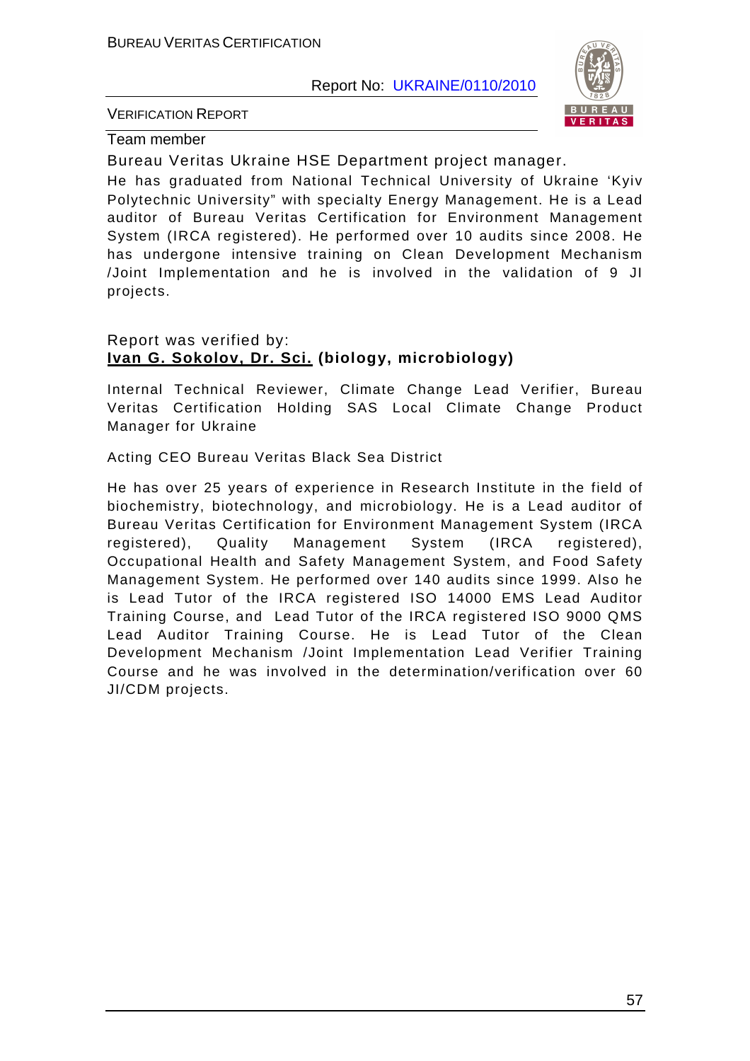Team member

Bureau Veritas Ukraine HSE Department project manager.

He has graduated from National Technical University of Ukraine 'Kyiv Polytechnic University" with specialty Energy Management. He is a Lead auditor of Bureau Veritas Certification for Environment Management System (IRCA registered). He performed over 10 audits since 2008. He has undergone intensive training on Clean Development Mechanism /Joint Implementation and he is involved in the validation of 9 JI projects.

Report was verified by:
**Ivan G. Sokolov, Dr. Sci. (biology, microbiology)**

Internal Technical Reviewer, Climate Change Lead Verifier, Bureau Veritas Certification Holding SAS Local Climate Change Product Manager for Ukraine

Acting CEO Bureau Veritas Black Sea District

He has over 25 years of experience in Research Institute in the field of biochemistry, biotechnology, and microbiology. He is a Lead auditor of Bureau Veritas Certification for Environment Management System (IRCA registered), Quality Management System (IRCA registered), Occupational Health and Safety Management System, and Food Safety Management System. He performed over 140 audits since 1999. Also he is Lead Tutor of the IRCA registered ISO 14000 EMS Lead Auditor Training Course, and Lead Tutor of the IRCA registered ISO 9000 QMS Lead Auditor Training Course. He is Lead Tutor of the Clean Development Mechanism /Joint Implementation Lead Verifier Training Course and he was involved in the determination/verification over 60 JI/CDM projects.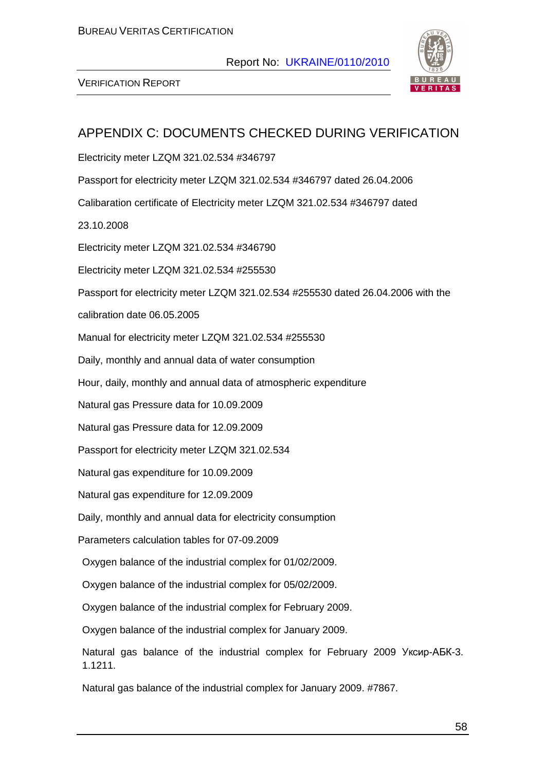## APPENDIX C: DOCUMENTS CHECKED DURING VERIFICATION

Electricity meter LZQM 321.02.534 #346797

Passport for electricity meter LZQM 321.02.534 #346797 dated 26.04.2006

Calibaration certificate of Electricity meter LZQM 321.02.534 #346797 dated 23.10.2008

Electricity meter LZQM 321.02.534 #346790

Electricity meter LZQM 321.02.534 #255530

Passport for electricity meter LZQM 321.02.534 #255530 dated 26.04.2006 with the calibration date 06.05.2005

Manual for electricity meter LZQM 321.02.534 #255530

Daily, monthly and annual data of water consumption

Hour, daily, monthly and annual data of atmospheric expenditure

Natural gas Pressure data for 10.09.2009

Natural gas Pressure data for 12.09.2009

Passport for electricity meter LZQM 321.02.534

Natural gas expenditure for 10.09.2009

Natural gas expenditure for 12.09.2009

Daily, monthly and annual data for electricity consumption

Parameters calculation tables for 07-09.2009

Oxygen balance of the industrial complex for 01/02/2009.

Oxygen balance of the industrial complex for 05/02/2009.

Oxygen balance of the industrial complex for February 2009.

Oxygen balance of the industrial complex for January 2009.

Natural gas balance of the industrial complex for February 2009 Уксир-АБК-3. 1.1211.

Natural gas balance of the industrial complex for January 2009. #7867.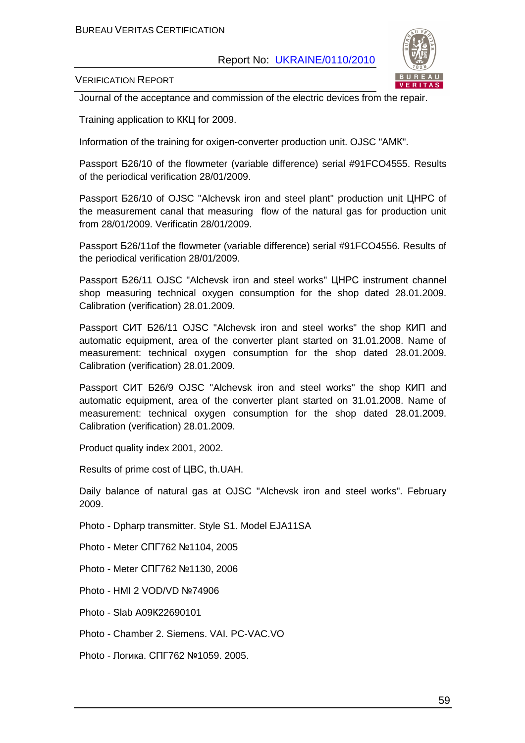Journal of the acceptance and commission of the electric devices from the repair.

Training application to ККЦ for 2009.

Information of the training for oxigen-converter production unit. OJSC "АМК".

Passport Б26/10 of the flowmeter (variable difference) serial #91FCO4555. Results of the periodical verification 28/01/2009.

Passport Б26/10 of OJSC "Alchevsk iron and steel plant" production unit ЦНРС of the measurement canal that measuring  flow of the natural gas for production unit from 28/01/2009. Verificatin 28/01/2009.

Passport Б26/11of the flowmeter (variable difference) serial #91FCO4556. Results of the periodical verification 28/01/2009.

Passport Б26/11 OJSC "Alchevsk iron and steel works" ЦНРС instrument channel shop measuring technical oxygen consumption for the shop dated 28.01.2009. Calibration (verification) 28.01.2009.

Passport СИТ Б26/11 OJSC "Alchevsk iron and steel works" the shop КИП and automatic equipment, area of the converter plant started on 31.01.2008. Name of measurement: technical oxygen consumption for the shop dated 28.01.2009. Calibration (verification) 28.01.2009.

Passport СИТ Б26/9 OJSC "Alchevsk iron and steel works" the shop КИП and automatic equipment, area of the converter plant started on 31.01.2008. Name of measurement: technical oxygen consumption for the shop dated 28.01.2009. Calibration (verification) 28.01.2009.

Product quality index 2001, 2002.

Results of prime cost of ЦВС, th.UAH.

Daily balance of natural gas at OJSC "Alchevsk iron and steel works". February 2009.

Photo - Dpharp transmitter. Style S1. Model EJA11SA

Photo - Meter СПГ762 №1104, 2005

Photo - Meter СПГ762 №1130, 2006

Photo - HMI 2 VOD/VD №74906

Photo - Slab A09K22690101

Photo - Chamber 2. Siemens. VAI. PC-VAC.VO

Photo - Логика. СПГ762 №1059. 2005.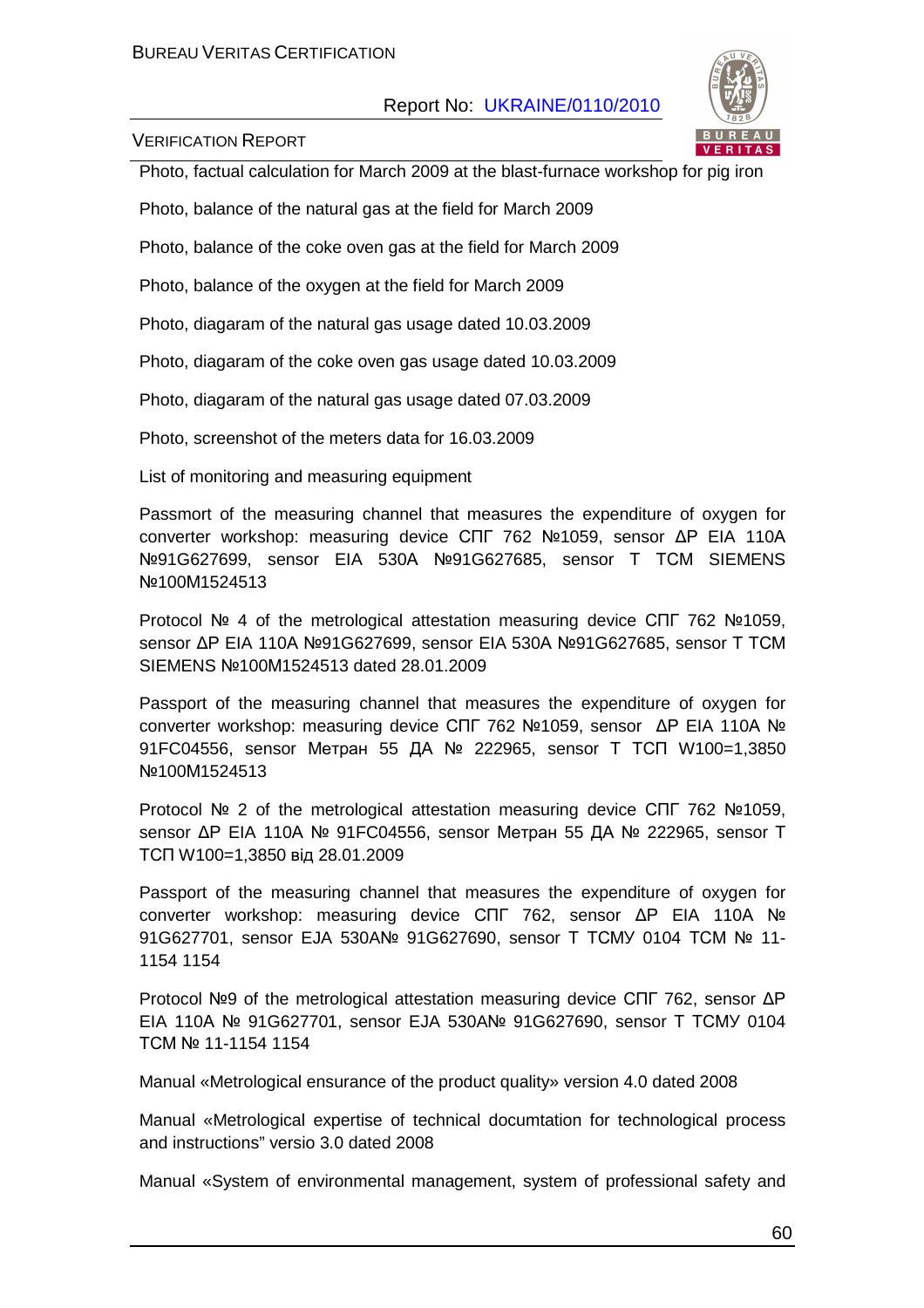Photo, factual calculation for March 2009 at the blast-furnace workshop for pig iron

Photo, balance of the natural gas at the field for March 2009

Photo, balance of the coke oven gas at the field for March 2009

Photo, balance of the oxygen at the field for March 2009

Photo, diagaram of the natural gas usage dated 10.03.2009

Photo, diagaram of the coke oven gas usage dated 10.03.2009

Photo, diagaram of the natural gas usage dated 07.03.2009

Photo, screenshot of the meters data for 16.03.2009

List of monitoring and measuring equipment

Passmort of the measuring channel that measures the expenditure of oxygen for converter workshop: measuring device СПГ 762 №1059, sensor ΔP EIA 110A №91G627699, sensor EIA 530A №91G627685, sensor T TCM SIEMENS №100M1524513

Protocol № 4 of the metrological attestation measuring device СПГ 762 №1059, sensor ΔP EIA 110A №91G627699, sensor EIA 530A №91G627685, sensor T TCM SIEMENS №100M1524513 dated 28.01.2009

Passport of the measuring channel that measures the expenditure of oxygen for converter workshop: measuring device СПГ 762 №1059, sensor ΔP EIA 110A № 91FC04556, sensor Метран 55 ДА № 222965, sensor T ТСП W100=1,3850 №100M1524513

Protocol № 2 of the metrological attestation measuring device СПГ 762 №1059, sensor ΔP EIA 110A № 91FC04556, sensor Метран 55 ДА № 222965, sensor T ТСП W100=1,3850 від 28.01.2009

Passport of the measuring channel that measures the expenditure of oxygen for converter workshop: measuring device СПГ 762, sensor ΔP EIA 110A № 91G627701, sensor EJA 530A№ 91G627690, sensor T ТСМУ 0104 TCM № 11-1154 1154

Protocol №9 of the metrological attestation measuring device СПГ 762, sensor ΔP EIA 110A № 91G627701, sensor EJA 530A№ 91G627690, sensor T ТСМУ 0104 TCM № 11-1154 1154

Manual «Metrological ensurance of the product quality» version 4.0 dated 2008

Manual «Metrological expertise of technical documtation for technological process and instructions" versio 3.0 dated 2008

Manual «System of environmental management, system of professional safety and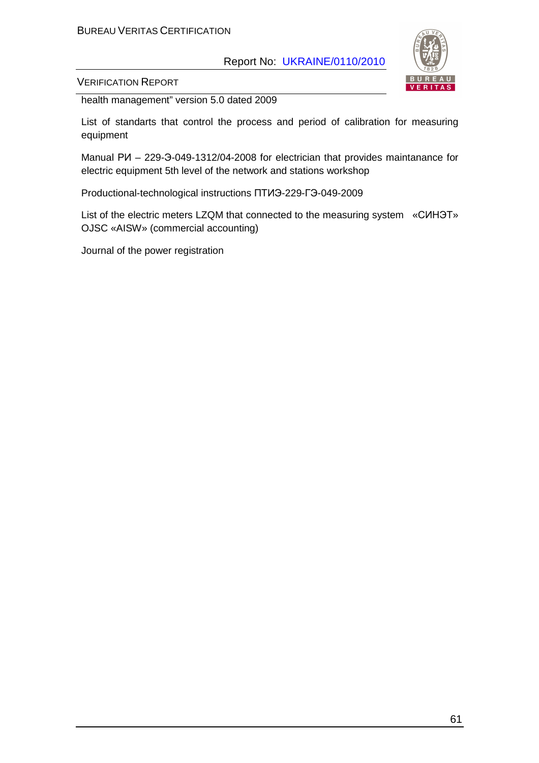health management" version 5.0 dated 2009

List of standarts that control the process and period of calibration for measuring equipment

Manual РИ – 229-Э-049-1312/04-2008 for electrician that provides maintanance for electric equipment 5th level of the network and stations workshop

Productional-technological instructions ПТИЭ-229-ГЭ-049-2009

List of the electric meters LZQM that connected to the measuring system «СИНЭТ» OJSC «AISW» (commercial accounting)

Journal of the power registration